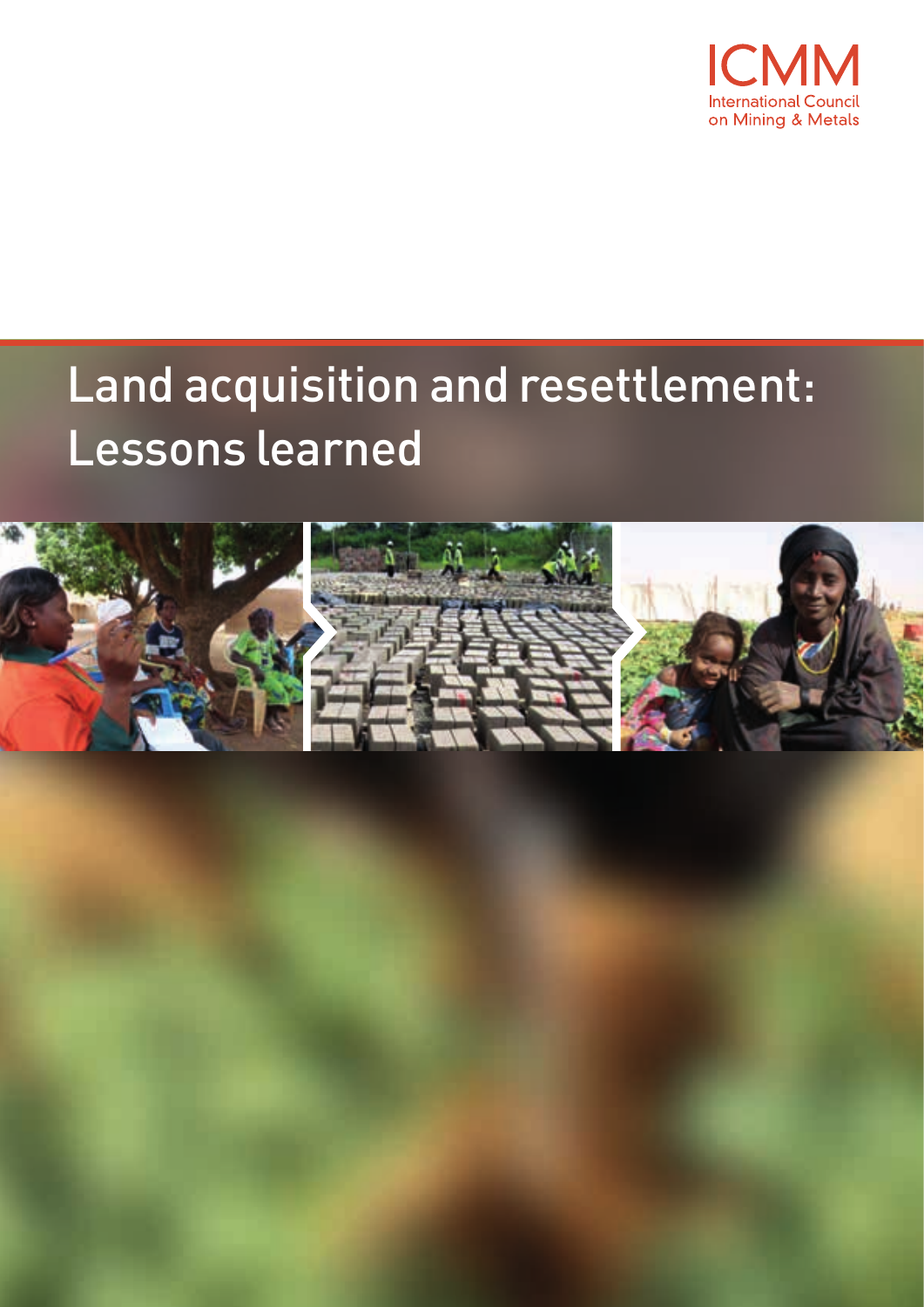ICMM

International Council on Mining & Metals

# Land acquisition and resettlement: Lessons learned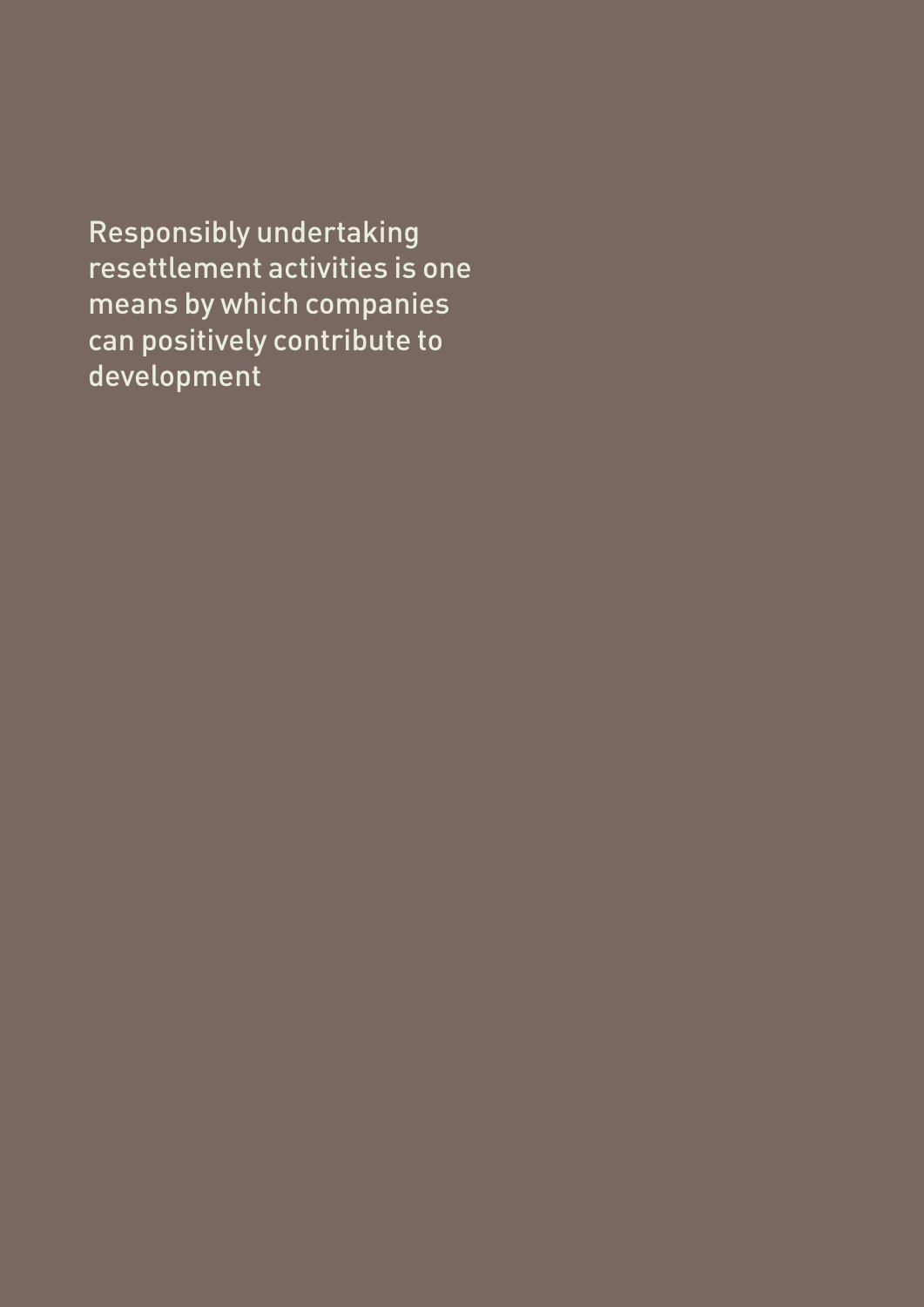Responsibly undertaking resettlement activities is one means by which companies can positively contribute to development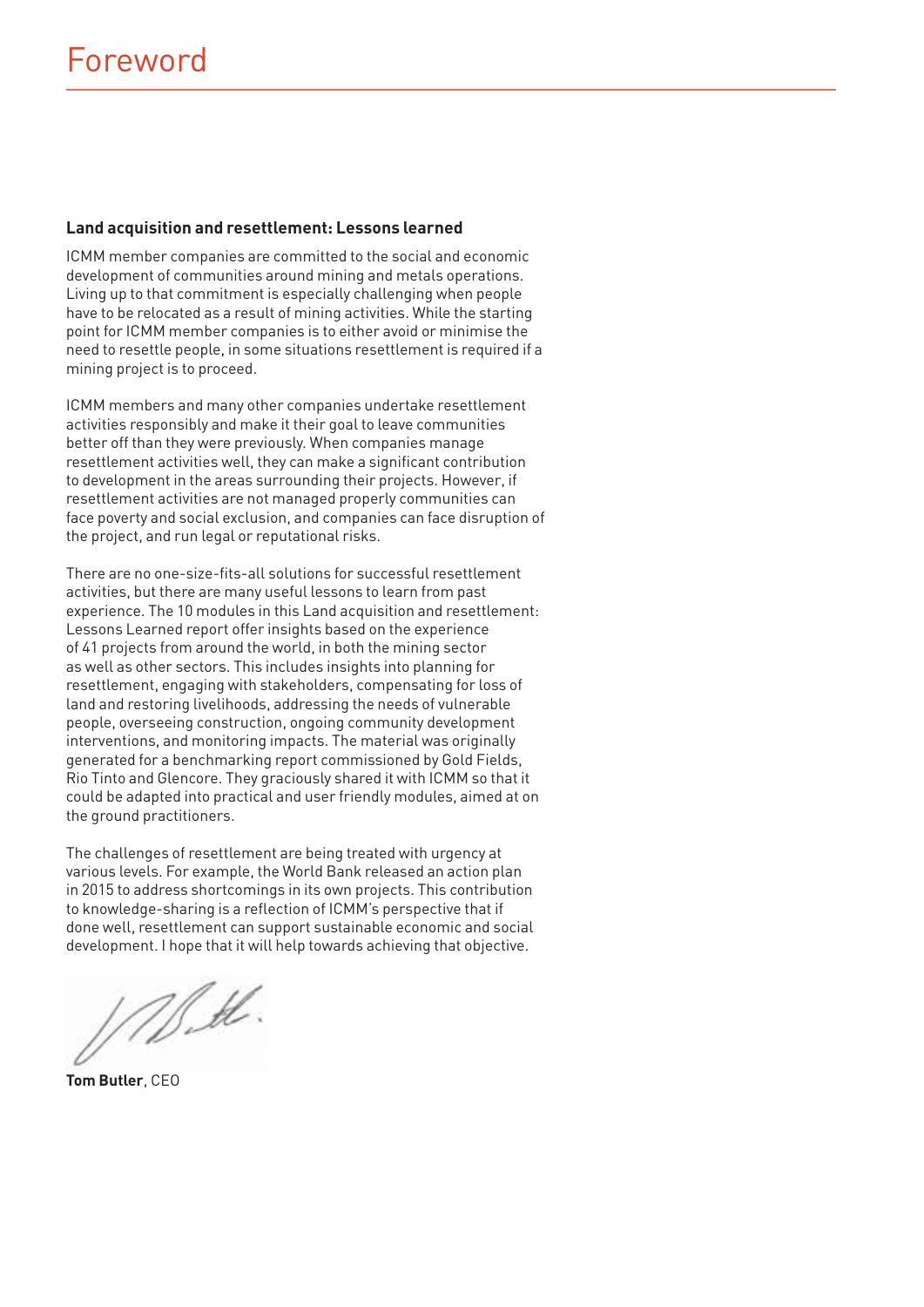# Foreword

**Land acquisition and resettlement: Lessons learned**

ICMM member companies are committed to the social and economic development of communities around mining and metals operations. Living up to that commitment is especially challenging when people have to be relocated as a result of mining activities. While the starting point for ICMM member companies is to either avoid or minimise the need to resettle people, in some situations resettlement is required if a mining project is to proceed.

ICMM members and many other companies undertake resettlement activities responsibly and make it their goal to leave communities better off than they were previously. When companies manage resettlement activities well, they can make a significant contribution to development in the areas surrounding their projects. However, if resettlement activities are not managed properly communities can face poverty and social exclusion, and companies can face disruption of the project, and run legal or reputational risks.

There are no one-size-fits-all solutions for successful resettlement activities, but there are many useful lessons to learn from past experience. The 10 modules in this Land acquisition and resettlement: Lessons Learned report offer insights based on the experience of 41 projects from around the world, in both the mining sector as well as other sectors. This includes insights into planning for resettlement, engaging with stakeholders, compensating for loss of land and restoring livelihoods, addressing the needs of vulnerable people, overseeing construction, ongoing community development interventions, and monitoring impacts. The material was originally generated for a benchmarking report commissioned by Gold Fields, Rio Tinto and Glencore. They graciously shared it with ICMM so that it could be adapted into practical and user friendly modules, aimed at on the ground practitioners.

The challenges of resettlement are being treated with urgency at various levels. For example, the World Bank released an action plan in 2015 to address shortcomings in its own projects. This contribution to knowledge-sharing is a reflection of ICMM's perspective that if done well, resettlement can support sustainable economic and social development. I hope that it will help towards achieving that objective.

**Tom Butler**, CEO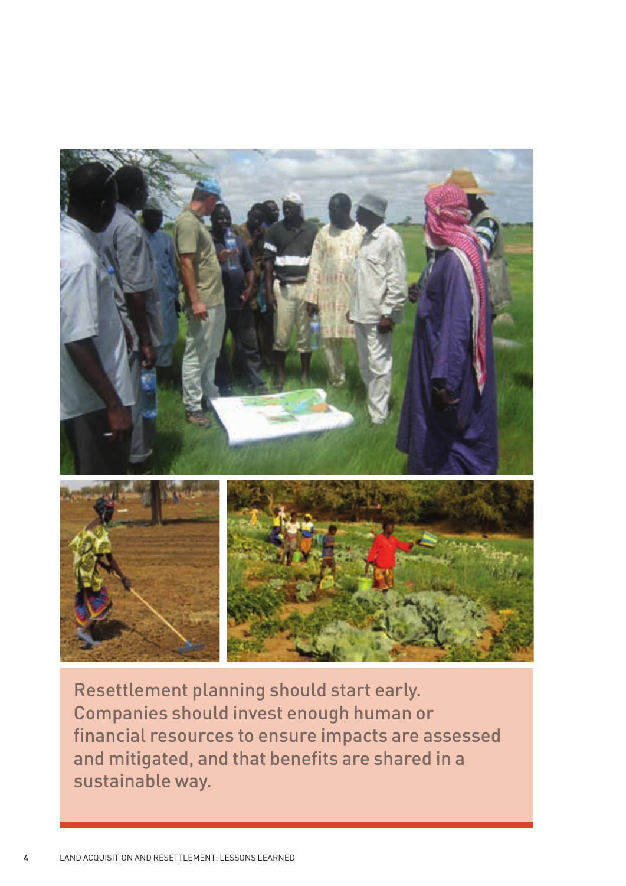Resettlement planning should start early. Companies should invest enough human or financial resources to ensure impacts are assessed and mitigated, and that benefits are shared in a sustainable way.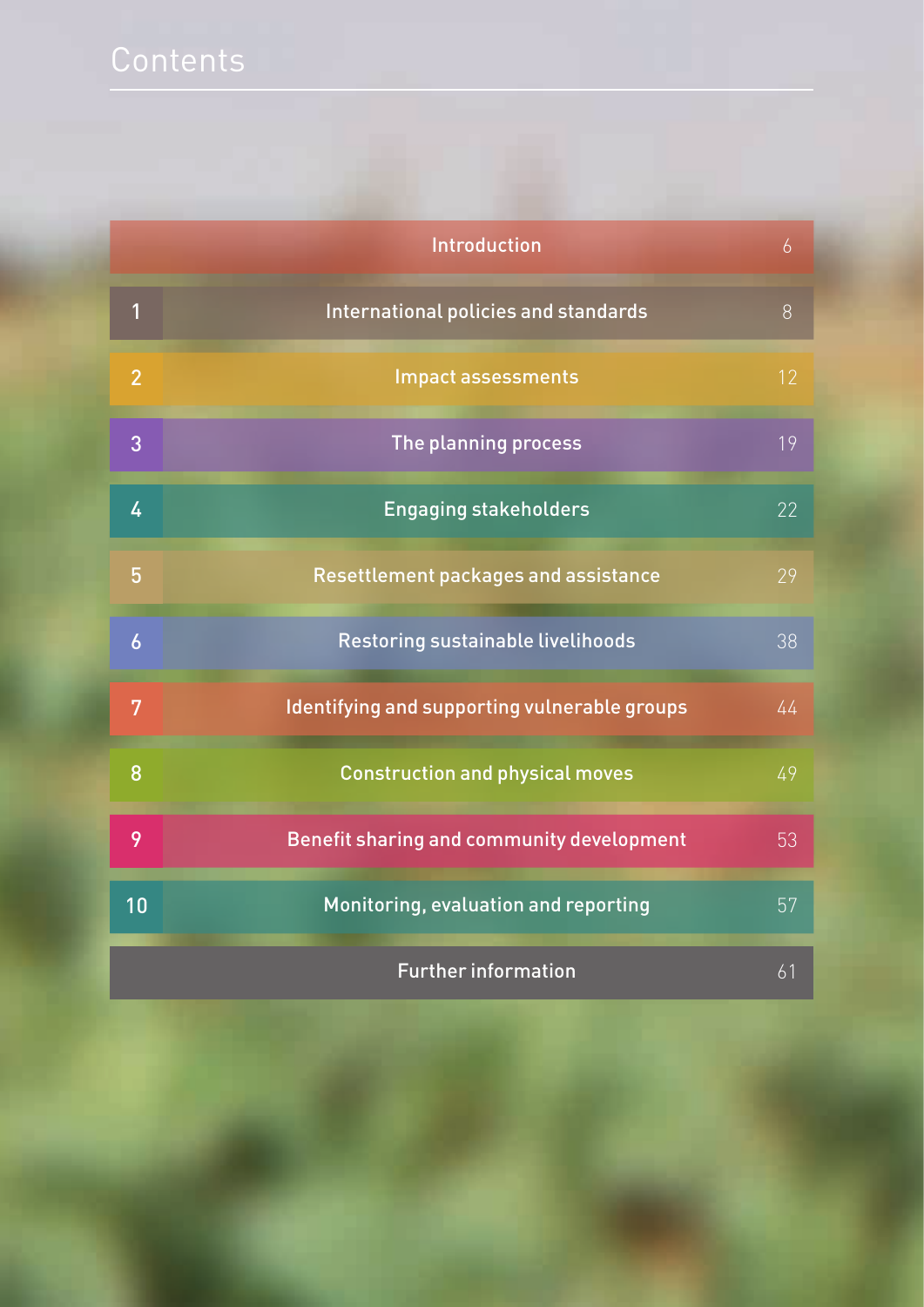# Contents

| | | |
|---|---|---|
| | Introduction | 6 |
| 1 | International policies and standards | 8 |
| 2 | Impact assessments | 12 |
| 3 | The planning process | 19 |
| 4 | Engaging stakeholders | 22 |
| 5 | Resettlement packages and assistance | 29 |
| 6 | Restoring sustainable livelihoods | 38 |
| 7 | Identifying and supporting vulnerable groups | 44 |
| 8 | Construction and physical moves | 49 |
| 9 | Benefit sharing and community development | 53 |
| 10 | Monitoring, evaluation and reporting | 57 |
| | Further information | 61 |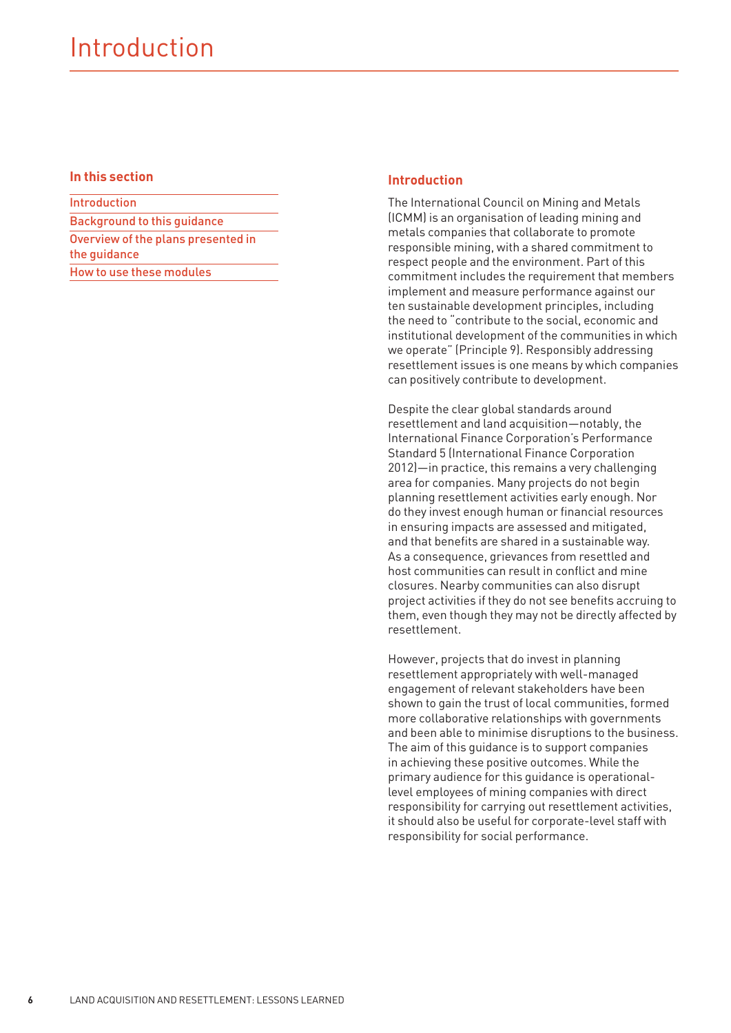# Introduction

**In this section**

- Introduction
- Background to this guidance
- Overview of the plans presented in the guidance
- How to use these modules

## Introduction

The International Council on Mining and Metals (ICMM) is an organisation of leading mining and metals companies that collaborate to promote responsible mining, with a shared commitment to respect people and the environment. Part of this commitment includes the requirement that members implement and measure performance against our ten sustainable development principles, including the need to "contribute to the social, economic and institutional development of the communities in which we operate" (Principle 9). Responsibly addressing resettlement issues is one means by which companies can positively contribute to development.

Despite the clear global standards around resettlement and land acquisition—notably, the International Finance Corporation's Performance Standard 5 (International Finance Corporation 2012)—in practice, this remains a very challenging area for companies. Many projects do not begin planning resettlement activities early enough. Nor do they invest enough human or financial resources in ensuring impacts are assessed and mitigated, and that benefits are shared in a sustainable way. As a consequence, grievances from resettled and host communities can result in conflict and mine closures. Nearby communities can also disrupt project activities if they do not see benefits accruing to them, even though they may not be directly affected by resettlement.

However, projects that do invest in planning resettlement appropriately with well-managed engagement of relevant stakeholders have been shown to gain the trust of local communities, formed more collaborative relationships with governments and been able to minimise disruptions to the business. The aim of this guidance is to support companies in achieving these positive outcomes. While the primary audience for this guidance is operational-level employees of mining companies with direct responsibility for carrying out resettlement activities, it should also be useful for corporate-level staff with responsibility for social performance.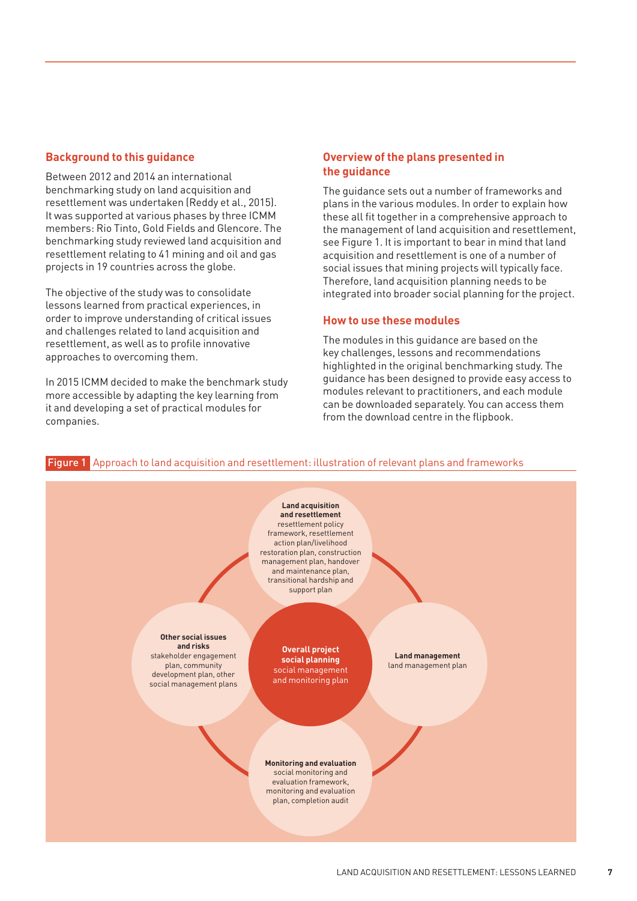## Background to this guidance

Between 2012 and 2014 an international benchmarking study on land acquisition and resettlement was undertaken (Reddy et al., 2015). It was supported at various phases by three ICMM members: Rio Tinto, Gold Fields and Glencore. The benchmarking study reviewed land acquisition and resettlement relating to 41 mining and oil and gas projects in 19 countries across the globe.

The objective of the study was to consolidate lessons learned from practical experiences, in order to improve understanding of critical issues and challenges related to land acquisition and resettlement, as well as to profile innovative approaches to overcoming them.

In 2015 ICMM decided to make the benchmark study more accessible by adapting the key learning from it and developing a set of practical modules for companies.

## Overview of the plans presented in the guidance

The guidance sets out a number of frameworks and plans in the various modules. In order to explain how these all fit together in a comprehensive approach to the management of land acquisition and resettlement, see Figure 1. It is important to bear in mind that land acquisition and resettlement is one of a number of social issues that mining projects will typically face. Therefore, land acquisition planning needs to be integrated into broader social planning for the project.

## How to use these modules

The modules in this guidance are based on the key challenges, lessons and recommendations highlighted in the original benchmarking study. The guidance has been designed to provide easy access to modules relevant to practitioners, and each module can be downloaded separately. You can access them from the download centre in the flipbook.

**Figure 1** Approach to land acquisition and resettlement: illustration of relevant plans and frameworks

**Overall project social planning**
social management and monitoring plan

**Land acquisition and resettlement**
resettlement policy framework, resettlement action plan/livelihood restoration plan, construction management plan, handover and maintenance plan, transitional hardship and support plan

**Land management**
land management plan

**Monitoring and evaluation**
social monitoring and evaluation framework, monitoring and evaluation plan, completion audit

**Other social issues and risks**
stakeholder engagement plan, community development plan, other social management plans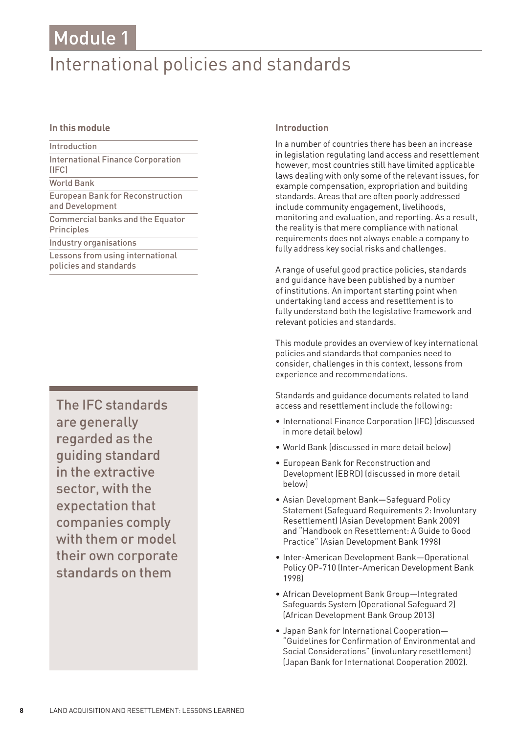# Module 1

# International policies and standards

### In this module

- Introduction
- International Finance Corporation (IFC)
- World Bank
- European Bank for Reconstruction and Development
- Commercial banks and the Equator Principles
- Industry organisations
- Lessons from using international policies and standards

> The IFC standards are generally regarded as the guiding standard in the extractive sector, with the expectation that companies comply with them or model their own corporate standards on them

### Introduction

In a number of countries there has been an increase in legislation regulating land access and resettlement however, most countries still have limited applicable laws dealing with only some of the relevant issues, for example compensation, expropriation and building standards. Areas that are often poorly addressed include community engagement, livelihoods, monitoring and evaluation, and reporting. As a result, the reality is that mere compliance with national requirements does not always enable a company to fully address key social risks and challenges.

A range of useful good practice policies, standards and guidance have been published by a number of institutions. An important starting point when undertaking land access and resettlement is to fully understand both the legislative framework and relevant policies and standards.

This module provides an overview of key international policies and standards that companies need to consider, challenges in this context, lessons from experience and recommendations.

Standards and guidance documents related to land access and resettlement include the following:

- International Finance Corporation (IFC) (discussed in more detail below)
- World Bank (discussed in more detail below)
- European Bank for Reconstruction and Development (EBRD) (discussed in more detail below)
- Asian Development Bank—Safeguard Policy Statement (Safeguard Requirements 2: Involuntary Resettlement) (Asian Development Bank 2009) and "Handbook on Resettlement: A Guide to Good Practice" (Asian Development Bank 1998)
- Inter-American Development Bank—Operational Policy OP-710 (Inter-American Development Bank 1998)
- African Development Bank Group—Integrated Safeguards System (Operational Safeguard 2) (African Development Bank Group 2013)
- Japan Bank for International Cooperation—"Guidelines for Confirmation of Environmental and Social Considerations" (involuntary resettlement) (Japan Bank for International Cooperation 2002).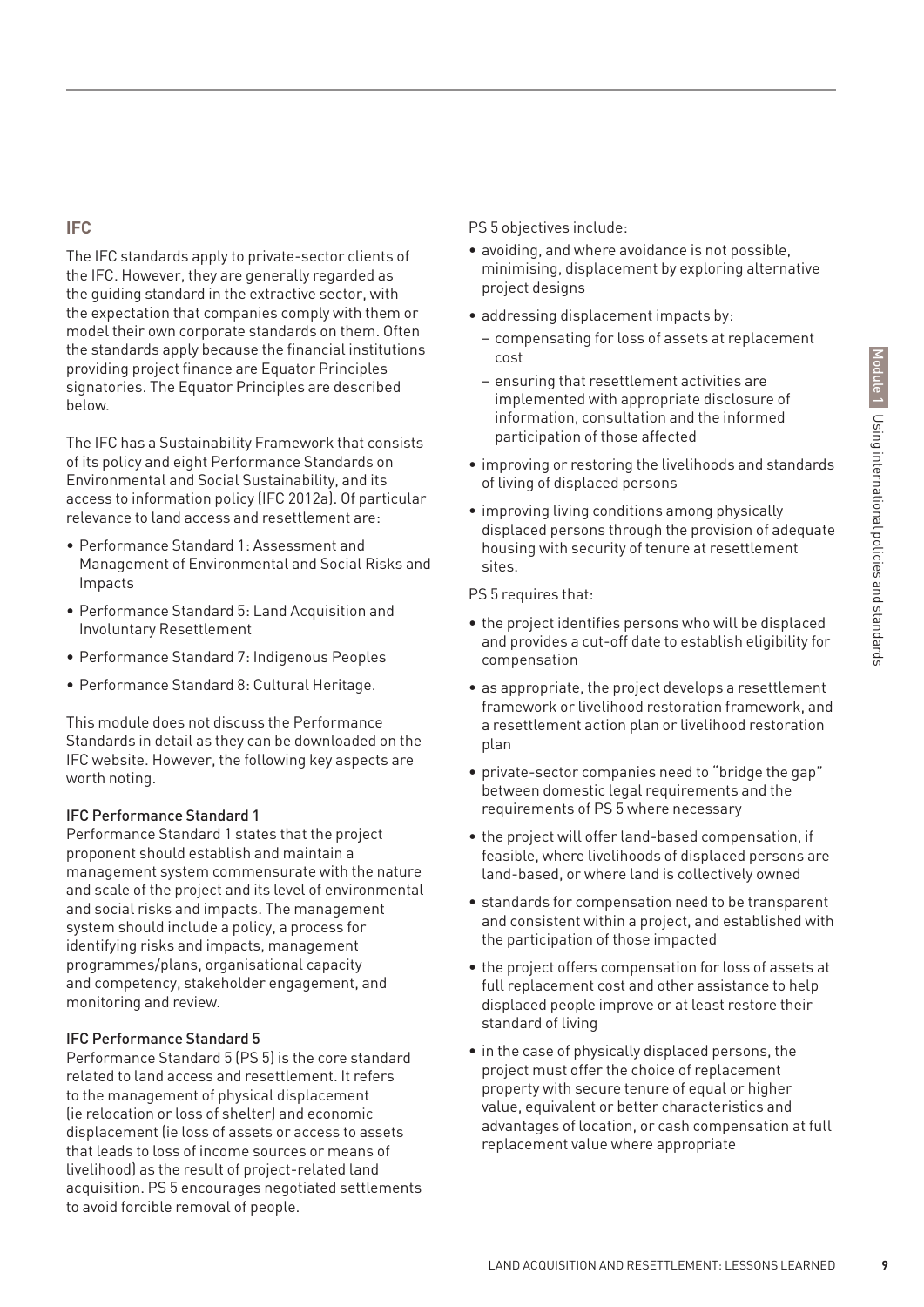## IFC

The IFC standards apply to private-sector clients of the IFC. However, they are generally regarded as the guiding standard in the extractive sector, with the expectation that companies comply with them or model their own corporate standards on them. Often the standards apply because the financial institutions providing project finance are Equator Principles signatories. The Equator Principles are described below.

The IFC has a Sustainability Framework that consists of its policy and eight Performance Standards on Environmental and Social Sustainability, and its access to information policy (IFC 2012a). Of particular relevance to land access and resettlement are:

- Performance Standard 1: Assessment and Management of Environmental and Social Risks and Impacts
- Performance Standard 5: Land Acquisition and Involuntary Resettlement
- Performance Standard 7: Indigenous Peoples
- Performance Standard 8: Cultural Heritage.

This module does not discuss the Performance Standards in detail as they can be downloaded on the IFC website. However, the following key aspects are worth noting.

### IFC Performance Standard 1

Performance Standard 1 states that the project proponent should establish and maintain a management system commensurate with the nature and scale of the project and its level of environmental and social risks and impacts. The management system should include a policy, a process for identifying risks and impacts, management programmes/plans, organisational capacity and competency, stakeholder engagement, and monitoring and review.

### IFC Performance Standard 5

Performance Standard 5 (PS 5) is the core standard related to land access and resettlement. It refers to the management of physical displacement (ie relocation or loss of shelter) and economic displacement (ie loss of assets or access to assets that leads to loss of income sources or means of livelihood) as the result of project-related land acquisition. PS 5 encourages negotiated settlements to avoid forcible removal of people.

PS 5 objectives include:

- avoiding, and where avoidance is not possible, minimising, displacement by exploring alternative project designs
- addressing displacement impacts by:
  - compensating for loss of assets at replacement cost
  - ensuring that resettlement activities are implemented with appropriate disclosure of information, consultation and the informed participation of those affected
- improving or restoring the livelihoods and standards of living of displaced persons
- improving living conditions among physically displaced persons through the provision of adequate housing with security of tenure at resettlement sites.

PS 5 requires that:

- the project identifies persons who will be displaced and provides a cut-off date to establish eligibility for compensation
- as appropriate, the project develops a resettlement framework or livelihood restoration framework, and a resettlement action plan or livelihood restoration plan
- private-sector companies need to "bridge the gap" between domestic legal requirements and the requirements of PS 5 where necessary
- the project will offer land-based compensation, if feasible, where livelihoods of displaced persons are land-based, or where land is collectively owned
- standards for compensation need to be transparent and consistent within a project, and established with the participation of those impacted
- the project offers compensation for loss of assets at full replacement cost and other assistance to help displaced people improve or at least restore their standard of living
- in the case of physically displaced persons, the project must offer the choice of replacement property with secure tenure of equal or higher value, equivalent or better characteristics and advantages of location, or cash compensation at full replacement value where appropriate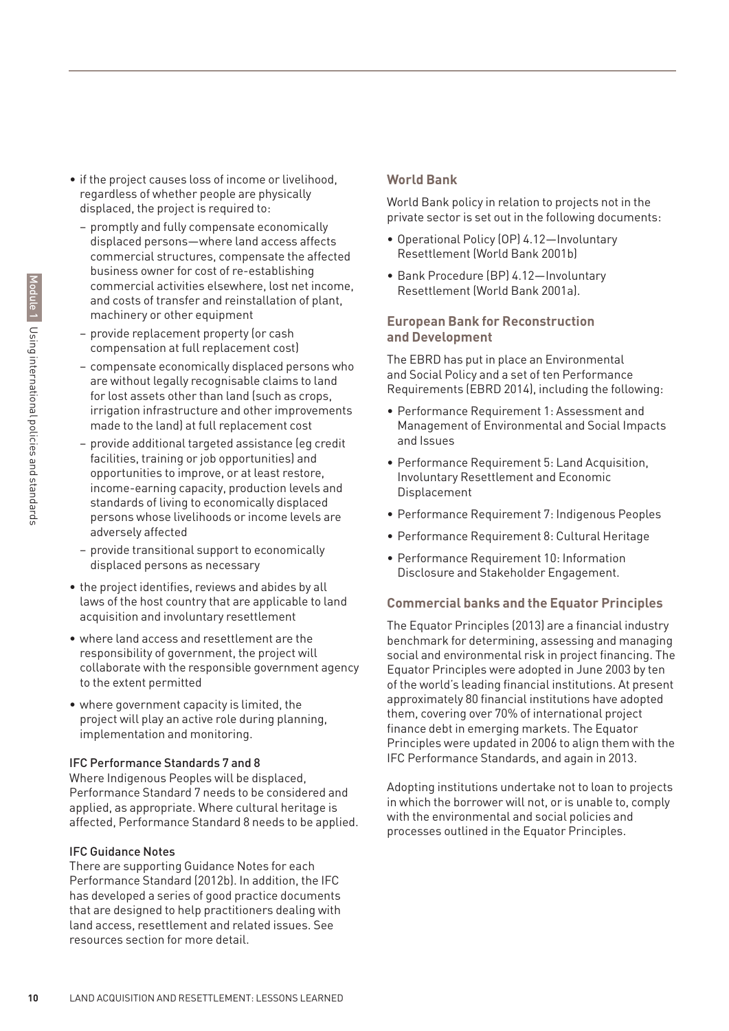- if the project causes loss of income or livelihood, regardless of whether people are physically displaced, the project is required to:
  - promptly and fully compensate economically displaced persons—where land access affects commercial structures, compensate the affected business owner for cost of re-establishing commercial activities elsewhere, lost net income, and costs of transfer and reinstallation of plant, machinery or other equipment
  - provide replacement property (or cash compensation at full replacement cost)
  - compensate economically displaced persons who are without legally recognisable claims to land for lost assets other than land (such as crops, irrigation infrastructure and other improvements made to the land) at full replacement cost
  - provide additional targeted assistance (eg credit facilities, training or job opportunities) and opportunities to improve, or at least restore, income-earning capacity, production levels and standards of living to economically displaced persons whose livelihoods or income levels are adversely affected
  - provide transitional support to economically displaced persons as necessary
- the project identifies, reviews and abides by all laws of the host country that are applicable to land acquisition and involuntary resettlement
- where land access and resettlement are the responsibility of government, the project will collaborate with the responsible government agency to the extent permitted
- where government capacity is limited, the project will play an active role during planning, implementation and monitoring.

#### IFC Performance Standards 7 and 8

Where Indigenous Peoples will be displaced, Performance Standard 7 needs to be considered and applied, as appropriate. Where cultural heritage is affected, Performance Standard 8 needs to be applied.

#### IFC Guidance Notes

There are supporting Guidance Notes for each Performance Standard (2012b). In addition, the IFC has developed a series of good practice documents that are designed to help practitioners dealing with land access, resettlement and related issues. See resources section for more detail.

### World Bank

World Bank policy in relation to projects not in the private sector is set out in the following documents:

- Operational Policy (OP) 4.12—Involuntary Resettlement (World Bank 2001b)
- Bank Procedure (BP) 4.12—Involuntary Resettlement (World Bank 2001a).

### European Bank for Reconstruction and Development

The EBRD has put in place an Environmental and Social Policy and a set of ten Performance Requirements (EBRD 2014), including the following:

- Performance Requirement 1: Assessment and Management of Environmental and Social Impacts and Issues
- Performance Requirement 5: Land Acquisition, Involuntary Resettlement and Economic Displacement
- Performance Requirement 7: Indigenous Peoples
- Performance Requirement 8: Cultural Heritage
- Performance Requirement 10: Information Disclosure and Stakeholder Engagement.

### Commercial banks and the Equator Principles

The Equator Principles (2013) are a financial industry benchmark for determining, assessing and managing social and environmental risk in project financing. The Equator Principles were adopted in June 2003 by ten of the world's leading financial institutions. At present approximately 80 financial institutions have adopted them, covering over 70% of international project finance debt in emerging markets. The Equator Principles were updated in 2006 to align them with the IFC Performance Standards, and again in 2013.

Adopting institutions undertake not to loan to projects in which the borrower will not, or is unable to, comply with the environmental and social policies and processes outlined in the Equator Principles.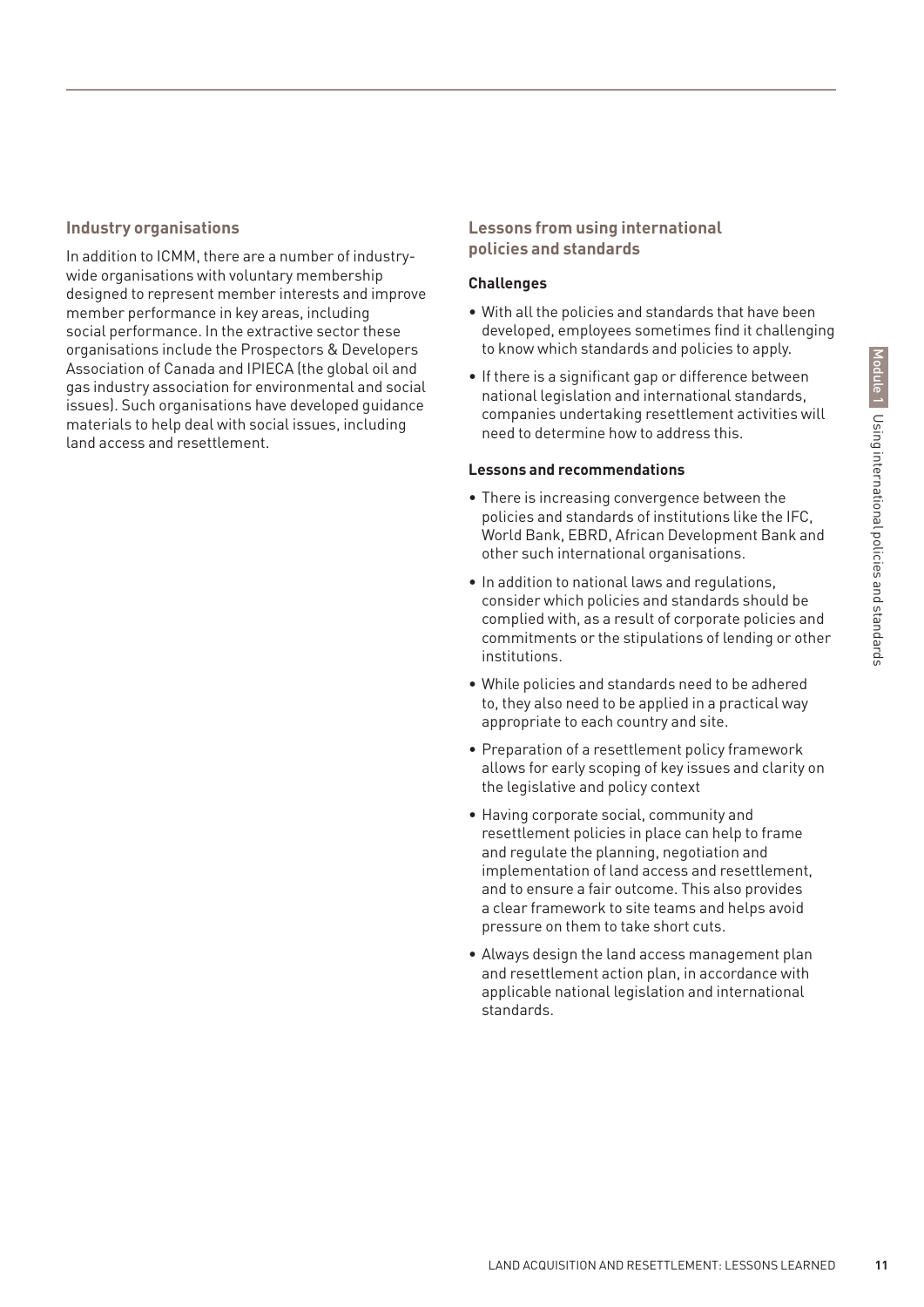### Industry organisations

In addition to ICMM, there are a number of industry-wide organisations with voluntary membership designed to represent member interests and improve member performance in key areas, including social performance. In the extractive sector these organisations include the Prospectors & Developers Association of Canada and IPIECA (the global oil and gas industry association for environmental and social issues). Such organisations have developed guidance materials to help deal with social issues, including land access and resettlement.

### Lessons from using international policies and standards

#### Challenges

- With all the policies and standards that have been developed, employees sometimes find it challenging to know which standards and policies to apply.
- If there is a significant gap or difference between national legislation and international standards, companies undertaking resettlement activities will need to determine how to address this.

#### Lessons and recommendations

- There is increasing convergence between the policies and standards of institutions like the IFC, World Bank, EBRD, African Development Bank and other such international organisations.
- In addition to national laws and regulations, consider which policies and standards should be complied with, as a result of corporate policies and commitments or the stipulations of lending or other institutions.
- While policies and standards need to be adhered to, they also need to be applied in a practical way appropriate to each country and site.
- Preparation of a resettlement policy framework allows for early scoping of key issues and clarity on the legislative and policy context
- Having corporate social, community and resettlement policies in place can help to frame and regulate the planning, negotiation and implementation of land access and resettlement, and to ensure a fair outcome. This also provides a clear framework to site teams and helps avoid pressure on them to take short cuts.
- Always design the land access management plan and resettlement action plan, in accordance with applicable national legislation and international standards.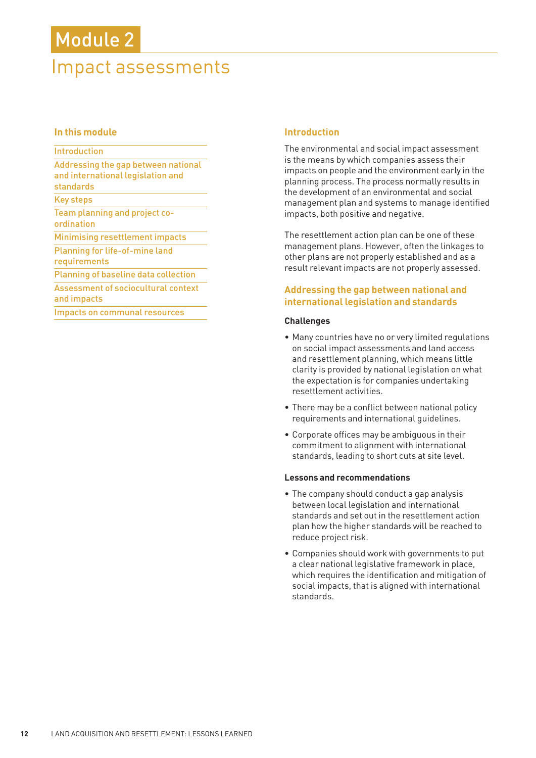# Module 2

# Impact assessments

### In this module

- Introduction
- Addressing the gap between national and international legislation and standards
- Key steps
- Team planning and project co-ordination
- Minimising resettlement impacts
- Planning for life-of-mine land requirements
- Planning of baseline data collection
- Assessment of sociocultural context and impacts
- Impacts on communal resources

## Introduction

The environmental and social impact assessment is the means by which companies assess their impacts on people and the environment early in the planning process. The process normally results in the development of an environmental and social management plan and systems to manage identified impacts, both positive and negative.

The resettlement action plan can be one of these management plans. However, often the linkages to other plans are not properly established and as a result relevant impacts are not properly assessed.

## Addressing the gap between national and international legislation and standards

### Challenges

- Many countries have no or very limited regulations on social impact assessments and land access and resettlement planning, which means little clarity is provided by national legislation on what the expectation is for companies undertaking resettlement activities.
- There may be a conflict between national policy requirements and international guidelines.
- Corporate offices may be ambiguous in their commitment to alignment with international standards, leading to short cuts at site level.

### Lessons and recommendations

- The company should conduct a gap analysis between local legislation and international standards and set out in the resettlement action plan how the higher standards will be reached to reduce project risk.
- Companies should work with governments to put a clear national legislative framework in place, which requires the identification and mitigation of social impacts, that is aligned with international standards.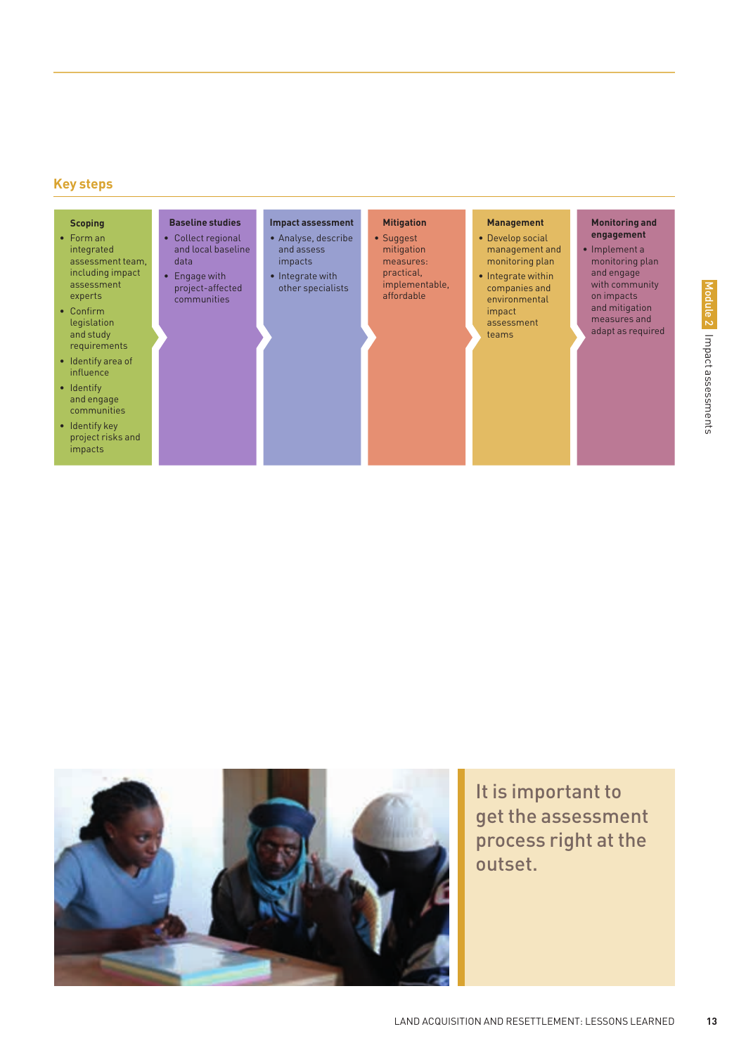## Key steps

**Scoping**

- Form an integrated assessment team, including impact assessment experts
- Confirm legislation and study requirements
- Identify area of influence
- Identify and engage communities
- Identify key project risks and impacts

**Baseline studies**

- Collect regional and local baseline data
- Engage with project-affected communities

**Impact assessment**

- Analyse, describe and assess impacts
- Integrate with other specialists

**Mitigation**

- Suggest mitigation measures: practical, implementable, affordable

**Management**

- Develop social management and monitoring plan
- Integrate within companies and environmental impact assessment teams

**Monitoring and engagement**

- Implement a monitoring plan and engage with community on impacts and mitigation measures and adapt as required

It is important to get the assessment process right at the outset.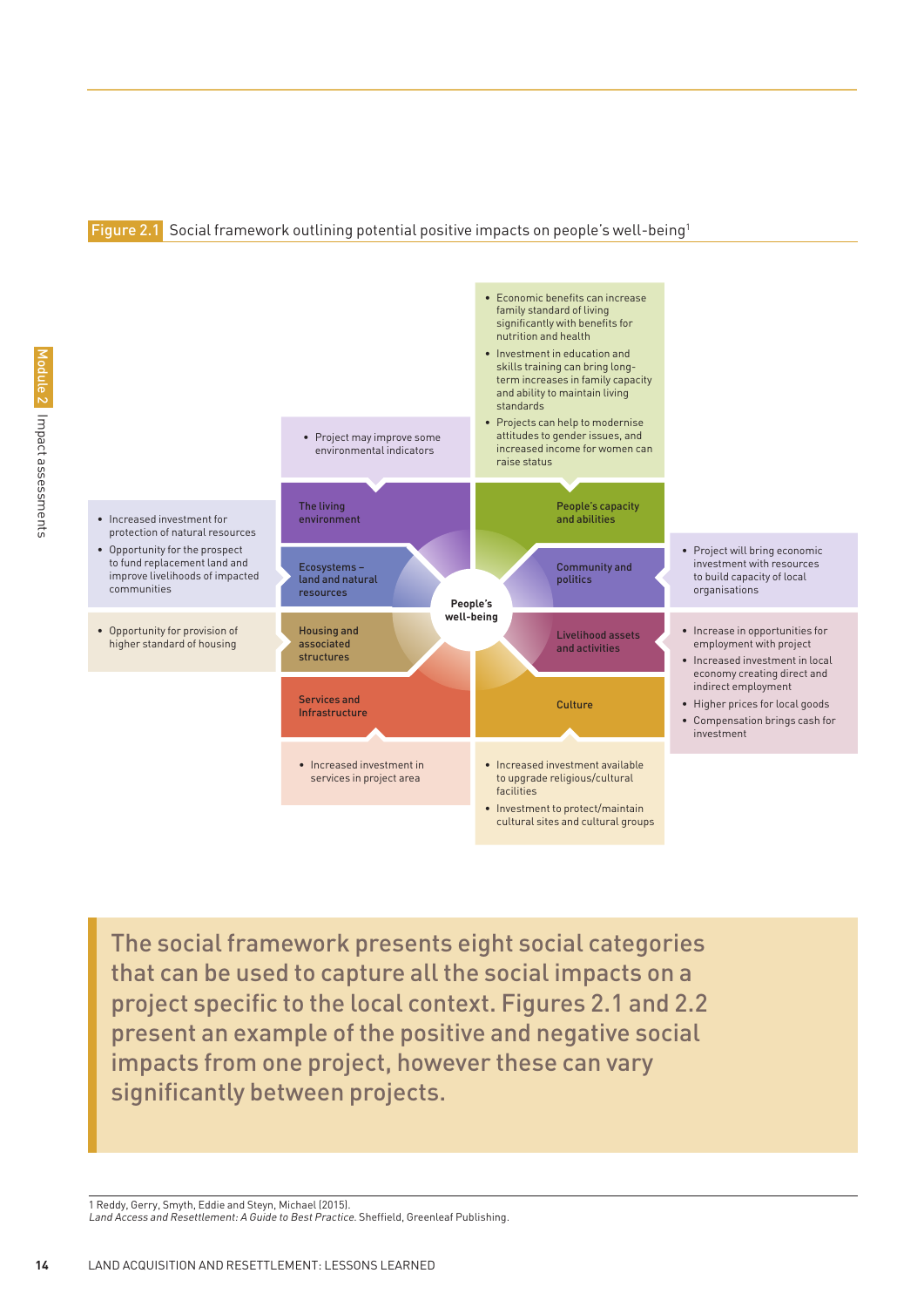**Figure 2.1** Social framework outlining potential positive impacts on people's well-being[1]

**People's well-being**

**The living environment**
- Project may improve some environmental indicators

**People's capacity and abilities**
- Economic benefits can increase family standard of living significantly with benefits for nutrition and health
- Investment in education and skills training can bring long-term increases in family capacity and ability to maintain living standards
- Projects can help to modernise attitudes to gender issues, and increased income for women can raise status

**Ecosystems – land and natural resources**
- Increased investment for protection of natural resources
- Opportunity for the prospect to fund replacement land and to improve livelihoods of impacted communities

**Community and politics**
- Project will bring economic investment with resources to build capacity of local organisations

**Housing and associated structures**
- Opportunity for provision of higher standard of housing

**Livelihood assets and activities**
- Increase in opportunities for employment with project
- Increased investment in local economy creating direct and indirect employment
- Higher prices for local goods
- Compensation brings cash for investment

**Services and Infrastructure**
- Increased investment in services in project area

**Culture**
- Increased investment available to upgrade religious/cultural facilities
- Investment to protect/maintain cultural sites and cultural groups

> The social framework presents eight social categories that can be used to capture all the social impacts on a project specific to the local context. Figures 2.1 and 2.2 present an example of the positive and negative social impacts from one project, however these can vary significantly between projects.

1 Reddy, Gerry, Smyth, Eddie and Steyn, Michael (2015). *Land Access and Resettlement: A Guide to Best Practice.* Sheffield, Greenleaf Publishing.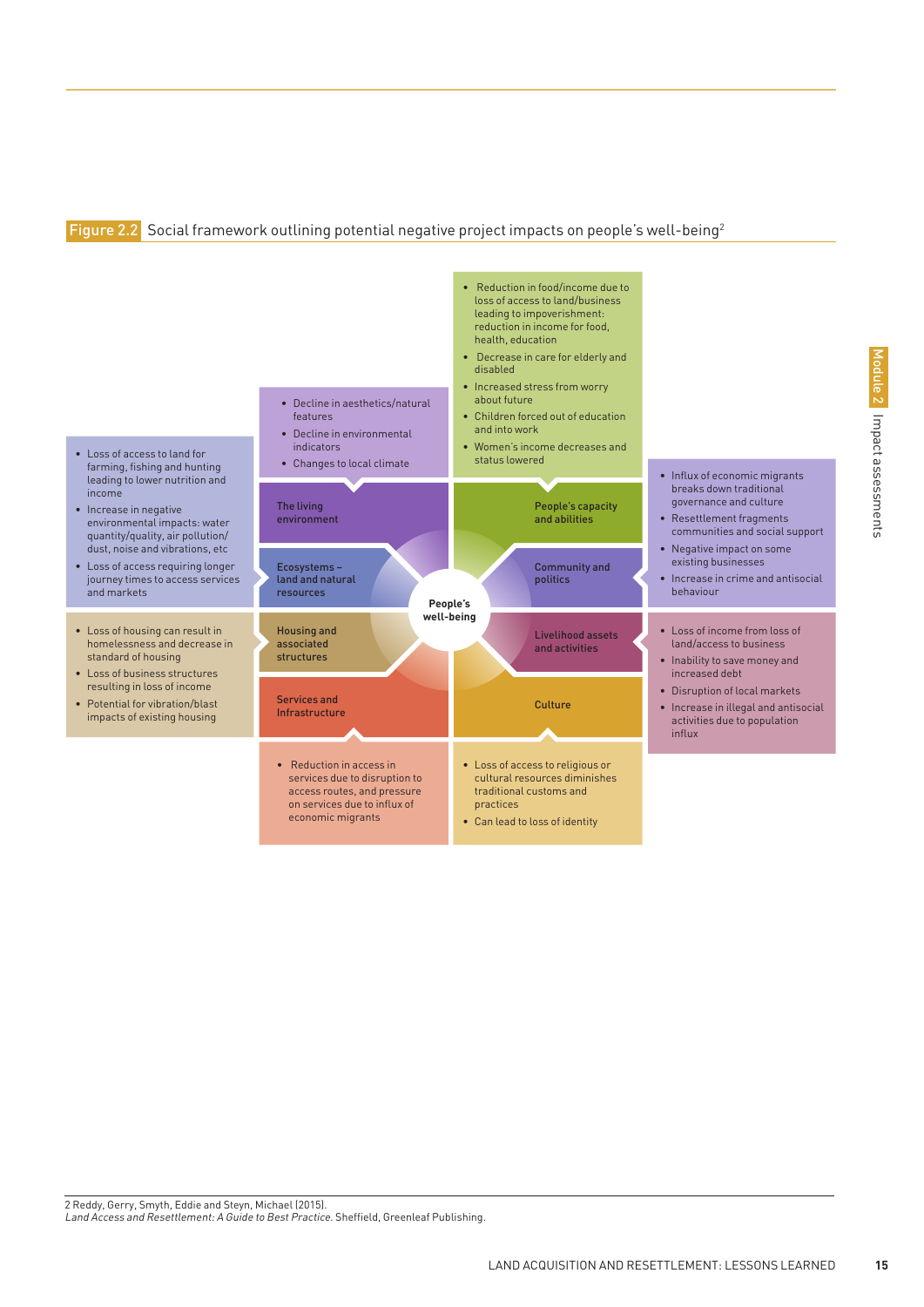**Figure 2.2** Social framework outlining potential negative project impacts on people's well-being[2]

**People's well-being**

**The living environment**

- Decline in aesthetics/natural features
- Decline in environmental indicators
- Changes to local climate

**People's capacity and abilities**

- Reduction in food/income due to loss of access to land/business leading to impoverishment: reduction in income for food, health, education
- Decrease in care for elderly and disabled
- Increased stress from worry about future
- Children forced out of education and into work
- Women's income decreases and status lowered

**Ecosystems – land and natural resources**

- Loss of access to land for farming, fishing and hunting leading to lower nutrition and income
- Increase in negative environmental impacts: water quantity/quality, air pollution/dust, noise and vibrations, etc
- Loss of access requiring longer journey times to access services and markets

**Community and politics**

- Influx of economic migrants breaks down traditional governance and culture
- Resettlement fragments communities and social support
- Negative impact on some existing businesses
- Increase in crime and antisocial behaviour

**Housing and associated structures**

- Loss of housing can result in homelessness and decrease in standard of housing
- Loss of business structures resulting in loss of income
- Potential for vibration/blast impacts of existing housing

**Livelihood assets and activities**

- Loss of income from loss of land/access to business
- Inability to save money and increased debt
- Disruption of local markets
- Increase in illegal and antisocial activities due to population influx

**Services and Infrastructure**

- Reduction in access in services due to disruption to access routes, and pressure on services due to influx of economic migrants

**Culture**

- Loss of access to religious or cultural resources diminishes traditional customs and practices
- Can lead to loss of identity

2 Reddy, Gerry, Smyth, Eddie and Steyn, Michael (2015). *Land Access and Resettlement: A Guide to Best Practice.* Sheffield, Greenleaf Publishing.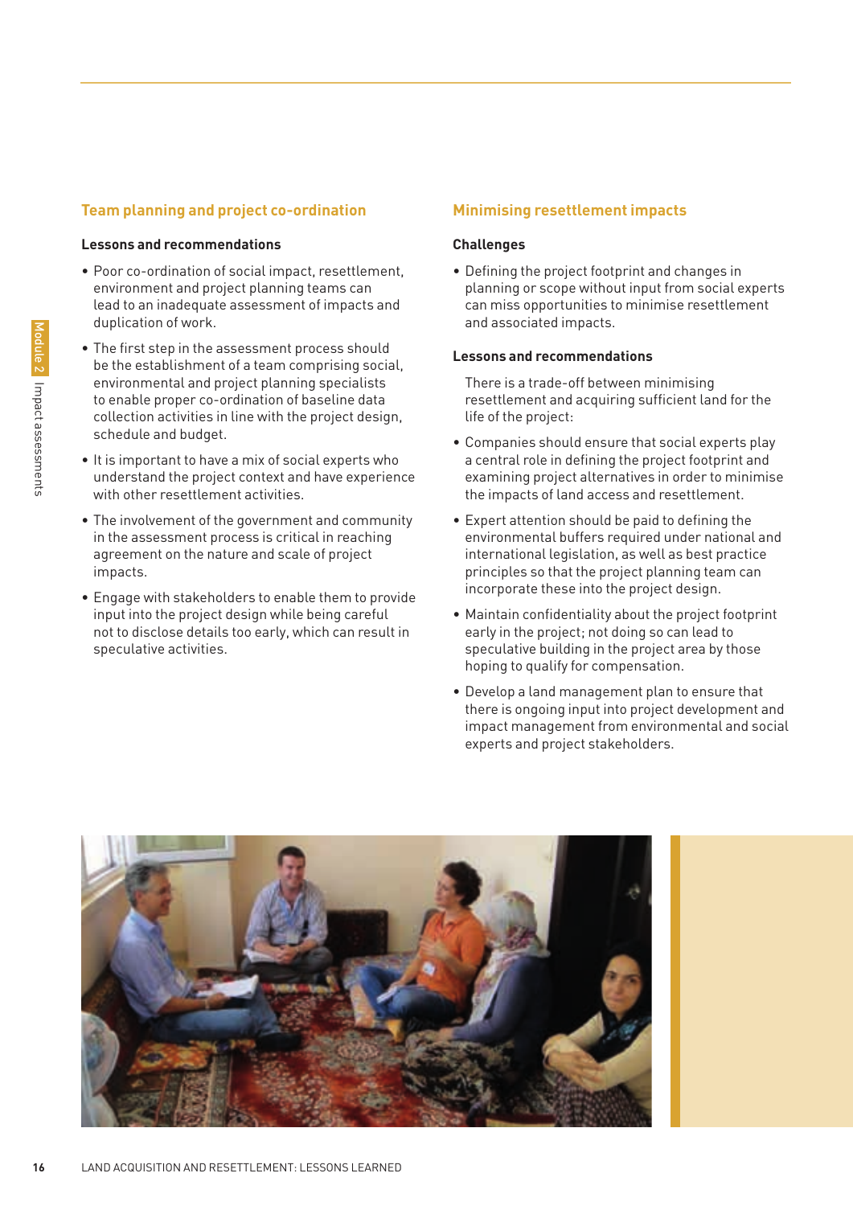## Team planning and project co-ordination

### Lessons and recommendations

- Poor co-ordination of social impact, resettlement, environment and project planning teams can lead to an inadequate assessment of impacts and duplication of work.
- The first step in the assessment process should be the establishment of a team comprising social, environmental and project planning specialists to enable proper co-ordination of baseline data collection activities in line with the project design, schedule and budget.
- It is important to have a mix of social experts who understand the project context and have experience with other resettlement activities.
- The involvement of the government and community in the assessment process is critical in reaching agreement on the nature and scale of project impacts.
- Engage with stakeholders to enable them to provide input into the project design while being careful not to disclose details too early, which can result in speculative activities.

## Minimising resettlement impacts

### Challenges

- Defining the project footprint and changes in planning or scope without input from social experts can miss opportunities to minimise resettlement and associated impacts.

### Lessons and recommendations

There is a trade-off between minimising resettlement and acquiring sufficient land for the life of the project:

- Companies should ensure that social experts play a central role in defining the project footprint and examining project alternatives in order to minimise the impacts of land access and resettlement.
- Expert attention should be paid to defining the environmental buffers required under national and international legislation, as well as best practice principles so that the project planning team can incorporate these into the project design.
- Maintain confidentiality about the project footprint early in the project; not doing so can lead to speculative building in the project area by those hoping to qualify for compensation.
- Develop a land management plan to ensure that there is ongoing input into project development and impact management from environmental and social experts and project stakeholders.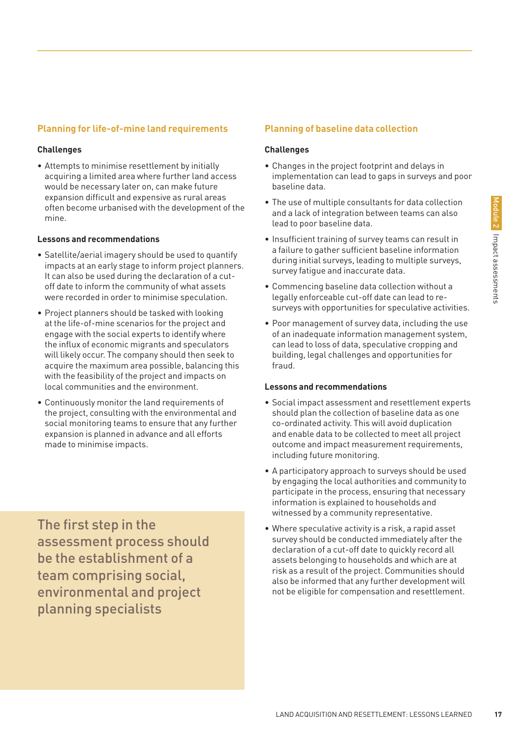## Planning for life-of-mine land requirements

### Challenges

- Attempts to minimise resettlement by initially acquiring a limited area where further land access would be necessary later on, can make future expansion difficult and expensive as rural areas often become urbanised with the development of the mine.

### Lessons and recommendations

- Satellite/aerial imagery should be used to quantify impacts at an early stage to inform project planners. It can also be used during the declaration of a cut-off date to inform the community of what assets were recorded in order to minimise speculation.
- Project planners should be tasked with looking at the life-of-mine scenarios for the project and engage with the social experts to identify where the influx of economic migrants and speculators will likely occur. The company should then seek to acquire the maximum area possible, balancing this with the feasibility of the project and impacts on local communities and the environment.
- Continuously monitor the land requirements of the project, consulting with the environmental and social monitoring teams to ensure that any further expansion is planned in advance and all efforts made to minimise impacts.

> The first step in the assessment process should be the establishment of a team comprising social, environmental and project planning specialists

## Planning of baseline data collection

### Challenges

- Changes in the project footprint and delays in implementation can lead to gaps in surveys and poor baseline data.
- The use of multiple consultants for data collection and a lack of integration between teams can also lead to poor baseline data.
- Insufficient training of survey teams can result in a failure to gather sufficient baseline information during initial surveys, leading to multiple surveys, survey fatigue and inaccurate data.
- Commencing baseline data collection without a legally enforceable cut-off date can lead to re-surveys with opportunities for speculative activities.
- Poor management of survey data, including the use of an inadequate information management system, can lead to loss of data, speculative cropping and building, legal challenges and opportunities for fraud.

### Lessons and recommendations

- Social impact assessment and resettlement experts should plan the collection of baseline data as one co-ordinated activity. This will avoid duplication and enable data to be collected to meet all project outcome and impact measurement requirements, including future monitoring.
- A participatory approach to surveys should be used by engaging the local authorities and community to participate in the process, ensuring that necessary information is explained to households and witnessed by a community representative.
- Where speculative activity is a risk, a rapid asset survey should be conducted immediately after the declaration of a cut-off date to quickly record all assets belonging to households and which are at risk as a result of the project. Communities should also be informed that any further development will not be eligible for compensation and resettlement.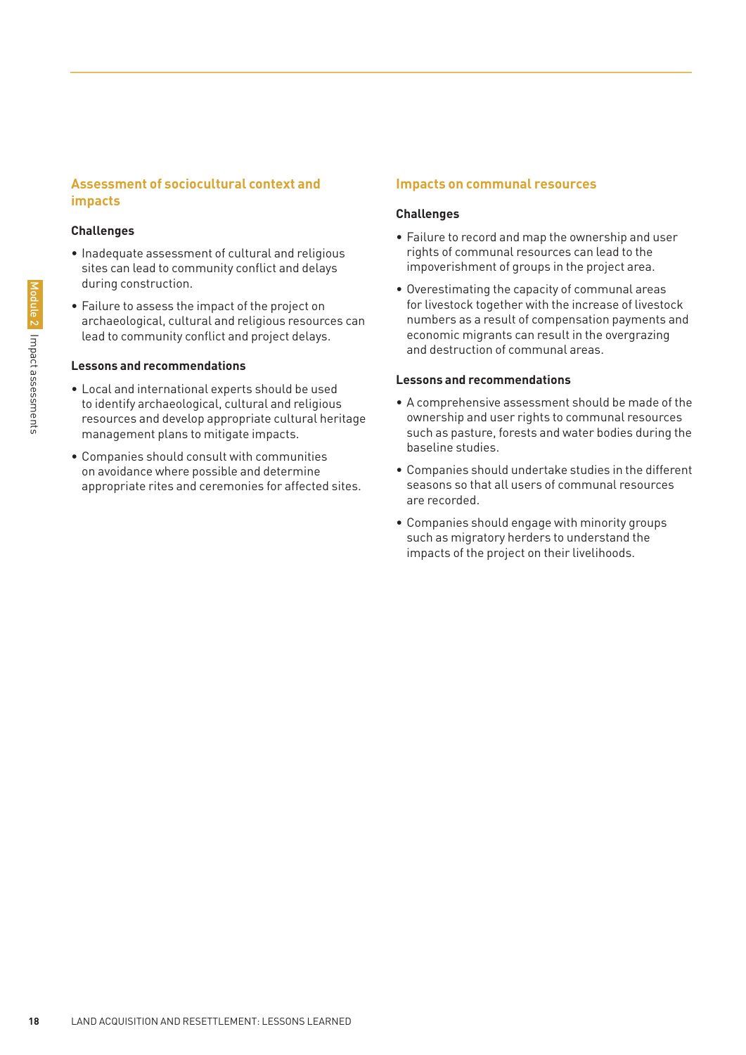## Assessment of sociocultural context and impacts

### Challenges

- Inadequate assessment of cultural and religious sites can lead to community conflict and delays during construction.
- Failure to assess the impact of the project on archaeological, cultural and religious resources can lead to community conflict and project delays.

### Lessons and recommendations

- Local and international experts should be used to identify archaeological, cultural and religious resources and develop appropriate cultural heritage management plans to mitigate impacts.
- Companies should consult with communities on avoidance where possible and determine appropriate rites and ceremonies for affected sites.

## Impacts on communal resources

### Challenges

- Failure to record and map the ownership and user rights of communal resources can lead to the impoverishment of groups in the project area.
- Overestimating the capacity of communal areas for livestock together with the increase of livestock numbers as a result of compensation payments and economic migrants can result in the overgrazing and destruction of communal areas.

### Lessons and recommendations

- A comprehensive assessment should be made of the ownership and user rights to communal resources such as pasture, forests and water bodies during the baseline studies.
- Companies should undertake studies in the different seasons so that all users of communal resources are recorded.
- Companies should engage with minority groups such as migratory herders to understand the impacts of the project on their livelihoods.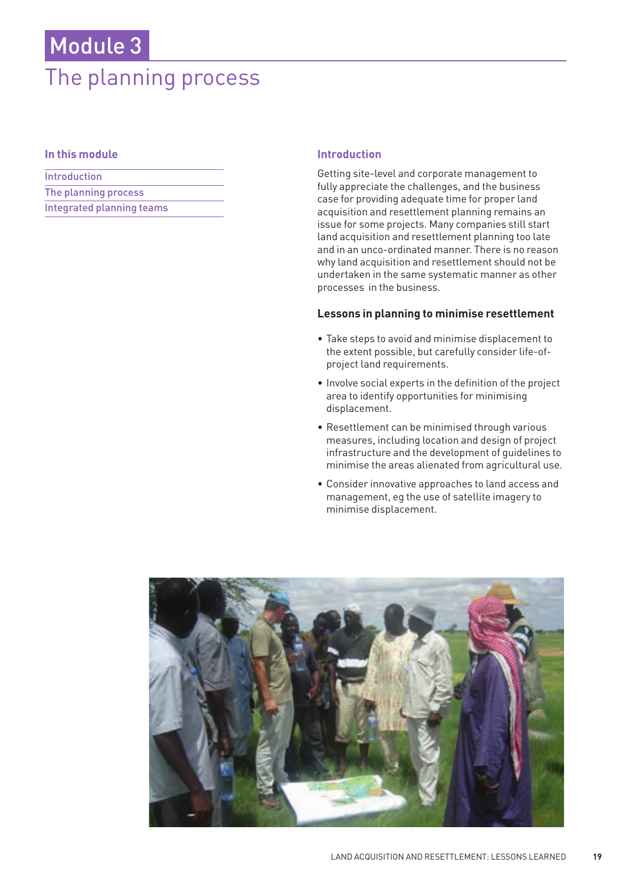# Module 3

## The planning process

### In this module

- Introduction
- The planning process
- Integrated planning teams

### Introduction

Getting site-level and corporate management to fully appreciate the challenges, and the business case for providing adequate time for proper land acquisition and resettlement planning remains an issue for some projects. Many companies still start land acquisition and resettlement planning too late and in an unco-ordinated manner. There is no reason why land acquisition and resettlement should not be undertaken in the same systematic manner as other processes in the business.

#### Lessons in planning to minimise resettlement

- Take steps to avoid and minimise displacement to the extent possible, but carefully consider life-of-project land requirements.
- Involve social experts in the definition of the project area to identify opportunities for minimising displacement.
- Resettlement can be minimised through various measures, including location and design of project infrastructure and the development of guidelines to minimise the areas alienated from agricultural use.
- Consider innovative approaches to land access and management, eg the use of satellite imagery to minimise displacement.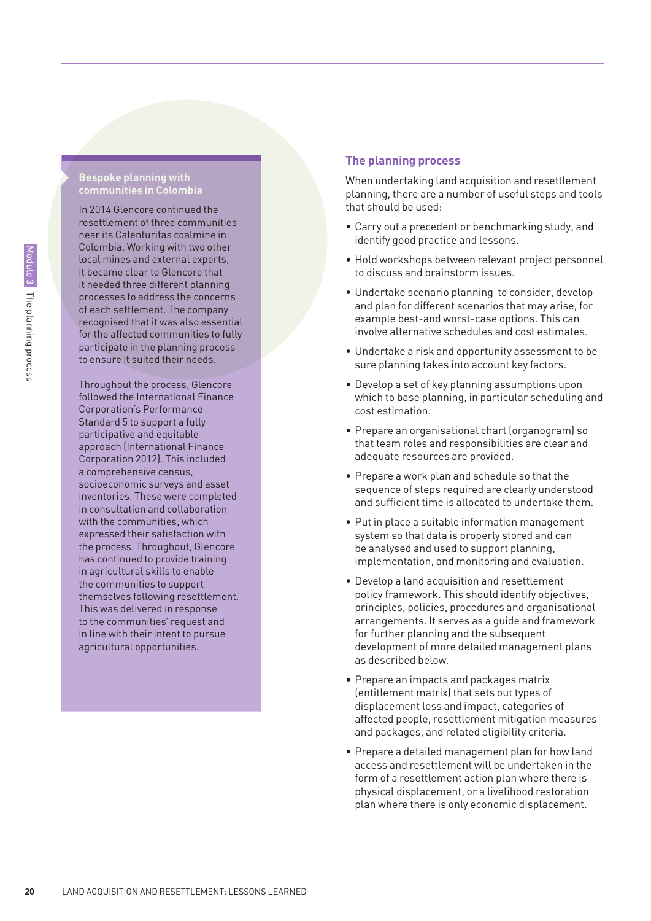### Bespoke planning with communities in Colombia

In 2014 Glencore continued the resettlement of three communities near its Calenturitas coalmine in Colombia. Working with two other local mines and external experts, it became clear to Glencore that it needed three different planning processes to address the concerns of each settlement. The company recognised that it was also essential for the affected communities to fully participate in the planning process to ensure it suited their needs.

Throughout the process, Glencore followed the International Finance Corporation's Performance Standard 5 to support a fully participative and equitable approach (International Finance Corporation 2012). This included a comprehensive census, socioeconomic surveys and asset inventories. These were completed in consultation and collaboration with the communities, which expressed their satisfaction with the process. Throughout, Glencore has continued to provide training in agricultural skills to enable the communities to support themselves following resettlement. This was delivered in response to the communities' request and in line with their intent to pursue agricultural opportunities.

## The planning process

When undertaking land acquisition and resettlement planning, there are a number of useful steps and tools that should be used:

- Carry out a precedent or benchmarking study, and identify good practice and lessons.
- Hold workshops between relevant project personnel to discuss and brainstorm issues.
- Undertake scenario planning to consider, develop and plan for different scenarios that may arise, for example best-and worst-case options. This can involve alternative schedules and cost estimates.
- Undertake a risk and opportunity assessment to be sure planning takes into account key factors.
- Develop a set of key planning assumptions upon which to base planning, in particular scheduling and cost estimation.
- Prepare an organisational chart (organogram) so that team roles and responsibilities are clear and adequate resources are provided.
- Prepare a work plan and schedule so that the sequence of steps required are clearly understood and sufficient time is allocated to undertake them.
- Put in place a suitable information management system so that data is properly stored and can be analysed and used to support planning, implementation, and monitoring and evaluation.
- Develop a land acquisition and resettlement policy framework. This should identify objectives, principles, policies, procedures and organisational arrangements. It serves as a guide and framework for further planning and the subsequent development of more detailed management plans as described below.
- Prepare an impacts and packages matrix (entitlement matrix) that sets out types of displacement loss and impact, categories of affected people, resettlement mitigation measures and packages, and related eligibility criteria.
- Prepare a detailed management plan for how land access and resettlement will be undertaken in the form of a resettlement action plan where there is physical displacement, or a livelihood restoration plan where there is only economic displacement.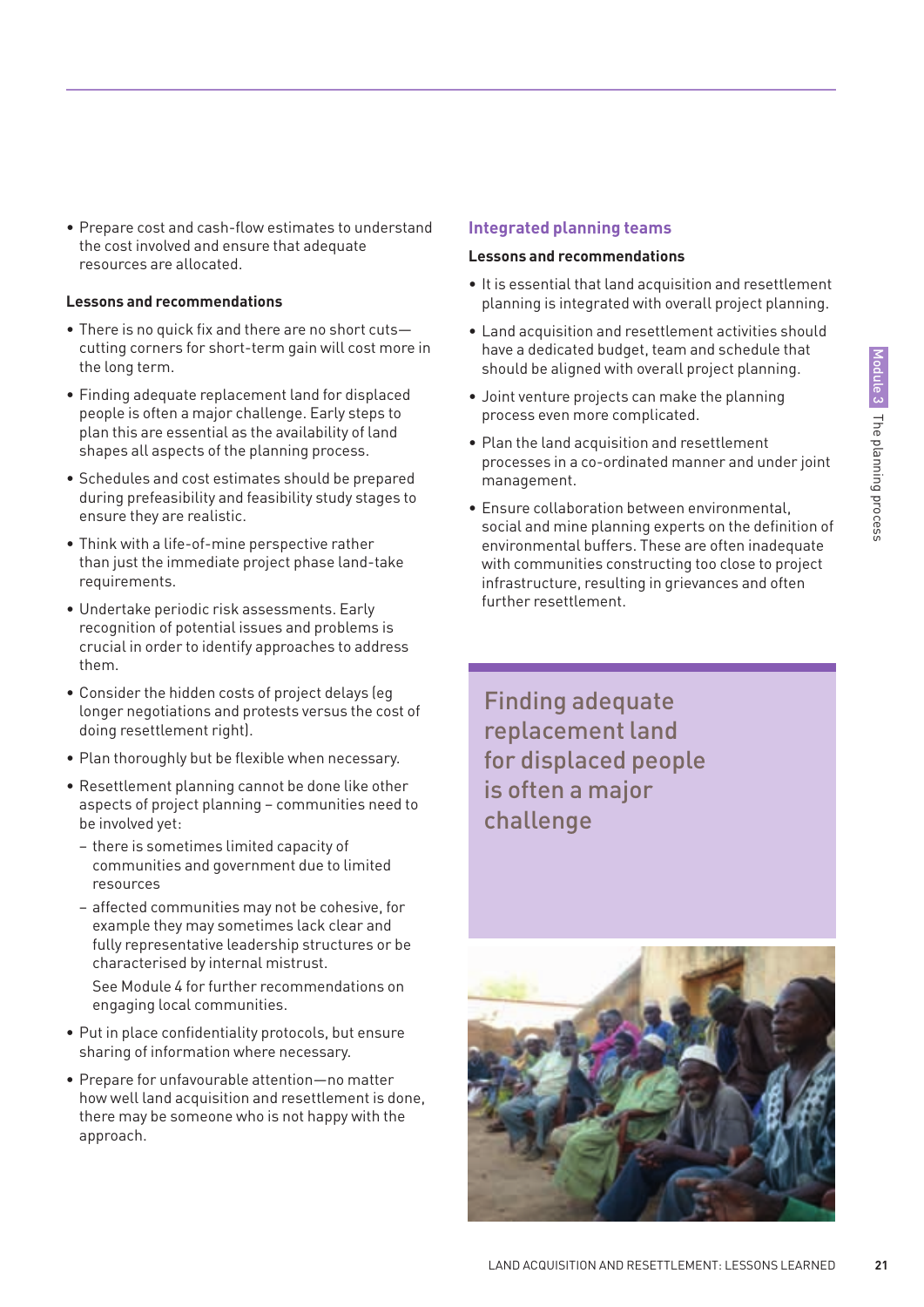- Prepare cost and cash-flow estimates to understand the cost involved and ensure that adequate resources are allocated.

**Lessons and recommendations**

- There is no quick fix and there are no short cuts—cutting corners for short-term gain will cost more in the long term.
- Finding adequate replacement land for displaced people is often a major challenge. Early steps to plan this are essential as the availability of land shapes all aspects of the planning process.
- Schedules and cost estimates should be prepared during prefeasibility and feasibility study stages to ensure they are realistic.
- Think with a life-of-mine perspective rather than just the immediate project phase land-take requirements.
- Undertake periodic risk assessments. Early recognition of potential issues and problems is crucial in order to identify approaches to address them.
- Consider the hidden costs of project delays (eg longer negotiations and protests versus the cost of doing resettlement right).
- Plan thoroughly but be flexible when necessary.
- Resettlement planning cannot be done like other aspects of project planning – communities need to be involved yet:
  - there is sometimes limited capacity of communities and government due to limited resources
  - affected communities may not be cohesive, for example they may sometimes lack clear and fully representative leadership structures or be characterised by internal mistrust.

  See Module 4 for further recommendations on engaging local communities.
- Put in place confidentiality protocols, but ensure sharing of information where necessary.
- Prepare for unfavourable attention—no matter how well land acquisition and resettlement is done, there may be someone who is not happy with the approach.

## Integrated planning teams

**Lessons and recommendations**

- It is essential that land acquisition and resettlement planning is integrated with overall project planning.
- Land acquisition and resettlement activities should have a dedicated budget, team and schedule that should be aligned with overall project planning.
- Joint venture projects can make the planning process even more complicated.
- Plan the land acquisition and resettlement processes in a co-ordinated manner and under joint management.
- Ensure collaboration between environmental, social and mine planning experts on the definition of environmental buffers. These are often inadequate with communities constructing too close to project infrastructure, resulting in grievances and often further resettlement.

> Finding adequate replacement land for displaced people is often a major challenge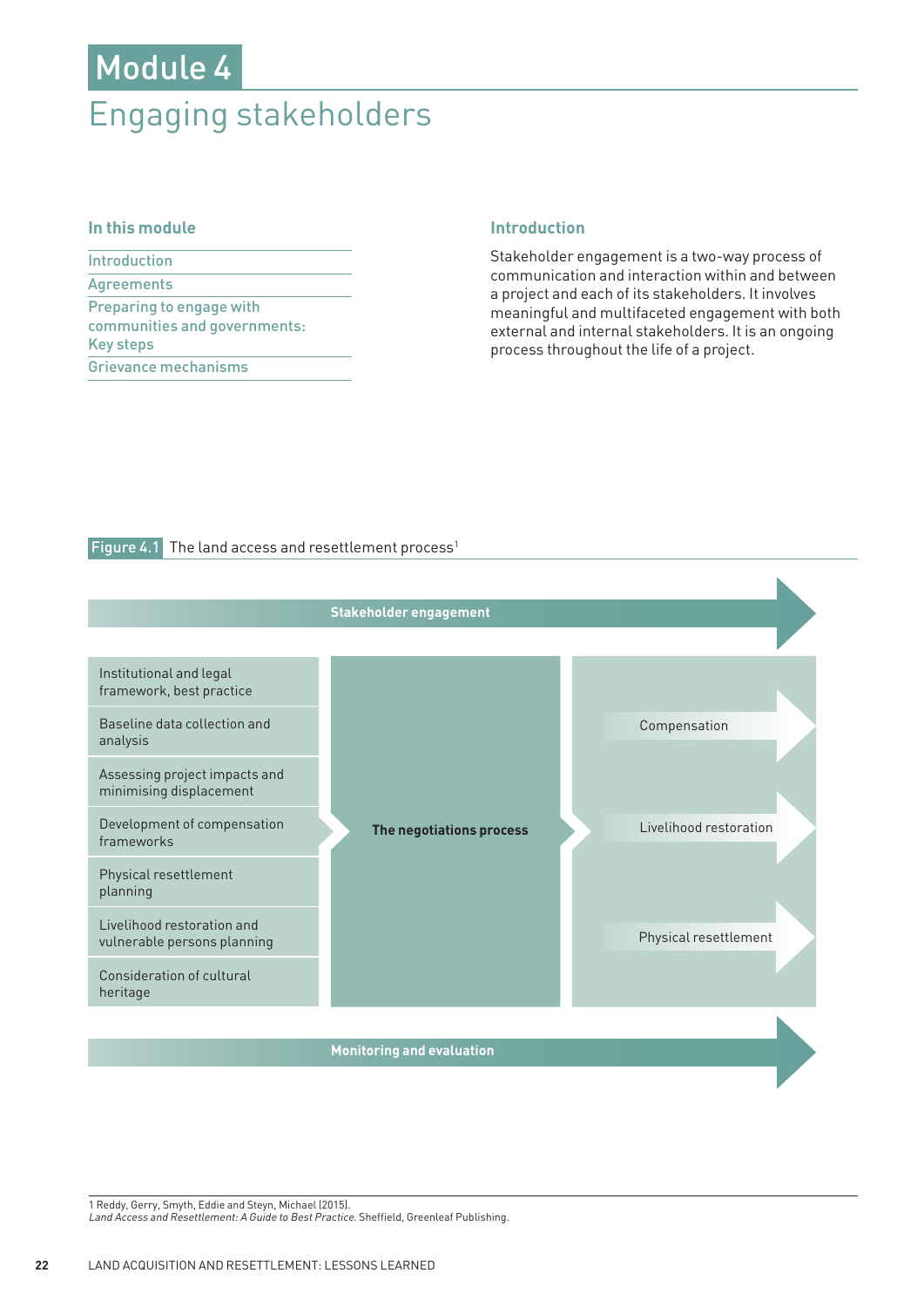# Module 4

# Engaging stakeholders

### In this module

- Introduction
- Agreements
- Preparing to engage with communities and governments: Key steps
- Grievance mechanisms

### Introduction

Stakeholder engagement is a two-way process of communication and interaction within and between a project and each of its stakeholders. It involves meaningful and multifaceted engagement with both external and internal stakeholders. It is an ongoing process throughout the life of a project.

Figure 4.1 The land access and resettlement process[1]

**Stakeholder engagement**

- Institutional and legal framework, best practice
- Baseline data collection and analysis
- Assessing project impacts and minimising displacement
- Development of compensation frameworks
- Physical resettlement planning
- Livelihood restoration and vulnerable persons planning
- Consideration of cultural heritage

**The negotiations process**

- Compensation
- Livelihood restoration
- Physical resettlement

**Monitoring and evaluation**

1 Reddy, Gerry, Smyth, Eddie and Steyn, Michael (2015). *Land Access and Resettlement: A Guide to Best Practice.* Sheffield, Greenleaf Publishing.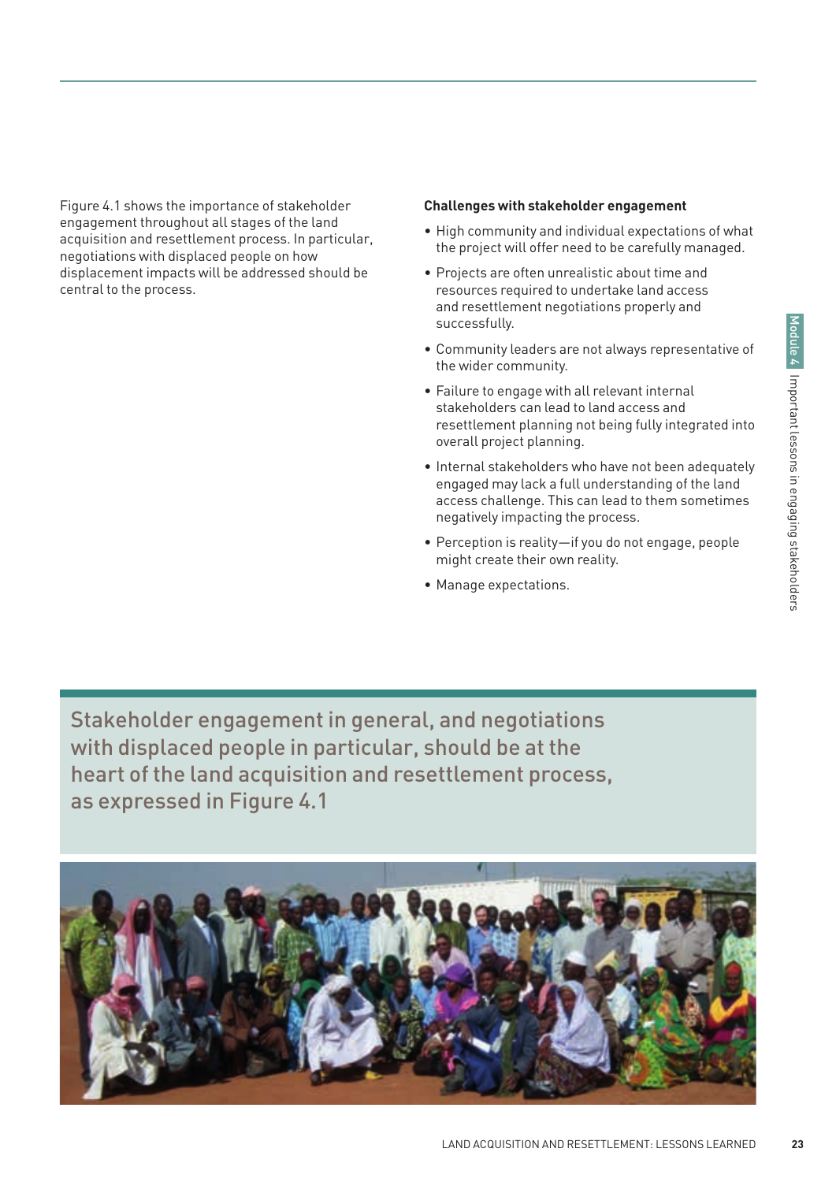Figure 4.1 shows the importance of stakeholder engagement throughout all stages of the land acquisition and resettlement process. In particular, negotiations with displaced people on how displacement impacts will be addressed should be central to the process.

**Challenges with stakeholder engagement**

- High community and individual expectations of what the project will offer need to be carefully managed.
- Projects are often unrealistic about time and resources required to undertake land access and resettlement negotiations properly and successfully.
- Community leaders are not always representative of the wider community.
- Failure to engage with all relevant internal stakeholders can lead to land access and resettlement planning not being fully integrated into overall project planning.
- Internal stakeholders who have not been adequately engaged may lack a full understanding of the land access challenge. This can lead to them sometimes negatively impacting the process.
- Perception is reality—if you do not engage, people might create their own reality.
- Manage expectations.

Stakeholder engagement in general, and negotiations with displaced people in particular, should be at the heart of the land acquisition and resettlement process, as expressed in Figure 4.1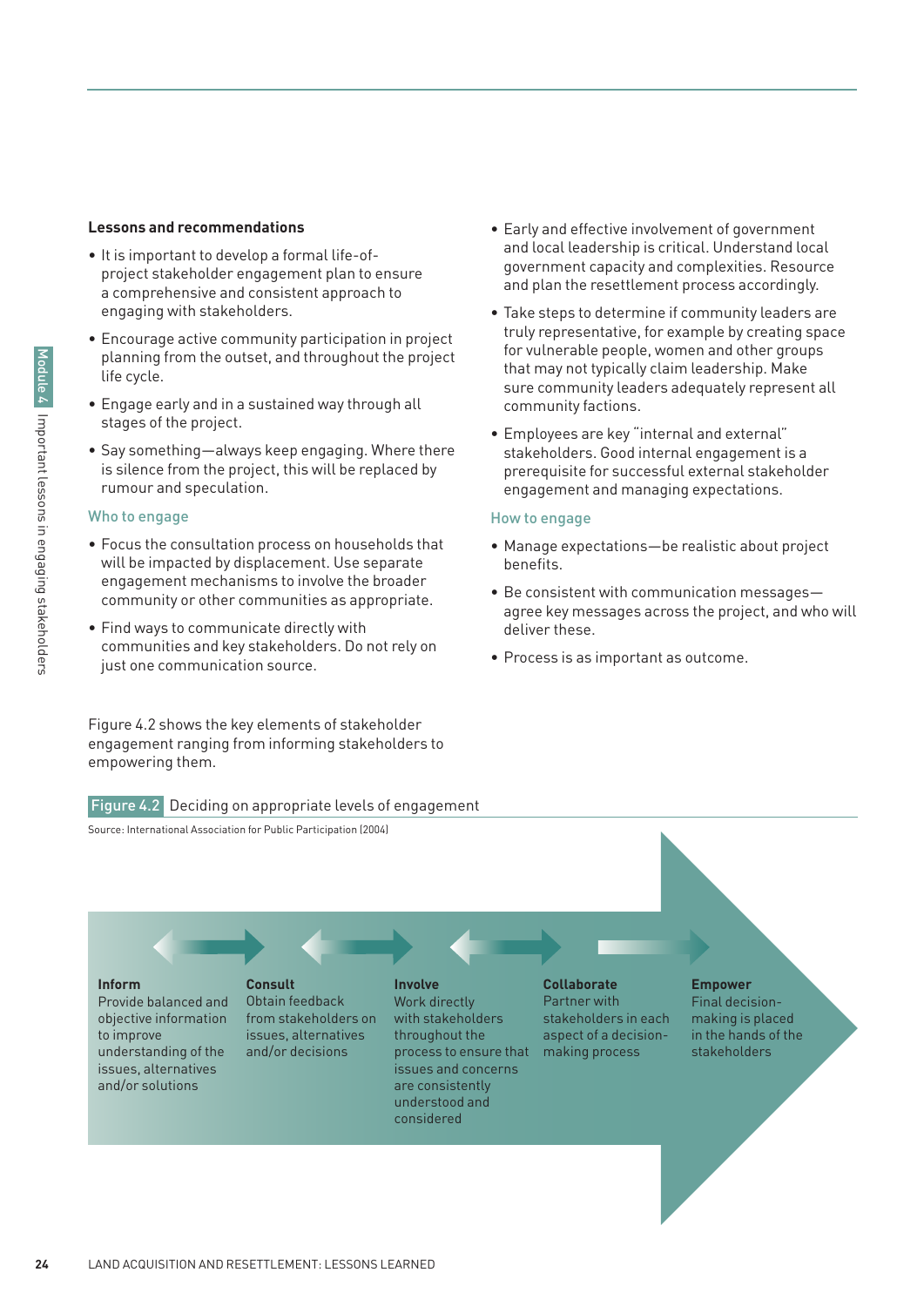### Lessons and recommendations

- It is important to develop a formal life-of-project stakeholder engagement plan to ensure a comprehensive and consistent approach to engaging with stakeholders.
- Encourage active community participation in project planning from the outset, and throughout the project life cycle.
- Engage early and in a sustained way through all stages of the project.
- Say something—always keep engaging. Where there is silence from the project, this will be replaced by rumour and speculation.

#### Who to engage

- Focus the consultation process on households that will be impacted by displacement. Use separate engagement mechanisms to involve the broader community or other communities as appropriate.
- Find ways to communicate directly with communities and key stakeholders. Do not rely on just one communication source.
- Early and effective involvement of government and local leadership is critical. Understand local government capacity and complexities. Resource and plan the resettlement process accordingly.
- Take steps to determine if community leaders are truly representative, for example by creating space for vulnerable people, women and other groups that may not typically claim leadership. Make sure community leaders adequately represent all community factions.
- Employees are key "internal and external" stakeholders. Good internal engagement is a prerequisite for successful external stakeholder engagement and managing expectations.

#### How to engage

- Manage expectations—be realistic about project benefits.
- Be consistent with communication messages—agree key messages across the project, and who will deliver these.
- Process is as important as outcome.

Figure 4.2 shows the key elements of stakeholder engagement ranging from informing stakeholders to empowering them.

**Figure 4.2** Deciding on appropriate levels of engagement

Source: International Association for Public Participation (2004)

| Inform | Consult | Involve | Collaborate | Empower |
|---|---|---|---|---|
| Provide balanced and objective information to improve understanding of the issues, alternatives and/or solutions | Obtain feedback from stakeholders on issues, alternatives and/or decisions | Work directly with stakeholders throughout the process to ensure that issues and concerns are consistently understood and considered | Partner with stakeholders in each aspect of a decision-making process | Final decision-making is placed in the hands of the stakeholders |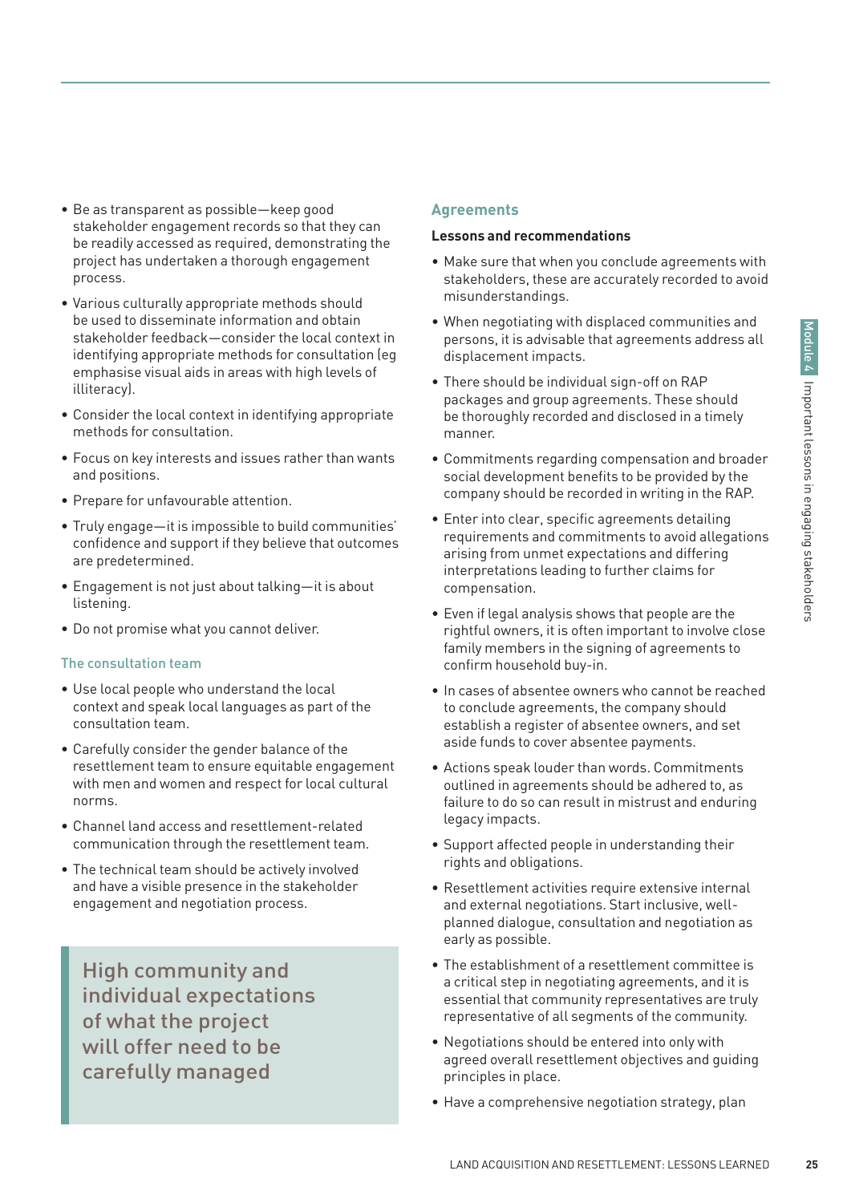- Be as transparent as possible—keep good stakeholder engagement records so that they can be readily accessed as required, demonstrating the project has undertaken a thorough engagement process.
- Various culturally appropriate methods should be used to disseminate information and obtain stakeholder feedback—consider the local context in identifying appropriate methods for consultation (eg emphasise visual aids in areas with high levels of illiteracy).
- Consider the local context in identifying appropriate methods for consultation.
- Focus on key interests and issues rather than wants and positions.
- Prepare for unfavourable attention.
- Truly engage—it is impossible to build communities' confidence and support if they believe that outcomes are predetermined.
- Engagement is not just about talking—it is about listening.
- Do not promise what you cannot deliver.

### The consultation team

- Use local people who understand the local context and speak local languages as part of the consultation team.
- Carefully consider the gender balance of the resettlement team to ensure equitable engagement with men and women and respect for local cultural norms.
- Channel land access and resettlement-related communication through the resettlement team.
- The technical team should be actively involved and have a visible presence in the stakeholder engagement and negotiation process.

> High community and individual expectations of what the project will offer need to be carefully managed

## Agreements

**Lessons and recommendations**

- Make sure that when you conclude agreements with stakeholders, these are accurately recorded to avoid misunderstandings.
- When negotiating with displaced communities and persons, it is advisable that agreements address all displacement impacts.
- There should be individual sign-off on RAP packages and group agreements. These should be thoroughly recorded and disclosed in a timely manner.
- Commitments regarding compensation and broader social development benefits to be provided by the company should be recorded in writing in the RAP.
- Enter into clear, specific agreements detailing requirements and commitments to avoid allegations arising from unmet expectations and differing interpretations leading to further claims for compensation.
- Even if legal analysis shows that people are the rightful owners, it is often important to involve close family members in the signing of agreements to confirm household buy-in.
- In cases of absentee owners who cannot be reached to conclude agreements, the company should establish a register of absentee owners, and set aside funds to cover absentee payments.
- Actions speak louder than words. Commitments outlined in agreements should be adhered to, as failure to do so can result in mistrust and enduring legacy impacts.
- Support affected people in understanding their rights and obligations.
- Resettlement activities require extensive internal and external negotiations. Start inclusive, well-planned dialogue, consultation and negotiation as early as possible.
- The establishment of a resettlement committee is a critical step in negotiating agreements, and it is essential that community representatives are truly representative of all segments of the community.
- Negotiations should be entered into only with agreed overall resettlement objectives and guiding principles in place.
- Have a comprehensive negotiation strategy, plan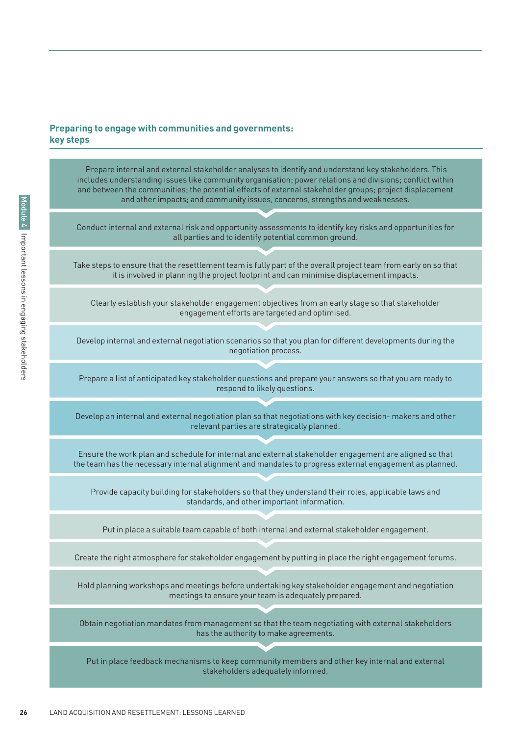## Preparing to engage with communities and governments: key steps

Prepare internal and external stakeholder analyses to identify and understand key stakeholders. This includes understanding issues like community organisation; power relations and divisions; conflict within and between the communities; the potential effects of external stakeholder groups; project displacement and other impacts; and community issues, concerns, strengths and weaknesses.

Conduct internal and external risk and opportunity assessments to identify key risks and opportunities for all parties and to identify potential common ground.

Take steps to ensure that the resettlement team is fully part of the overall project team from early on so that it is involved in planning the project footprint and can minimise displacement impacts.

Clearly establish your stakeholder engagement objectives from an early stage so that stakeholder engagement efforts are targeted and optimised.

Develop internal and external negotiation scenarios so that you plan for different developments during the negotiation process.

Prepare a list of anticipated key stakeholder questions and prepare your answers so that you are ready to respond to likely questions.

Develop an internal and external negotiation plan so that negotiations with key decision- makers and other relevant parties are strategically planned.

Ensure the work plan and schedule for internal and external stakeholder engagement are aligned so that the team has the necessary internal alignment and mandates to progress external engagement as planned.

Provide capacity building for stakeholders so that they understand their roles, applicable laws and standards, and other important information.

Put in place a suitable team capable of both internal and external stakeholder engagement.

Create the right atmosphere for stakeholder engagement by putting in place the right engagement forums.

Hold planning workshops and meetings before undertaking key stakeholder engagement and negotiation meetings to ensure your team is adequately prepared.

Obtain negotiation mandates from management so that the team negotiating with external stakeholders has the authority to make agreements.

Put in place feedback mechanisms to keep community members and other key internal and external stakeholders adequately informed.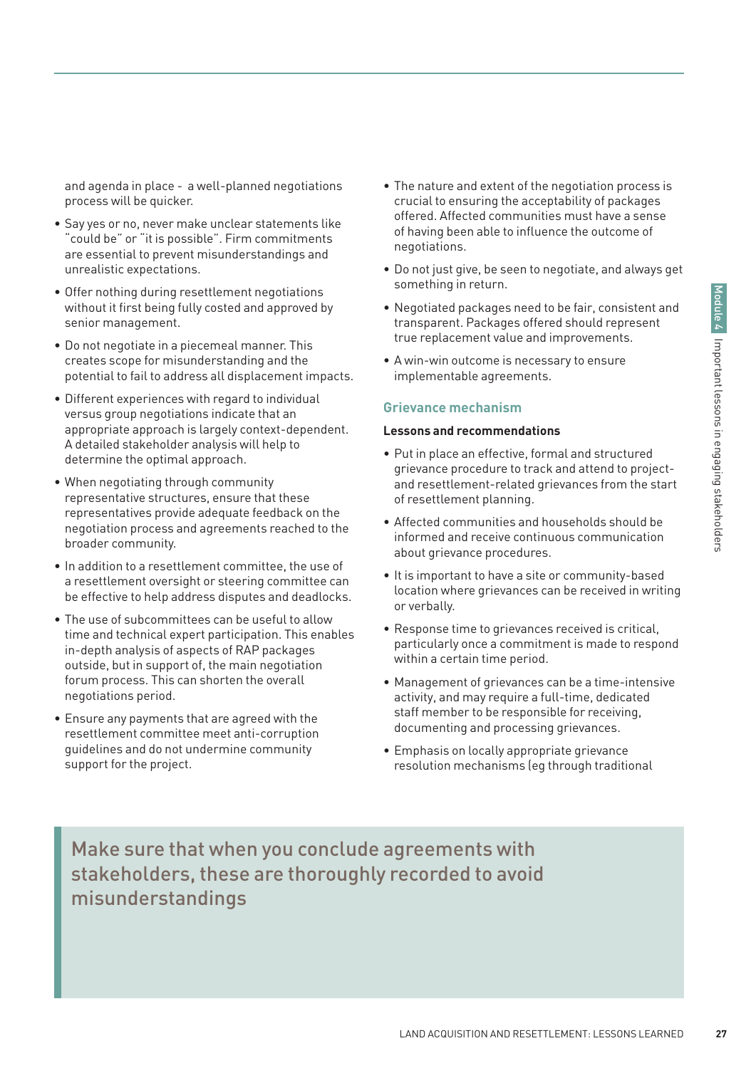and agenda in place - a well-planned negotiations process will be quicker.

- Say yes or no, never make unclear statements like "could be" or "it is possible". Firm commitments are essential to prevent misunderstandings and unrealistic expectations.
- Offer nothing during resettlement negotiations without it first being fully costed and approved by senior management.
- Do not negotiate in a piecemeal manner. This creates scope for misunderstanding and the potential to fail to address all displacement impacts.
- Different experiences with regard to individual versus group negotiations indicate that an appropriate approach is largely context-dependent. A detailed stakeholder analysis will help to determine the optimal approach.
- When negotiating through community representative structures, ensure that these representatives provide adequate feedback on the negotiation process and agreements reached to the broader community.
- In addition to a resettlement committee, the use of a resettlement oversight or steering committee can be effective to help address disputes and deadlocks.
- The use of subcommittees can be useful to allow time and technical expert participation. This enables in-depth analysis of aspects of RAP packages outside, but in support of, the main negotiation forum process. This can shorten the overall negotiations period.
- Ensure any payments that are agreed with the resettlement committee meet anti-corruption guidelines and do not undermine community support for the project.
- The nature and extent of the negotiation process is crucial to ensuring the acceptability of packages offered. Affected communities must have a sense of having been able to influence the outcome of negotiations.
- Do not just give, be seen to negotiate, and always get something in return.
- Negotiated packages need to be fair, consistent and transparent. Packages offered should represent true replacement value and improvements.
- A win-win outcome is necessary to ensure implementable agreements.

### Grievance mechanism

**Lessons and recommendations**

- Put in place an effective, formal and structured grievance procedure to track and attend to project- and resettlement-related grievances from the start of resettlement planning.
- Affected communities and households should be informed and receive continuous communication about grievance procedures.
- It is important to have a site or community-based location where grievances can be received in writing or verbally.
- Response time to grievances received is critical, particularly once a commitment is made to respond within a certain time period.
- Management of grievances can be a time-intensive activity, and may require a full-time, dedicated staff member to be responsible for receiving, documenting and processing grievances.
- Emphasis on locally appropriate grievance resolution mechanisms (eg through traditional

> Make sure that when you conclude agreements with stakeholders, these are thoroughly recorded to avoid misunderstandings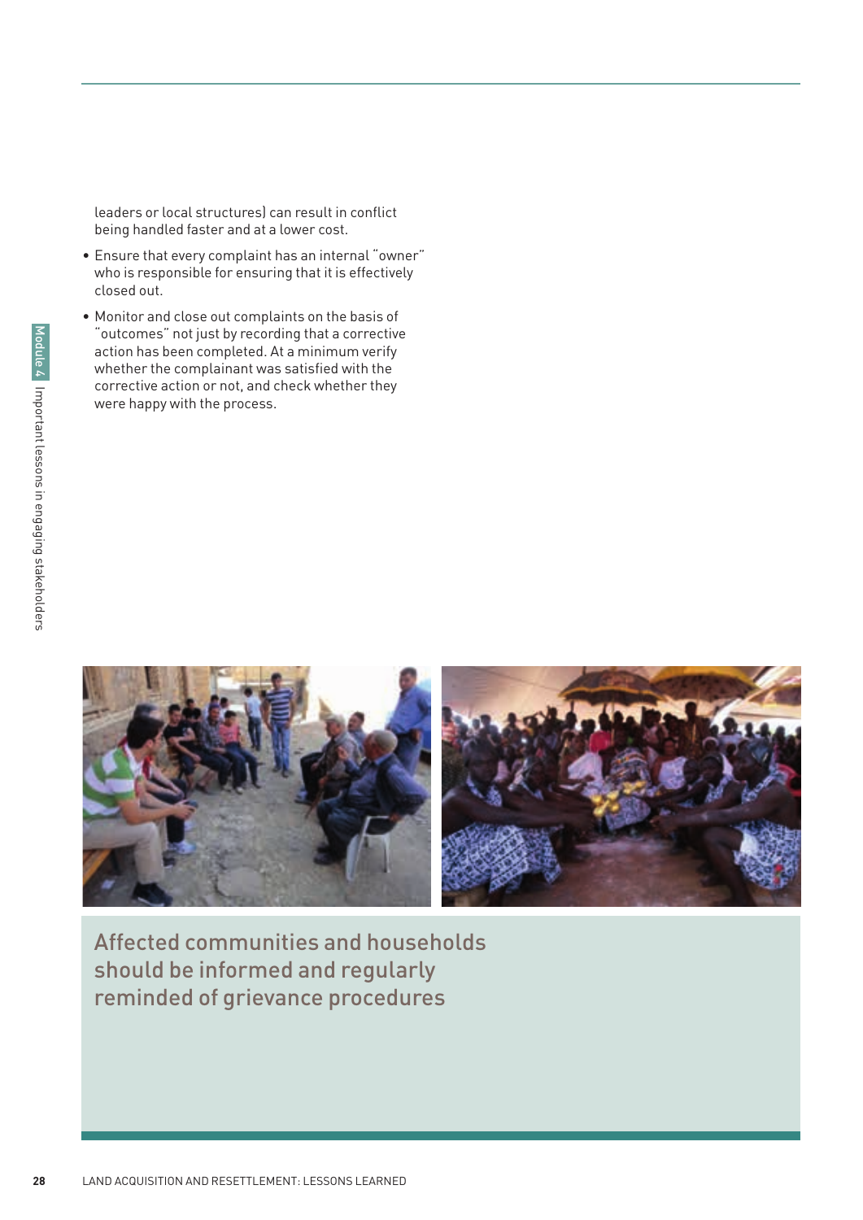leaders or local structures) can result in conflict being handled faster and at a lower cost.

- Ensure that every complaint has an internal "owner" who is responsible for ensuring that it is effectively closed out.
- Monitor and close out complaints on the basis of "outcomes" not just by recording that a corrective action has been completed. At a minimum verify whether the complainant was satisfied with the corrective action or not, and check whether they were happy with the process.

**Affected communities and households should be informed and regulary reminded of grievance procedures**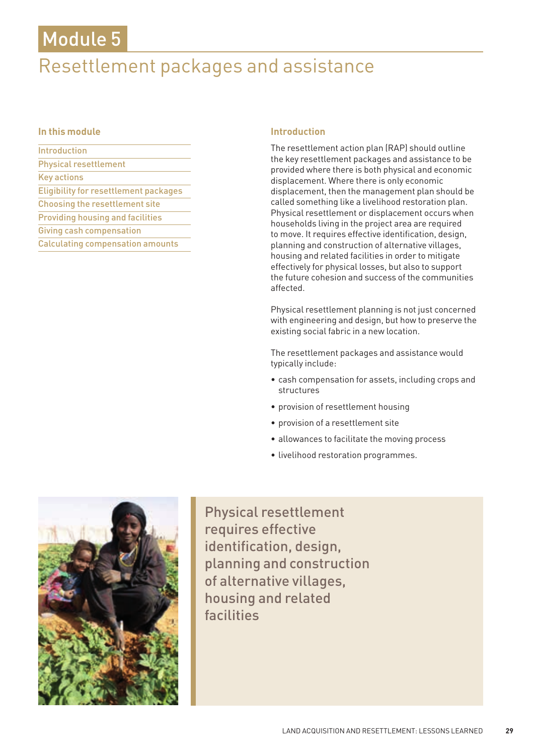# Module 5

# Resettlement packages and assistance

### In this module

- Introduction
- Physical resettlement
- Key actions
- Eligibility for resettlement packages
- Choosing the resettlement site
- Providing housing and facilities
- Giving cash compensation
- Calculating compensation amounts

### Introduction

The resettlement action plan (RAP) should outline the key resettlement packages and assistance to be provided where there is both physical and economic displacement. Where there is only economic displacement, then the management plan should be called something like a livelihood restoration plan. Physical resettlement or displacement occurs when households living in the project area are required to move. It requires effective identification, design, planning and construction of alternative villages, housing and related facilities in order to mitigate effectively for physical losses, but also to support the future cohesion and success of the communities affected.

Physical resettlement planning is not just concerned with engineering and design, but how to preserve the existing social fabric in a new location.

The resettlement packages and assistance would typically include:

- cash compensation for assets, including crops and structures
- provision of resettlement housing
- provision of a resettlement site
- allowances to facilitate the moving process
- livelihood restoration programmes.

Physical resettlement requires effective identification, design, planning and construction of alternative villages, housing and related facilities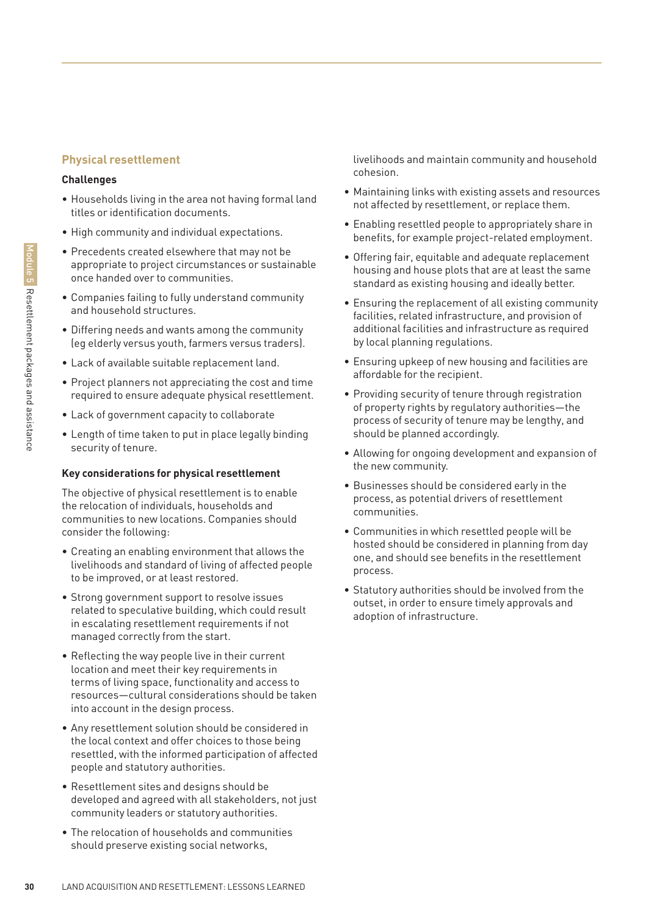## Physical resettlement

### Challenges

- Households living in the area not having formal land titles or identification documents.
- High community and individual expectations.
- Precedents created elsewhere that may not be appropriate to project circumstances or sustainable once handed over to communities.
- Companies failing to fully understand community and household structures.
- Differing needs and wants among the community (eg elderly versus youth, farmers versus traders).
- Lack of available suitable replacement land.
- Project planners not appreciating the cost and time required to ensure adequate physical resettlement.
- Lack of government capacity to collaborate
- Length of time taken to put in place legally binding security of tenure.

### Key considerations for physical resettlement

The objective of physical resettlement is to enable the relocation of individuals, households and communities to new locations. Companies should consider the following:

- Creating an enabling environment that allows the livelihoods and standard of living of affected people to be improved, or at least restored.
- Strong government support to resolve issues related to speculative building, which could result in escalating resettlement requirements if not managed correctly from the start.
- Reflecting the way people live in their current location and meet their key requirements in terms of living space, functionality and access to resources—cultural considerations should be taken into account in the design process.
- Any resettlement solution should be considered in the local context and offer choices to those being resettled, with the informed participation of affected people and statutory authorities.
- Resettlement sites and designs should be developed and agreed with all stakeholders, not just community leaders or statutory authorities.
- The relocation of households and communities should preserve existing social networks, livelihoods and maintain community and household cohesion.
- Maintaining links with existing assets and resources not affected by resettlement, or replace them.
- Enabling resettled people to appropriately share in benefits, for example project-related employment.
- Offering fair, equitable and adequate replacement housing and house plots that are at least the same standard as existing housing and ideally better.
- Ensuring the replacement of all existing community facilities, related infrastructure, and provision of additional facilities and infrastructure as required by local planning regulations.
- Ensuring upkeep of new housing and facilities are affordable for the recipient.
- Providing security of tenure through registration of property rights by regulatory authorities—the process of security of tenure may be lengthy, and should be planned accordingly.
- Allowing for ongoing development and expansion of the new community.
- Businesses should be considered early in the process, as potential drivers of resettlement communities.
- Communities in which resettled people will be hosted should be considered in planning from day one, and should see benefits in the resettlement process.
- Statutory authorities should be involved from the outset, in order to ensure timely approvals and adoption of infrastructure.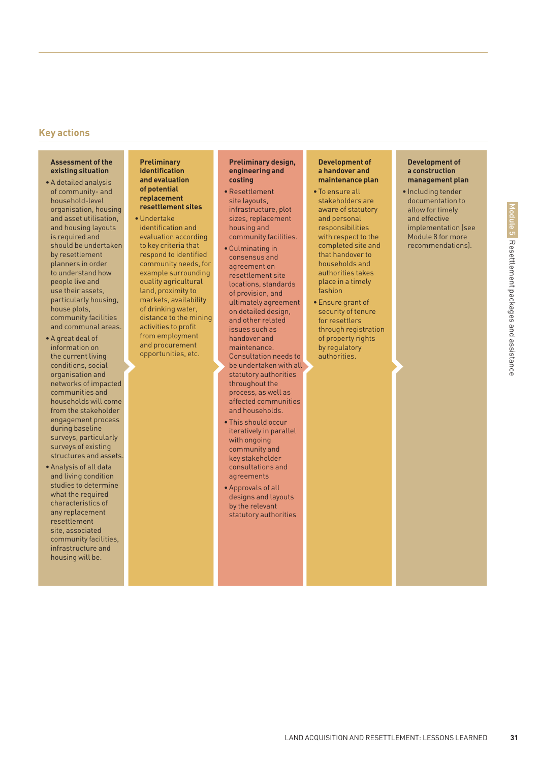## Key actions

**Assessment of the existing situation**

- A detailed analysis of community- and household-level organisation, housing and asset utilisation, and housing layouts is required and should be undertaken by resettlement planners in order to understand how people live and use their assets, particularly housing, house plots, community facilities and communal areas.
- A great deal of information on the current living conditions, social organisation and networks of impacted communities and households will come from the stakeholder engagement process during baseline surveys, particularly surveys of existing structures and assets.
- Analysis of all data and living condition studies to determine what the required characteristics of any replacement resettlement site, associated community facilities, infrastructure and housing will be.

**Preliminary identification and evaluation of potential replacement resettlement sites**

- Undertake identification and evaluation according to key criteria that respond to identified community needs, for example surrounding quality agricultural land, proximity to markets, availability of drinking water, distance to the mining activities to profit from employment and procurement opportunities, etc.

**Preliminary design, engineering and costing**

- Resettlement site layouts, infrastructure, plot sizes, replacement housing and community facilities.
- Culminating in consensus and agreement on resettlement site locations, standards of provision, and ultimately agreement on detailed design, and other related issues such as handover and maintenance. Consultation needs to be undertaken with all statutory authorities throughout the process, as well as affected communities and households.
- This should occur iteratively in parallel with ongoing community and key stakeholder consultations and agreements
- Approvals of all designs and layouts by the relevant statutory authorities

**Development of a handover and maintenance plan**

- To ensure all stakeholders are aware of statutory and personal responsibilities with respect to the completed site and that handover to households and authorities takes place in a timely fashion
- Ensure grant of security of tenure for resettlers through registration of property rights by regulatory authorities.

**Development of a construction management plan**

- Including tender documentation to allow for timely and effective implementation (see Module 8 for more recommendations).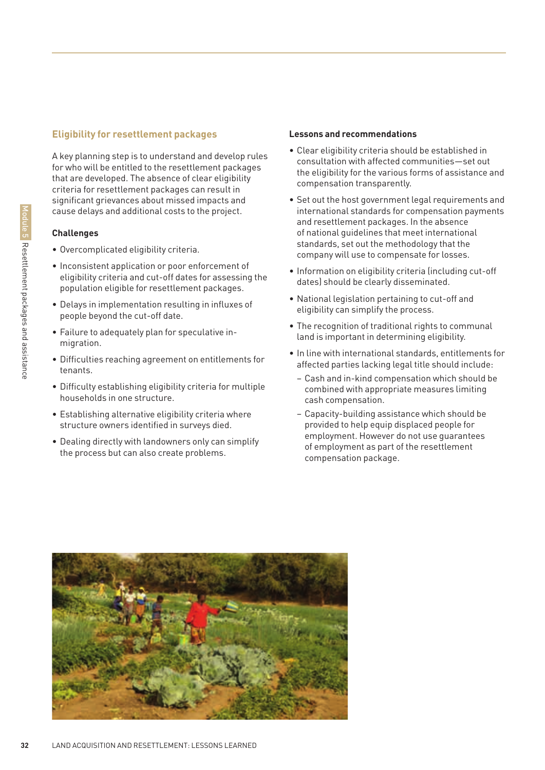## Eligibility for resettlement packages

A key planning step is to understand and develop rules for who will be entitled to the resettlement packages that are developed. The absence of clear eligibility criteria for resettlement packages can result in significant grievances about missed impacts and cause delays and additional costs to the project.

### Challenges

- Overcomplicated eligibility criteria.
- Inconsistent application or poor enforcement of eligibility criteria and cut-off dates for assessing the population eligible for resettlement packages.
- Delays in implementation resulting in influxes of people beyond the cut-off date.
- Failure to adequately plan for speculative in-migration.
- Difficulties reaching agreement on entitlements for tenants.
- Difficulty establishing eligibility criteria for multiple households in one structure.
- Establishing alternative eligibility criteria where structure owners identified in surveys died.
- Dealing directly with landowners only can simplify the process but can also create problems.

### Lessons and recommendations

- Clear eligibility criteria should be established in consultation with affected communities—set out the eligibility for the various forms of assistance and compensation transparently.
- Set out the host government legal requirements and international standards for compensation payments and resettlement packages. In the absence of national guidelines that meet international standards, set out the methodology that the company will use to compensate for losses.
- Information on eligibility criteria (including cut-off dates) should be clearly disseminated.
- National legislation pertaining to cut-off and eligibility can simplify the process.
- The recognition of traditional rights to communal land is important in determining eligibility.
- In line with international standards, entitlements for affected parties lacking legal title should include:
  - Cash and in-kind compensation which should be combined with appropriate measures limiting cash compensation.
  - Capacity-building assistance which should be provided to help equip displaced people for employment. However do not use guarantees of employment as part of the resettlement compensation package.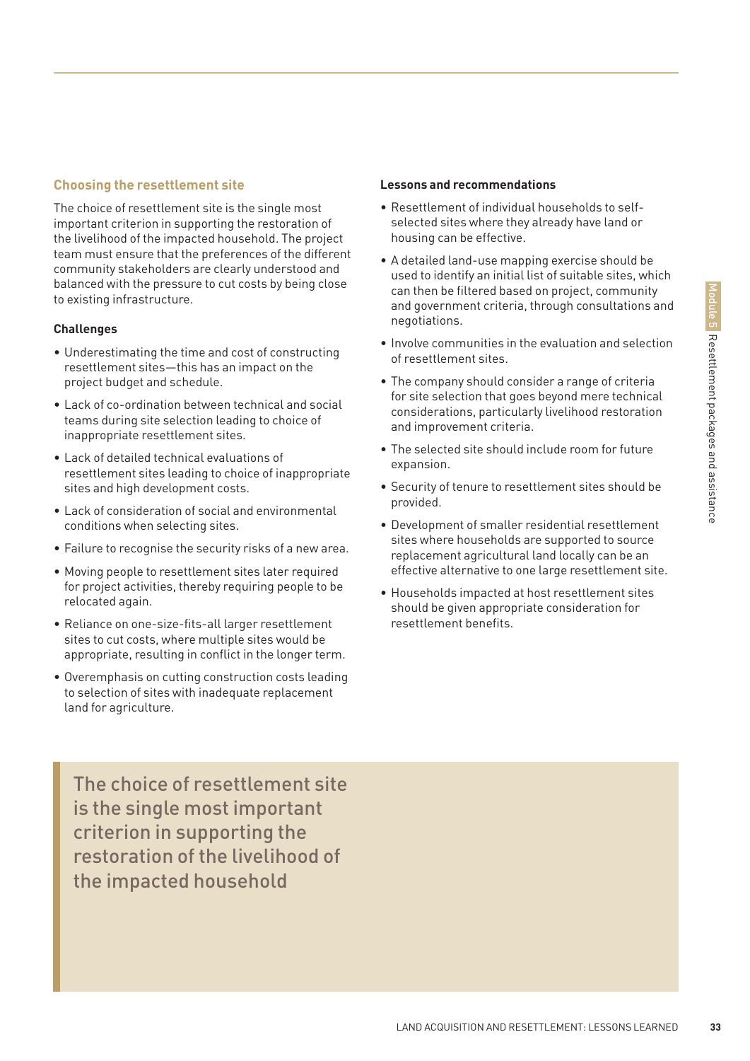### Choosing the resettlement site

The choice of resettlement site is the single most important criterion in supporting the restoration of the livelihood of the impacted household. The project team must ensure that the preferences of the different community stakeholders are clearly understood and balanced with the pressure to cut costs by being close to existing infrastructure.

#### Challenges

- Underestimating the time and cost of constructing resettlement sites—this has an impact on the project budget and schedule.
- Lack of co-ordination between technical and social teams during site selection leading to choice of inappropriate resettlement sites.
- Lack of detailed technical evaluations of resettlement sites leading to choice of inappropriate sites and high development costs.
- Lack of consideration of social and environmental conditions when selecting sites.
- Failure to recognise the security risks of a new area.
- Moving people to resettlement sites later required for project activities, thereby requiring people to be relocated again.
- Reliance on one-size-fits-all larger resettlement sites to cut costs, where multiple sites would be appropriate, resulting in conflict in the longer term.
- Overemphasis on cutting construction costs leading to selection of sites with inadequate replacement land for agriculture.

#### Lessons and recommendations

- Resettlement of individual households to self-selected sites where they already have land or housing can be effective.
- A detailed land-use mapping exercise should be used to identify an initial list of suitable sites, which can then be filtered based on project, community and government criteria, through consultations and negotiations.
- Involve communities in the evaluation and selection of resettlement sites.
- The company should consider a range of criteria for site selection that goes beyond mere technical considerations, particularly livelihood restoration and improvement criteria.
- The selected site should include room for future expansion.
- Security of tenure to resettlement sites should be provided.
- Development of smaller residential resettlement sites where households are supported to source replacement agricultural land locally can be an effective alternative to one large resettlement site.
- Households impacted at host resettlement sites should be given appropriate consideration for resettlement benefits.

> The choice of resettlement site is the single most important criterion in supporting the restoration of the livelihood of the impacted household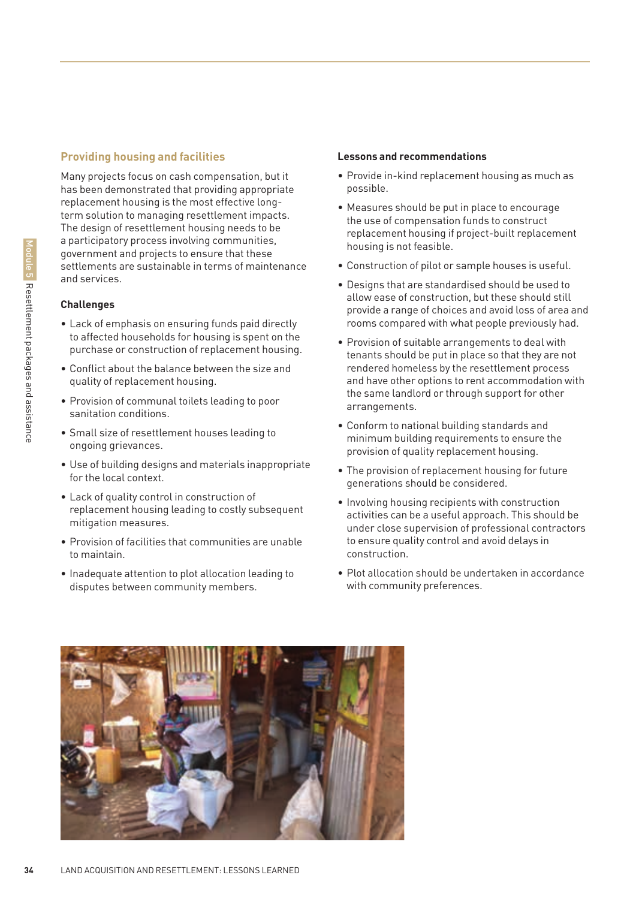## Providing housing and facilities

Many projects focus on cash compensation, but it has been demonstrated that providing appropriate replacement housing is the most effective long-term solution to managing resettlement impacts. The design of resettlement housing needs to be a participatory process involving communities, government and projects to ensure that these settlements are sustainable in terms of maintenance and services.

### Challenges

- Lack of emphasis on ensuring funds paid directly to affected households for housing is spent on the purchase or construction of replacement housing.
- Conflict about the balance between the size and quality of replacement housing.
- Provision of communal toilets leading to poor sanitation conditions.
- Small size of resettlement houses leading to ongoing grievances.
- Use of building designs and materials inappropriate for the local context.
- Lack of quality control in construction of replacement housing leading to costly subsequent mitigation measures.
- Provision of facilities that communities are unable to maintain.
- Inadequate attention to plot allocation leading to disputes between community members.

### Lessons and recommendations

- Provide in-kind replacement housing as much as possible.
- Measures should be put in place to encourage the use of compensation funds to construct replacement housing if project-built replacement housing is not feasible.
- Construction of pilot or sample houses is useful.
- Designs that are standardised should be used to allow ease of construction, but these should still provide a range of choices and avoid loss of area and rooms compared with what people previously had.
- Provision of suitable arrangements to deal with tenants should be put in place so that they are not rendered homeless by the resettlement process and have other options to rent accommodation with the same landlord or through support for other arrangements.
- Conform to national building standards and minimum building requirements to ensure the provision of quality replacement housing.
- The provision of replacement housing for future generations should be considered.
- Involving housing recipients with construction activities can be a useful approach. This should be under close supervision of professional contractors to ensure quality control and avoid delays in construction.
- Plot allocation should be undertaken in accordance with community preferences.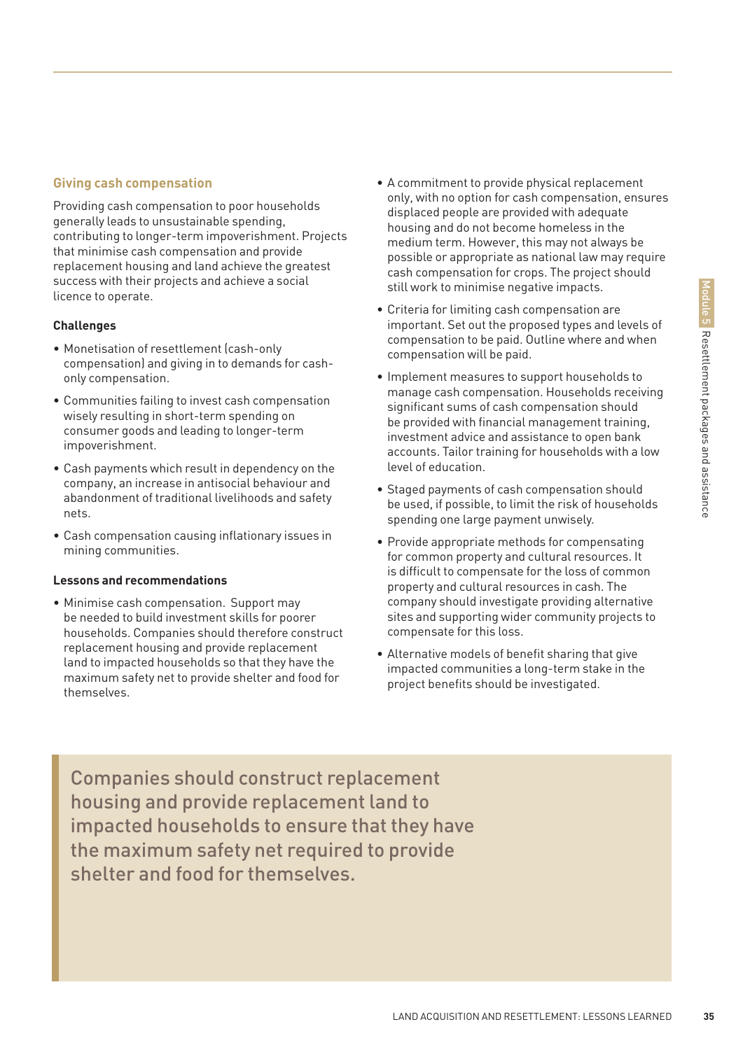## Giving cash compensation

Providing cash compensation to poor households generally leads to unsustainable spending, contributing to longer-term impoverishment. Projects that minimise cash compensation and provide replacement housing and land achieve the greatest success with their projects and achieve a social licence to operate.

### Challenges

- Monetisation of resettlement (cash-only compensation) and giving in to demands for cash-only compensation.
- Communities failing to invest cash compensation wisely resulting in short-term spending on consumer goods and leading to longer-term impoverishment.
- Cash payments which result in dependency on the company, an increase in antisocial behaviour and abandonment of traditional livelihoods and safety nets.
- Cash compensation causing inflationary issues in mining communities.

### Lessons and recommendations

- Minimise cash compensation. Support may be needed to build investment skills for poorer households. Companies should therefore construct replacement housing and provide replacement land to impacted households so that they have the maximum safety net to provide shelter and food for themselves.
- A commitment to provide physical replacement only, with no option for cash compensation, ensures displaced people are provided with adequate housing and do not become homeless in the medium term. However, this may not always be possible or appropriate as national law may require cash compensation for crops. The project should still work to minimise negative impacts.
- Criteria for limiting cash compensation are important. Set out the proposed types and levels of compensation to be paid. Outline where and when compensation will be paid.
- Implement measures to support households to manage cash compensation. Households receiving significant sums of cash compensation should be provided with financial management training, investment advice and assistance to open bank accounts. Tailor training for households with a low level of education.
- Staged payments of cash compensation should be used, if possible, to limit the risk of households spending one large payment unwisely.
- Provide appropriate methods for compensating for common property and cultural resources. It is difficult to compensate for the loss of common property and cultural resources in cash. The company should investigate providing alternative sites and supporting wider community projects to compensate for this loss.
- Alternative models of benefit sharing that give impacted communities a long-term stake in the project benefits should be investigated.

> Companies should construct replacement housing and provide replacement land to impacted households to ensure that they have the maximum safety net required to provide shelter and food for themselves.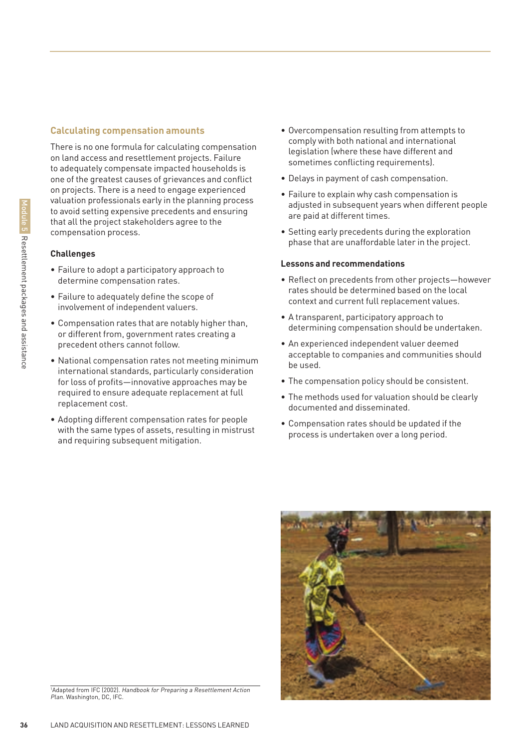## Calculating compensation amounts

There is no one formula for calculating compensation on land access and resettlement projects. Failure to adequately compensate impacted households is one of the greatest causes of grievances and conflict on projects. There is a need to engage experienced valuation professionals early in the planning process to avoid setting expensive precedents and ensuring that all the project stakeholders agree to the compensation process.

### Challenges

- Failure to adopt a participatory approach to determine compensation rates.
- Failure to adequately define the scope of involvement of independent valuers.
- Compensation rates that are notably higher than, or different from, government rates creating a precedent others cannot follow.
- National compensation rates not meeting minimum international standards, particularly consideration for loss of profits—innovative approaches may be required to ensure adequate replacement at full replacement cost.
- Adopting different compensation rates for people with the same types of assets, resulting in mistrust and requiring subsequent mitigation.
- Overcompensation resulting from attempts to comply with both national and international legislation (where these have different and sometimes conflicting requirements).
- Delays in payment of cash compensation.
- Failure to explain why cash compensation is adjusted in subsequent years when different people are paid at different times.
- Setting early precedents during the exploration phase that are unaffordable later in the project.

### Lessons and recommendations

- Reflect on precedents from other projects—however rates should be determined based on the local context and current full replacement values.
- A transparent, participatory approach to determining compensation should be undertaken.
- An experienced independent valuer deemed acceptable to companies and communities should be used.
- The compensation policy should be consistent.
- The methods used for valuation should be clearly documented and disseminated.
- Compensation rates should be updated if the process is undertaken over a long period.

[1]Adapted from IFC (2002). *Handbook for Preparing a Resettlement Action Plan*. Washington, DC, IFC.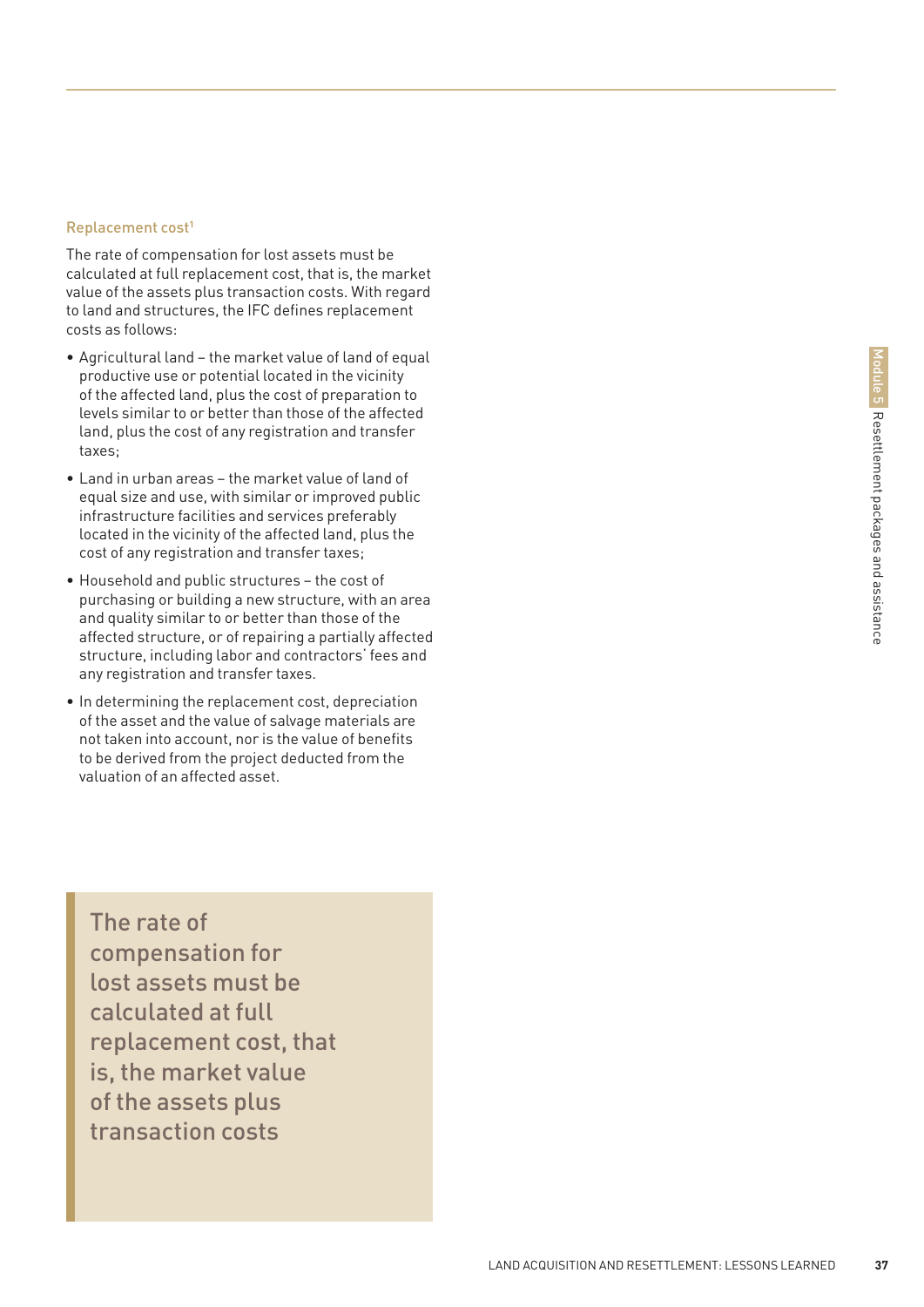### Replacement cost[1]

The rate of compensation for lost assets must be calculated at full replacement cost, that is, the market value of the assets plus transaction costs. With regard to land and structures, the IFC defines replacement costs as follows:

- Agricultural land – the market value of land of equal productive use or potential located in the vicinity of the affected land, plus the cost of preparation to levels similar to or better than those of the affected land, plus the cost of any registration and transfer taxes;
- Land in urban areas – the market value of land of equal size and use, with similar or improved public infrastructure facilities and services preferably located in the vicinity of the affected land, plus the cost of any registration and transfer taxes;
- Household and public structures – the cost of purchasing or building a new structure, with an area and quality similar to or better than those of the affected structure, or of repairing a partially affected structure, including labor and contractors' fees and any registration and transfer taxes.
- In determining the replacement cost, depreciation of the asset and the value of salvage materials are not taken into account, nor is the value of benefits to be derived from the project deducted from the valuation of an affected asset.

> The rate of compensation for lost assets must be calculated at full replacement cost, that is, the market value of the assets plus transaction costs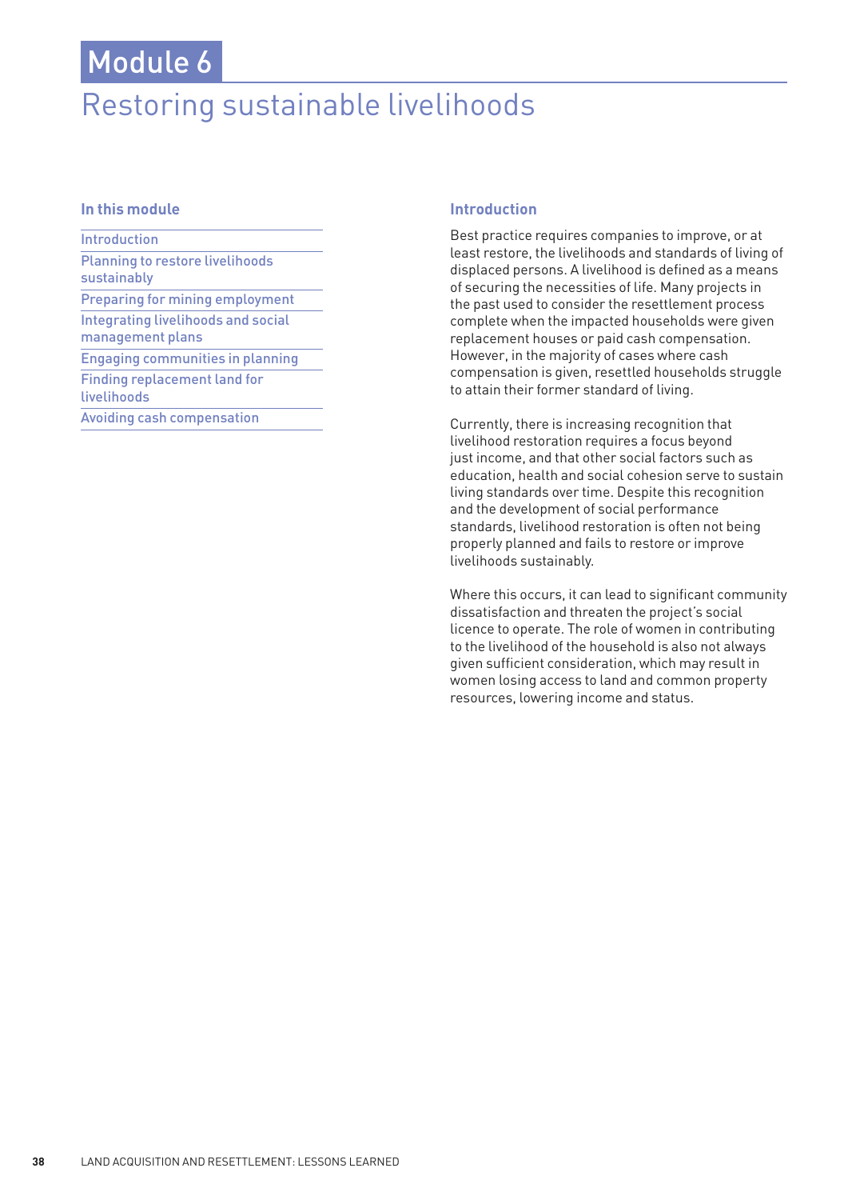# Module 6

## Restoring sustainable livelihoods

### In this module

- Introduction
- Planning to restore livelihoods sustainably
- Preparing for mining employment
- Integrating livelihoods and social management plans
- Engaging communities in planning
- Finding replacement land for livelihoods
- Avoiding cash compensation

### Introduction

Best practice requires companies to improve, or at least restore, the livelihoods and standards of living of displaced persons. A livelihood is defined as a means of securing the necessities of life. Many projects in the past used to consider the resettlement process complete when the impacted households were given replacement houses or paid cash compensation. However, in the majority of cases where cash compensation is given, resettled households struggle to attain their former standard of living.

Currently, there is increasing recognition that livelihood restoration requires a focus beyond just income, and that other social factors such as education, health and social cohesion serve to sustain living standards over time. Despite this recognition and the development of social performance standards, livelihood restoration is often not being properly planned and fails to restore or improve livelihoods sustainably.

Where this occurs, it can lead to significant community dissatisfaction and threaten the project's social licence to operate. The role of women in contributing to the livelihood of the household is also not always given sufficient consideration, which may result in women losing access to land and common property resources, lowering income and status.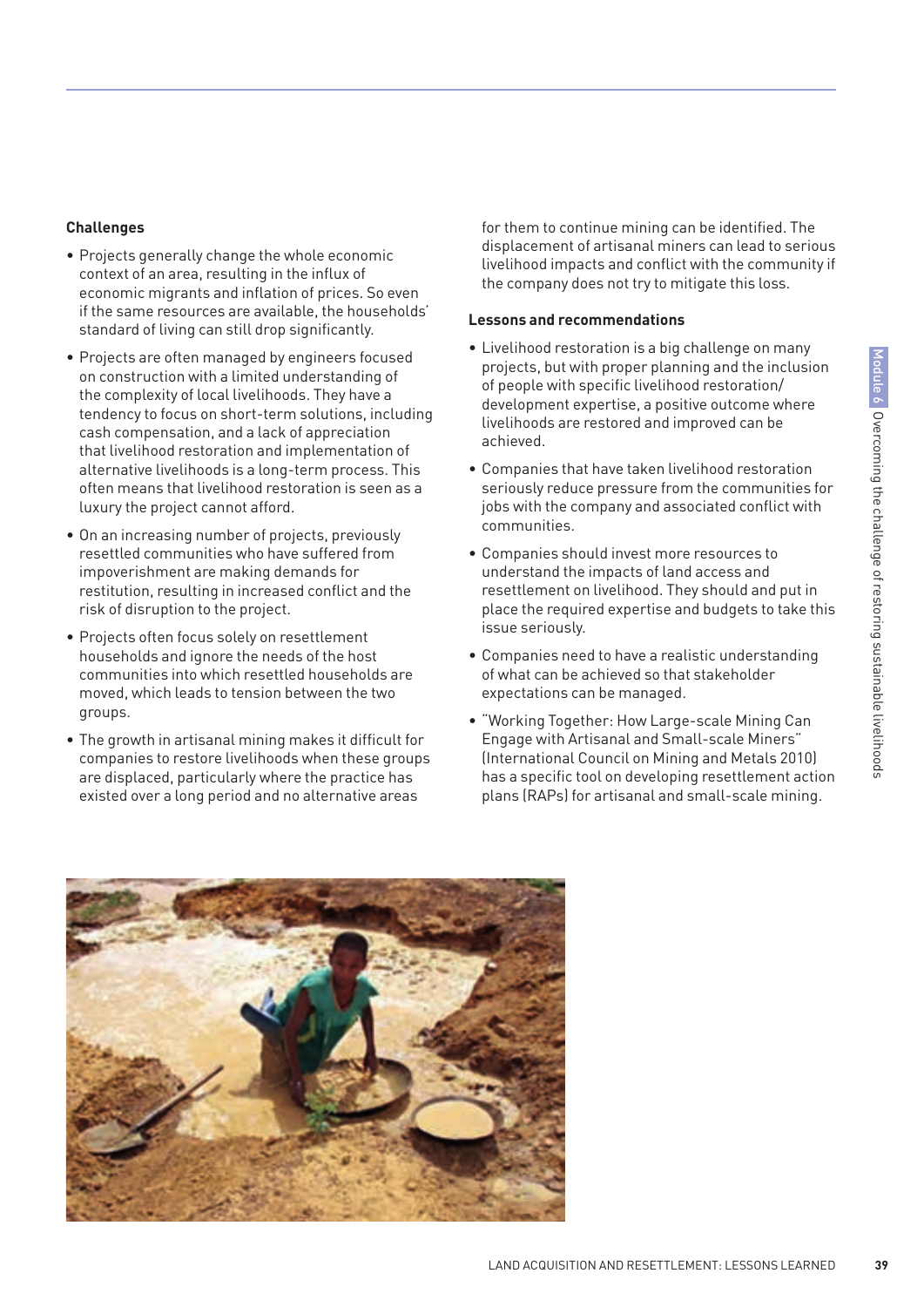**Challenges**

- Projects generally change the whole economic context of an area, resulting in the influx of economic migrants and inflation of prices. So even if the same resources are available, the households' standard of living can still drop significantly.
- Projects are often managed by engineers focused on construction with a limited understanding of the complexity of local livelihoods. They have a tendency to focus on short-term solutions, including cash compensation, and a lack of appreciation that livelihood restoration and implementation of alternative livelihoods is a long-term process. This often means that livelihood restoration is seen as a luxury the project cannot afford.
- On an increasing number of projects, previously resettled communities who have suffered from impoverishment are making demands for restitution, resulting in increased conflict and the risk of disruption to the project.
- Projects often focus solely on resettlement households and ignore the needs of the host communities into which resettled households are moved, which leads to tension between the two groups.
- The growth in artisanal mining makes it difficult for companies to restore livelihoods when these groups are displaced, particularly where the practice has existed over a long period and no alternative areas for them to continue mining can be identified. The displacement of artisanal miners can lead to serious livelihood impacts and conflict with the community if the company does not try to mitigate this loss.

**Lessons and recommendations**

- Livelihood restoration is a big challenge on many projects, but with proper planning and the inclusion of people with specific livelihood restoration/development expertise, a positive outcome where livelihoods are restored and improved can be achieved.
- Companies that have taken livelihood restoration seriously reduce pressure from the communities for jobs with the company and associated conflict with communities.
- Companies should invest more resources to understand the impacts of land access and resettlement on livelihood. They should and put in place the required expertise and budgets to take this issue seriously.
- Companies need to have a realistic understanding of what can be achieved so that stakeholder expectations can be managed.
- "Working Together: How Large-scale Mining Can Engage with Artisanal and Small-scale Miners" (International Council on Mining and Metals 2010) has a specific tool on developing resettlement action plans (RAPs) for artisanal and small-scale mining.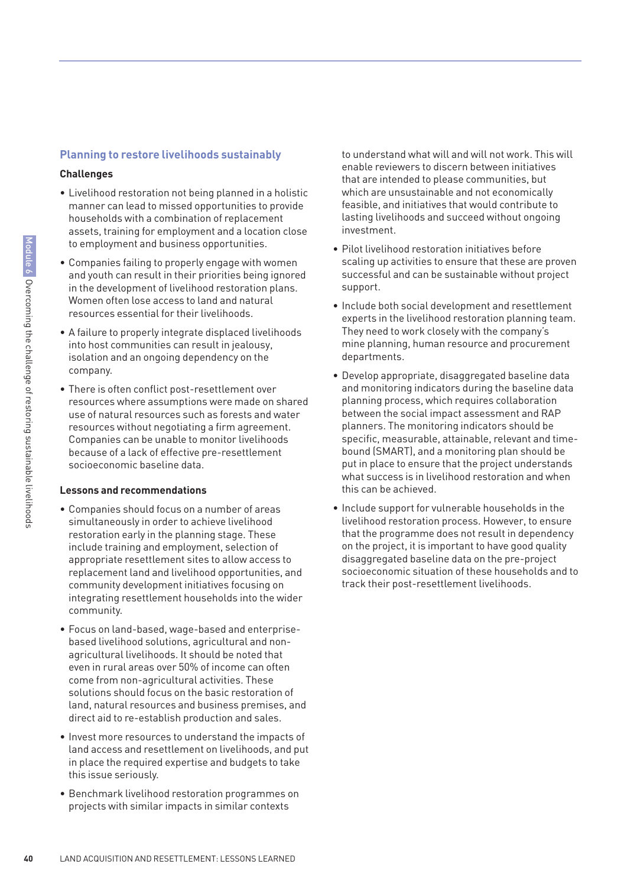## Planning to restore livelihoods sustainably

### Challenges

- Livelihood restoration not being planned in a holistic manner can lead to missed opportunities to provide households with a combination of replacement assets, training for employment and a location close to employment and business opportunities.
- Companies failing to properly engage with women and youth can result in their priorities being ignored in the development of livelihood restoration plans. Women often lose access to land and natural resources essential for their livelihoods.
- A failure to properly integrate displaced livelihoods into host communities can result in jealousy, isolation and an ongoing dependency on the company.
- There is often conflict post-resettlement over resources where assumptions were made on shared use of natural resources such as forests and water resources without negotiating a firm agreement. Companies can be unable to monitor livelihoods because of a lack of effective pre-resettlement socioeconomic baseline data.

### Lessons and recommendations

- Companies should focus on a number of areas simultaneously in order to achieve livelihood restoration early in the planning stage. These include training and employment, selection of appropriate resettlement sites to allow access to replacement land and livelihood opportunities, and community development initiatives focusing on integrating resettlement households into the wider community.
- Focus on land-based, wage-based and enterprise-based livelihood solutions, agricultural and non-agricultural livelihoods. It should be noted that even in rural areas over 50% of income can often come from non-agricultural activities. These solutions should focus on the basic restoration of land, natural resources and business premises, and direct aid to re-establish production and sales.
- Invest more resources to understand the impacts of land access and resettlement on livelihoods, and put in place the required expertise and budgets to take this issue seriously.
- Benchmark livelihood restoration programmes on projects with similar impacts in similar contexts to understand what will and will not work. This will enable reviewers to discern between initiatives that are intended to please communities, but which are unsustainable and not economically feasible, and initiatives that would contribute to lasting livelihoods and succeed without ongoing investment.
- Pilot livelihood restoration initiatives before scaling up activities to ensure that these are proven successful and can be sustainable without project support.
- Include both social development and resettlement experts in the livelihood restoration planning team. They need to work closely with the company's mine planning, human resource and procurement departments.
- Develop appropriate, disaggregated baseline data and monitoring indicators during the baseline data planning process, which requires collaboration between the social impact assessment and RAP planners. The monitoring indicators should be specific, measurable, attainable, relevant and time-bound (SMART), and a monitoring plan should be put in place to ensure that the project understands what success is in livelihood restoration and when this can be achieved.
- Include support for vulnerable households in the livelihood restoration process. However, to ensure that the programme does not result in dependency on the project, it is important to have good quality disaggregated baseline data on the pre-project socioeconomic situation of these households and to track their post-resettlement livelihoods.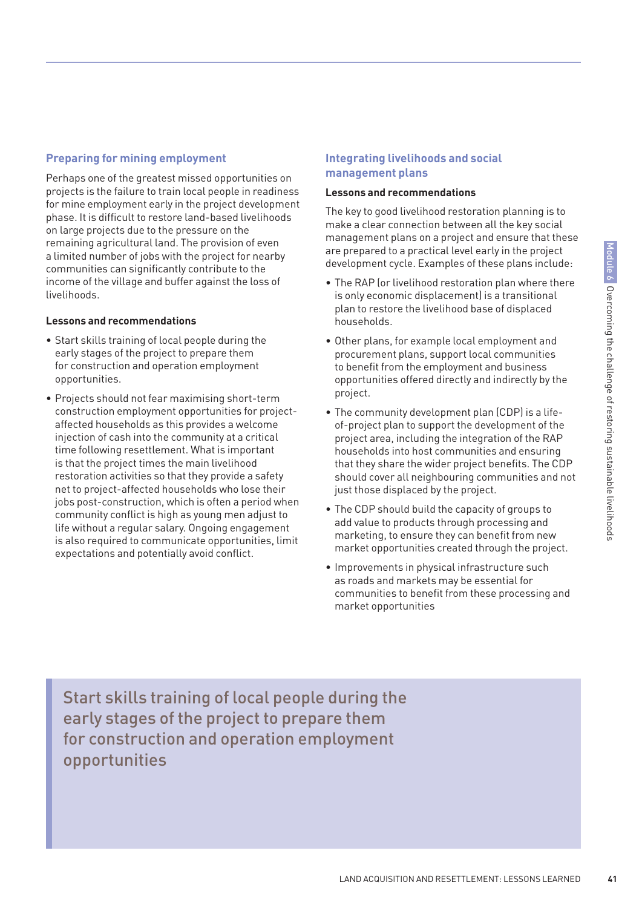### Preparing for mining employment

Perhaps one of the greatest missed opportunities on projects is the failure to train local people in readiness for mine employment early in the project development phase. It is difficult to restore land-based livelihoods on large projects due to the pressure on the remaining agricultural land. The provision of even a limited number of jobs with the project for nearby communities can significantly contribute to the income of the village and buffer against the loss of livelihoods.

**Lessons and recommendations**

- Start skills training of local people during the early stages of the project to prepare them for construction and operation employment opportunities.
- Projects should not fear maximising short-term construction employment opportunities for project-affected households as this provides a welcome injection of cash into the community at a critical time following resettlement. What is important is that the project times the main livelihood restoration activities so that they provide a safety net to project-affected households who lose their jobs post-construction, which is often a period when community conflict is high as young men adjust to life without a regular salary. Ongoing engagement is also required to communicate opportunities, limit expectations and potentially avoid conflict.

### Integrating livelihoods and social management plans

**Lessons and recommendations**

The key to good livelihood restoration planning is to make a clear connection between all the key social management plans on a project and ensure that these are prepared to a practical level early in the project development cycle. Examples of these plans include:

- The RAP (or livelihood restoration plan where there is only economic displacement) is a transitional plan to restore the livelihood base of displaced households.
- Other plans, for example local employment and procurement plans, support local communities to benefit from the employment and business opportunities offered directly and indirectly by the project.
- The community development plan (CDP) is a life-of-project plan to support the development of the project area, including the integration of the RAP households into host communities and ensuring that they share the wider project benefits. The CDP should cover all neighbouring communities and not just those displaced by the project.
- The CDP should build the capacity of groups to add value to products through processing and marketing, to ensure they can benefit from new market opportunities created through the project.
- Improvements in physical infrastructure such as roads and markets may be essential for communities to benefit from these processing and market opportunities

> Start skills training of local people during the early stages of the project to prepare them for construction and operation employment opportunities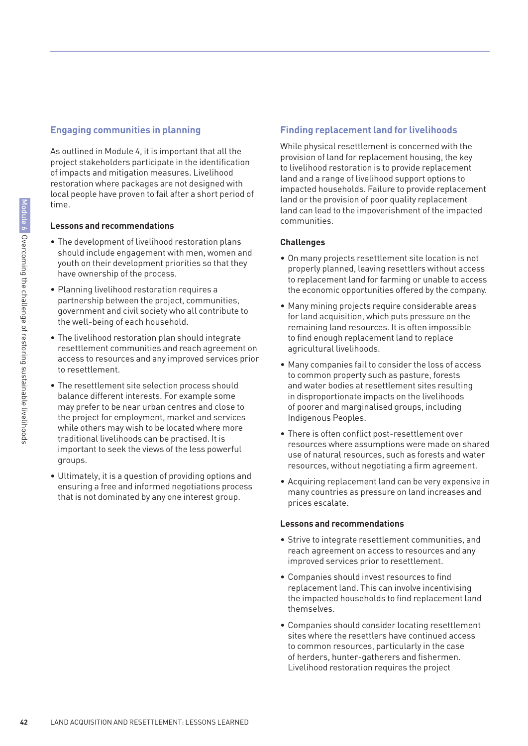## Engaging communities in planning

As outlined in Module 4, it is important that all the project stakeholders participate in the identification of impacts and mitigation measures. Livelihood restoration where packages are not designed with local people have proven to fail after a short period of time.

### Lessons and recommendations

- The development of livelihood restoration plans should include engagement with men, women and youth on their development priorities so that they have ownership of the process.
- Planning livelihood restoration requires a partnership between the project, communities, government and civil society who all contribute to the well-being of each household.
- The livelihood restoration plan should integrate resettlement communities and reach agreement on access to resources and any improved services prior to resettlement.
- The resettlement site selection process should balance different interests. For example some may prefer to be near urban centres and close to the project for employment, market and services while others may wish to be located where more traditional livelihoods can be practised. It is important to seek the views of the less powerful groups.
- Ultimately, it is a question of providing options and ensuring a free and informed negotiations process that is not dominated by any one interest group.

## Finding replacement land for livelihoods

While physical resettlement is concerned with the provision of land for replacement housing, the key to livelihood restoration is to provide replacement land and a range of livelihood support options to impacted households. Failure to provide replacement land or the provision of poor quality replacement land can lead to the impoverishment of the impacted communities.

### Challenges

- On many projects resettlement site location is not properly planned, leaving resettlers without access to replacement land for farming or unable to access the economic opportunities offered by the company.
- Many mining projects require considerable areas for land acquisition, which puts pressure on the remaining land resources. It is often impossible to find enough replacement land to replace agricultural livelihoods.
- Many companies fail to consider the loss of access to common property such as pasture, forests and water bodies at resettlement sites resulting in disproportionate impacts on the livelihoods of poorer and marginalised groups, including Indigenous Peoples.
- There is often conflict post-resettlement over resources where assumptions were made on shared use of natural resources, such as forests and water resources, without negotiating a firm agreement.
- Acquiring replacement land can be very expensive in many countries as pressure on land increases and prices escalate.

### Lessons and recommendations

- Strive to integrate resettlement communities, and reach agreement on access to resources and any improved services prior to resettlement.
- Companies should invest resources to find replacement land. This can involve incentivising the impacted households to find replacement land themselves.
- Companies should consider locating resettlement sites where the resettlers have continued access to common resources, particularly in the case of herders, hunter-gatherers and fishermen. Livelihood restoration requires the project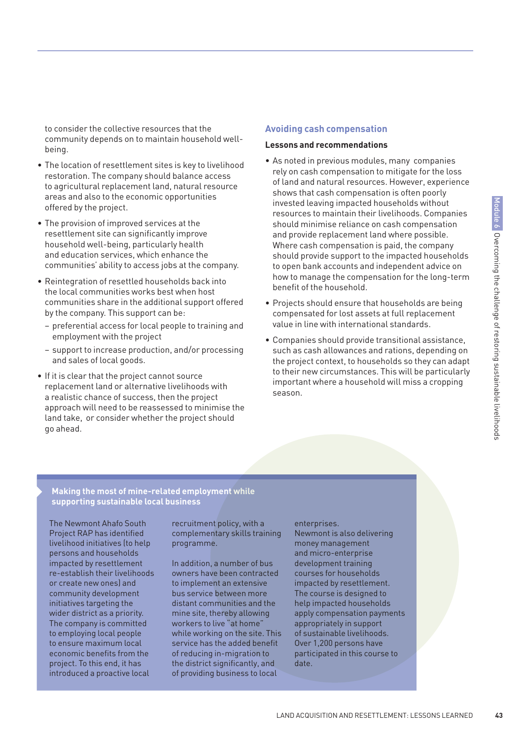to consider the collective resources that the community depends on to maintain household well-being.

- The location of resettlement sites is key to livelihood restoration. The company should balance access to agricultural replacement land, natural resource areas and also to the economic opportunities offered by the project.
- The provision of improved services at the resettlement site can significantly improve household well-being, particularly health and education services, which enhance the communities' ability to access jobs at the company.
- Reintegration of resettled households back into the local communities works best when host communities share in the additional support offered by the company. This support can be:
  - preferential access for local people to training and employment with the project
  - support to increase production, and/or processing and sales of local goods.
- If it is clear that the project cannot source replacement land or alternative livelihoods with a realistic chance of success, then the project approach will need to be reassessed to minimise the land take, or consider whether the project should go ahead.

## Avoiding cash compensation

**Lessons and recommendations**

- As noted in previous modules, many companies rely on cash compensation to mitigate for the loss of land and natural resources. However, experience shows that cash compensation is often poorly invested leaving impacted households without resources to maintain their livelihoods. Companies should minimise reliance on cash compensation and provide replacement land where possible. Where cash compensation is paid, the company should provide support to the impacted households to open bank accounts and independent advice on how to manage the compensation for the long-term benefit of the household.
- Projects should ensure that households are being compensated for lost assets at full replacement value in line with international standards.
- Companies should provide transitional assistance, such as cash allowances and rations, depending on the project context, to households so they can adapt to their new circumstances. This will be particularly important where a household will miss a cropping season.

### Making the most of mine-related employment while supporting sustainable local business

The Newmont Ahafo South Project RAP has identified livelihood initiatives (to help persons and households impacted by resettlement re-establish their livelihoods or create new ones) and community development initiatives targeting the wider district as a priority. The company is committed to employing local people to ensure maximum local economic benefits from the project. To this end, it has introduced a proactive local recruitment policy, with a complementary skills training programme.

In addition, a number of bus owners have been contracted to implement an extensive bus service between more distant communities and the mine site, thereby allowing workers to live "at home" while working on the site. This service has the added benefit of reducing in-migration to the district significantly, and of providing business to local enterprises.

Newmont is also delivering money management and micro-enterprise development training courses for households impacted by resettlement. The course is designed to help impacted households apply compensation payments appropriately in support of sustainable livelihoods. Over 1,200 persons have participated in this course to date.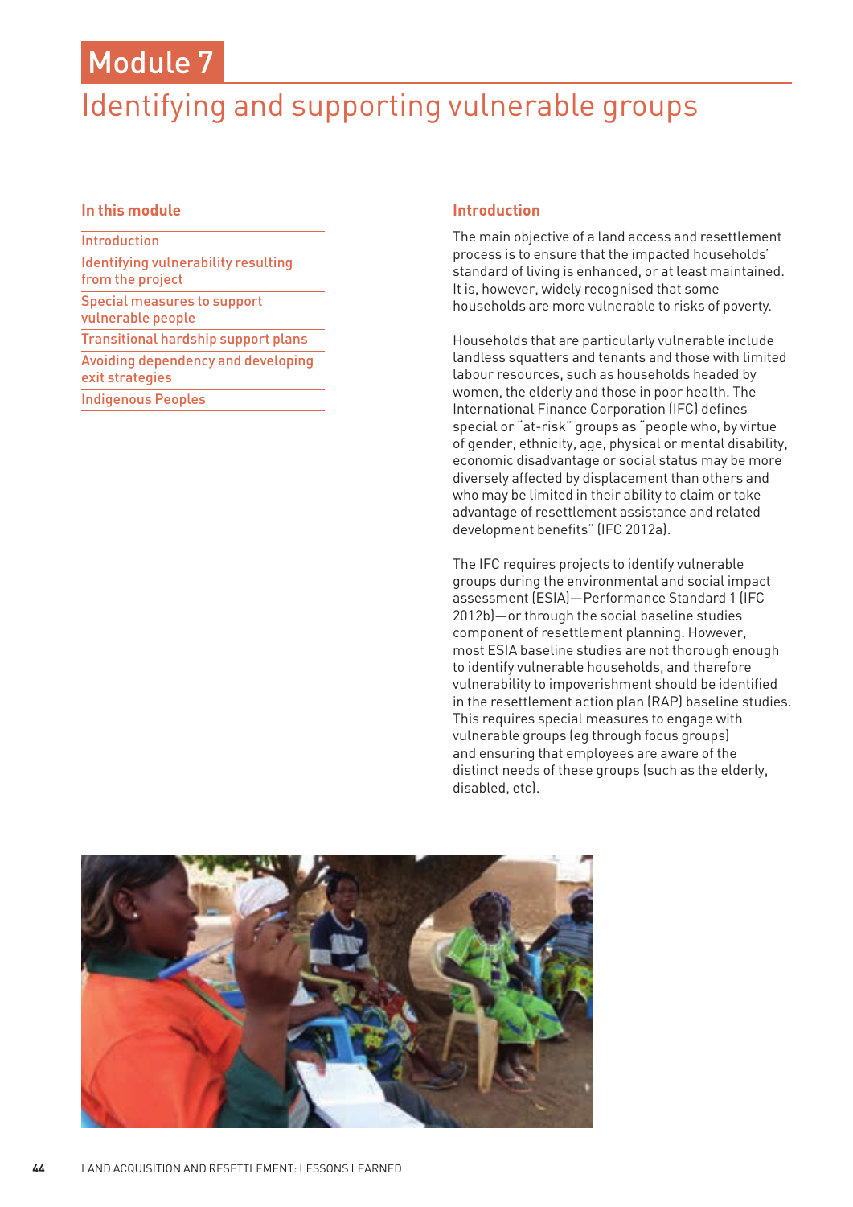# Module 7

## Identifying and supporting vulnerable groups

### In this module

- Introduction
- Identifying vulnerability resulting from the project
- Special measures to support vulnerable people
- Transitional hardship support plans
- Avoiding dependency and developing exit strategies
- Indigenous Peoples

### Introduction

The main objective of a land access and resettlement process is to ensure that the impacted households' standard of living is enhanced, or at least maintained. It is, however, widely recognised that some households are more vulnerable to risks of poverty.

Households that are particularly vulnerable include landless squatters and tenants and those with limited labour resources, such as households headed by women, the elderly and those in poor health. The International Finance Corporation (IFC) defines special or "at-risk" groups as "people who, by virtue of gender, ethnicity, age, physical or mental disability, economic disadvantage or social status may be more diversely affected by displacement than others and who may be limited in their ability to claim or take advantage of resettlement assistance and related development benefits" (IFC 2012a).

The IFC requires projects to identify vulnerable groups during the environmental and social impact assessment (ESIA)—Performance Standard 1 (IFC 2012b)—or through the social baseline studies component of resettlement planning. However, most ESIA baseline studies are not thorough enough to identify vulnerable households, and therefore vulnerability to impoverishment should be identified in the resettlement action plan (RAP) baseline studies. This requires special measures to engage with vulnerable groups (eg through focus groups) and ensuring that employees are aware of the distinct needs of these groups (such as the elderly, disabled, etc).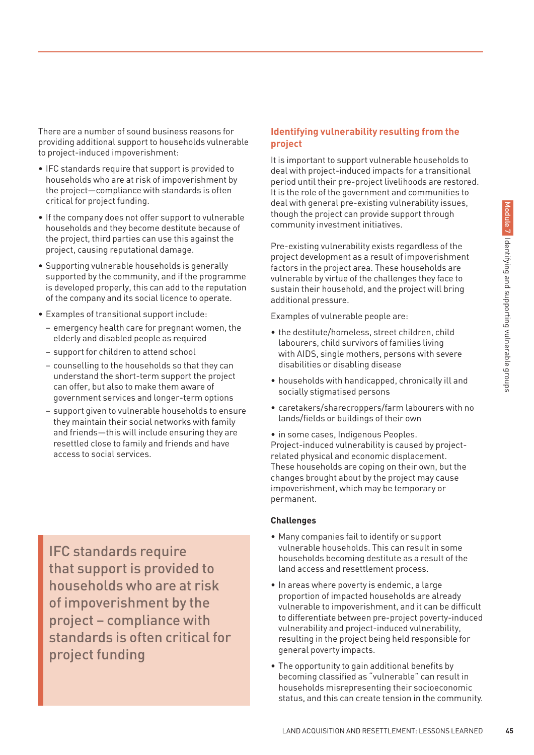There are a number of sound business reasons for providing additional support to households vulnerable to project-induced impoverishment:

- IFC standards require that support is provided to households who are at risk of impoverishment by the project—compliance with standards is often critical for project funding.
- If the company does not offer support to vulnerable households and they become destitute because of the project, third parties can use this against the project, causing reputational damage.
- Supporting vulnerable households is generally supported by the community, and if the programme is developed properly, this can add to the reputation of the company and its social licence to operate.
- Examples of transitional support include:
  - emergency health care for pregnant women, the elderly and disabled people as required
  - support for children to attend school
  - counselling to the households so that they can understand the short-term support the project can offer, but also to make them aware of government services and longer-term options
  - support given to vulnerable households to ensure they maintain their social networks with family and friends—this will include ensuring they are resettled close to family and friends and have access to social services.

> IFC standards require that support is provided to households who are at risk of impoverishment by the project – compliance with standards is often critical for project funding

### Identifying vulnerability resulting from the project

It is important to support vulnerable households to deal with project-induced impacts for a transitional period until their pre-project livelihoods are restored. It is the role of the government and communities to deal with general pre-existing vulnerability issues, though the project can provide support through community investment initiatives.

Pre-existing vulnerability exists regardless of the project development as a result of impoverishment factors in the project area. These households are vulnerable by virtue of the challenges they face to sustain their household, and the project will bring additional pressure.

Examples of vulnerable people are:

- the destitute/homeless, street children, child labourers, child survivors of families living with AIDS, single mothers, persons with severe disabilities or disabling disease
- households with handicapped, chronically ill and socially stigmatised persons
- caretakers/sharecroppers/farm labourers with no lands/fields or buildings of their own
- in some cases, Indigenous Peoples.

Project-induced vulnerability is caused by project-related physical and economic displacement. These households are coping on their own, but the changes brought about by the project may cause impoverishment, which may be temporary or permanent.

#### Challenges

- Many companies fail to identify or support vulnerable households. This can result in some households becoming destitute as a result of the land access and resettlement process.
- In areas where poverty is endemic, a large proportion of impacted households are already vulnerable to impoverishment, and it can be difficult to differentiate between pre-project poverty-induced vulnerability and project-induced vulnerability, resulting in the project being held responsible for general poverty impacts.
- The opportunity to gain additional benefits by becoming classified as "vulnerable" can result in households misrepresenting their socioeconomic status, and this can create tension in the community.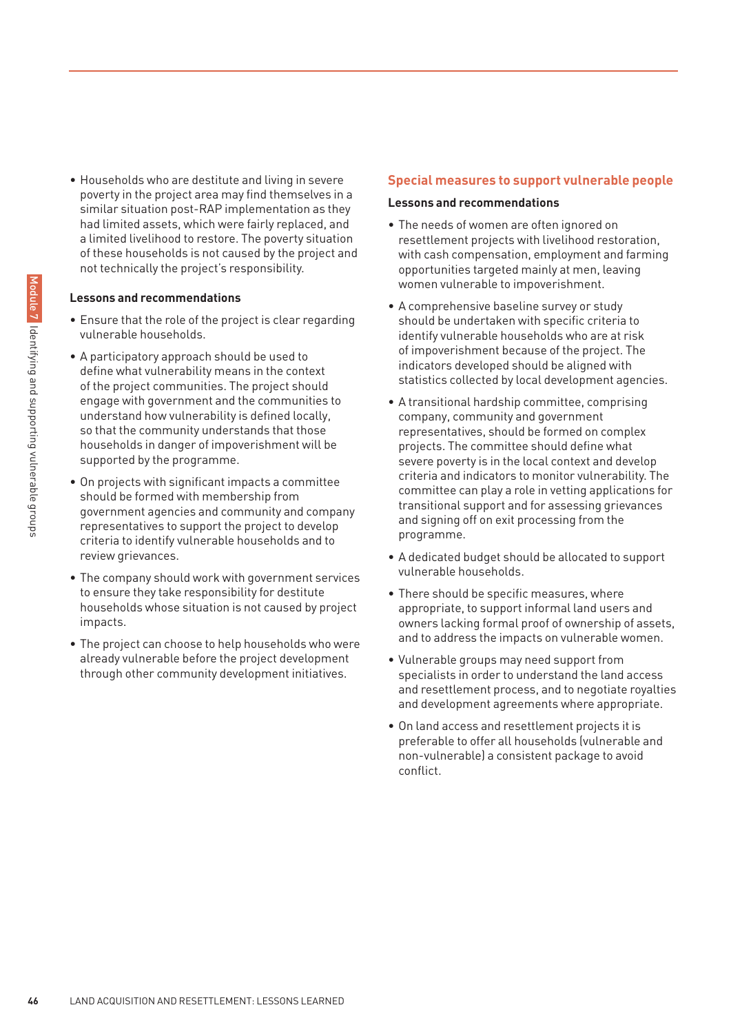- Households who are destitute and living in severe poverty in the project area may find themselves in a similar situation post-RAP implementation as they had limited assets, which were fairly replaced, and a limited livelihood to restore. The poverty situation of these households is not caused by the project and not technically the project's responsibility.

#### Lessons and recommendations

- Ensure that the role of the project is clear regarding vulnerable households.
- A participatory approach should be used to define what vulnerability means in the context of the project communities. The project should engage with government and the communities to understand how vulnerability is defined locally, so that the community understands that those households in danger of impoverishment will be supported by the programme.
- On projects with significant impacts a committee should be formed with membership from government agencies and community and company representatives to support the project to develop criteria to identify vulnerable households and to review grievances.
- The company should work with government services to ensure they take responsibility for destitute households whose situation is not caused by project impacts.
- The project can choose to help households who were already vulnerable before the project development through other community development initiatives.

### Special measures to support vulnerable people

#### Lessons and recommendations

- The needs of women are often ignored on resettlement projects with livelihood restoration, with cash compensation, employment and farming opportunities targeted mainly at men, leaving women vulnerable to impoverishment.
- A comprehensive baseline survey or study should be undertaken with specific criteria to identify vulnerable households who are at risk of impoverishment because of the project. The indicators developed should be aligned with statistics collected by local development agencies.
- A transitional hardship committee, comprising company, community and government representatives, should be formed on complex projects. The committee should define what severe poverty is in the local context and develop criteria and indicators to monitor vulnerability. The committee can play a role in vetting applications for transitional support and for assessing grievances and signing off on exit processing from the programme.
- A dedicated budget should be allocated to support vulnerable households.
- There should be specific measures, where appropriate, to support informal land users and owners lacking formal proof of ownership of assets, and to address the impacts on vulnerable women.
- Vulnerable groups may need support from specialists in order to understand the land access and resettlement process, and to negotiate royalties and development agreements where appropriate.
- On land access and resettlement projects it is preferable to offer all households (vulnerable and non-vulnerable) a consistent package to avoid conflict.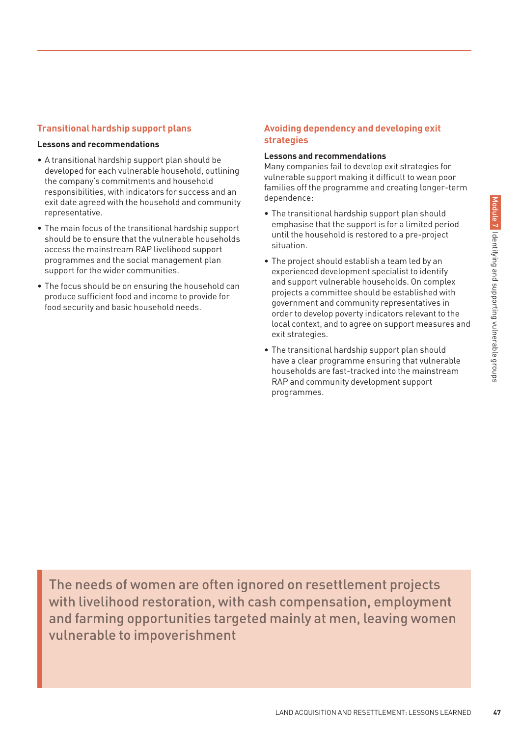### Transitional hardship support plans

**Lessons and recommendations**

- A transitional hardship support plan should be developed for each vulnerable household, outlining the company's commitments and household responsibilities, with indicators for success and an exit date agreed with the household and community representative.
- The main focus of the transitional hardship support should be to ensure that the vulnerable households access the mainstream RAP livelihood support programmes and the social management plan support for the wider communities.
- The focus should be on ensuring the household can produce sufficient food and income to provide for food security and basic household needs.

### Avoiding dependency and developing exit strategies

**Lessons and recommendations**

Many companies fail to develop exit strategies for vulnerable support making it difficult to wean poor families off the programme and creating longer-term dependence:

- The transitional hardship support plan should emphasise that the support is for a limited period until the household is restored to a pre-project situation.
- The project should establish a team led by an experienced development specialist to identify and support vulnerable households. On complex projects a committee should be established with government and community representatives in order to develop poverty indicators relevant to the local context, and to agree on support measures and exit strategies.
- The transitional hardship support plan should have a clear programme ensuring that vulnerable households are fast-tracked into the mainstream RAP and community development support programmes.

> The needs of women are often ignored on resettlement projects with livelihood restoration, with cash compensation, employment and farming opportunities targeted mainly at men, leaving women vulnerable to impoverishment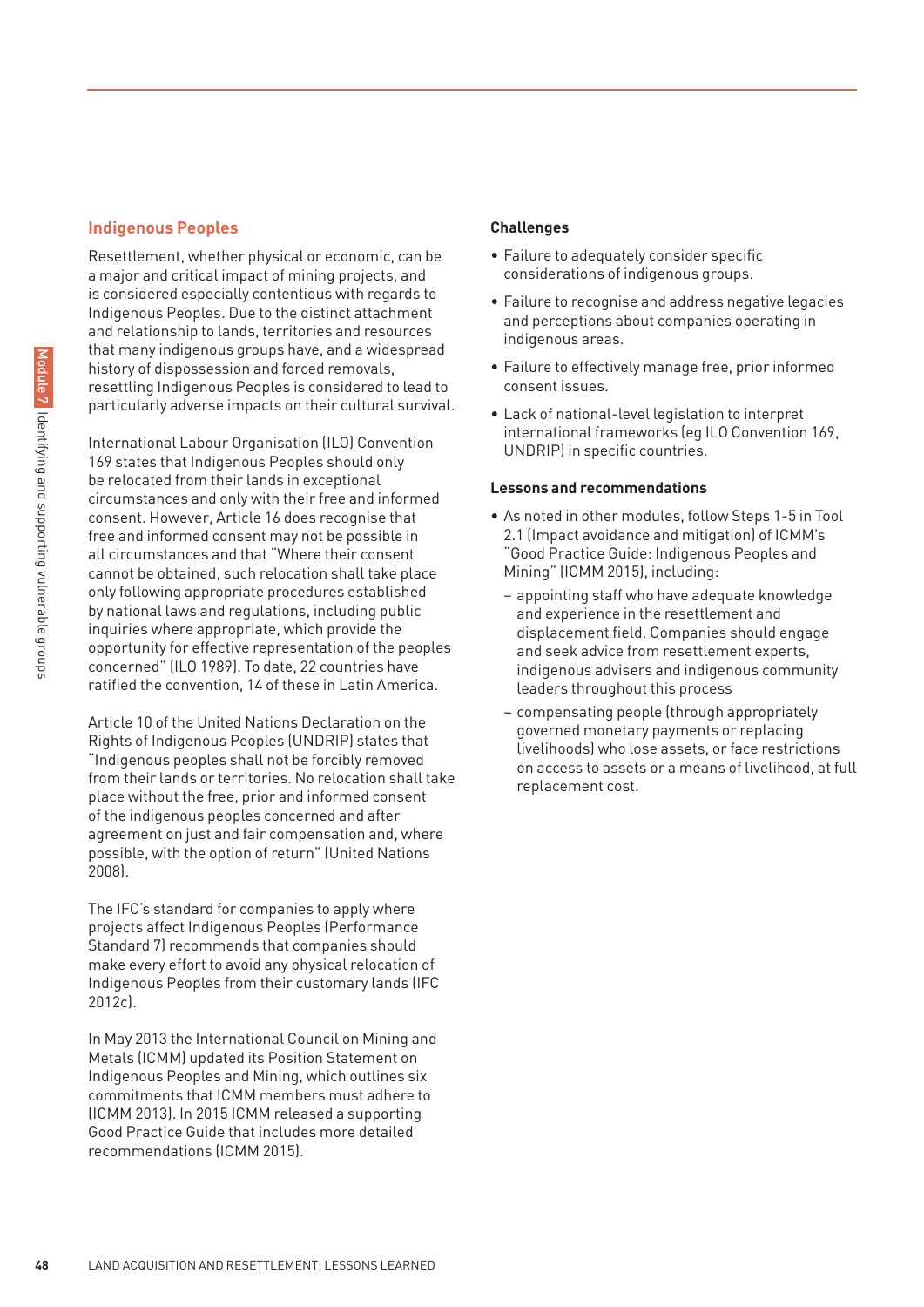## Indigenous Peoples

Resettlement, whether physical or economic, can be a major and critical impact of mining projects, and is considered especially contentious with regards to Indigenous Peoples. Due to the distinct attachment and relationship to lands, territories and resources that many indigenous groups have, and a widespread history of dispossession and forced removals, resettling Indigenous Peoples is considered to lead to particularly adverse impacts on their cultural survival.

International Labour Organisation (ILO) Convention 169 states that Indigenous Peoples should only be relocated from their lands in exceptional circumstances and only with their free and informed consent. However, Article 16 does recognise that free and informed consent may not be possible in all circumstances and that "Where their consent cannot be obtained, such relocation shall take place only following appropriate procedures established by national laws and regulations, including public inquiries where appropriate, which provide the opportunity for effective representation of the peoples concerned" (ILO 1989). To date, 22 countries have ratified the convention, 14 of these in Latin America.

Article 10 of the United Nations Declaration on the Rights of Indigenous Peoples (UNDRIP) states that "Indigenous peoples shall not be forcibly removed from their lands or territories. No relocation shall take place without the free, prior and informed consent of the indigenous peoples concerned and after agreement on just and fair compensation and, where possible, with the option of return" (United Nations 2008).

The IFC's standard for companies to apply where projects affect Indigenous Peoples (Performance Standard 7) recommends that companies should make every effort to avoid any physical relocation of Indigenous Peoples from their customary lands (IFC 2012c).

In May 2013 the International Council on Mining and Metals (ICMM) updated its Position Statement on Indigenous Peoples and Mining, which outlines six commitments that ICMM members must adhere to (ICMM 2013). In 2015 ICMM released a supporting Good Practice Guide that includes more detailed recommendations (ICMM 2015).

### Challenges

- Failure to adequately consider specific considerations of indigenous groups.
- Failure to recognise and address negative legacies and perceptions about companies operating in indigenous areas.
- Failure to effectively manage free, prior informed consent issues.
- Lack of national-level legislation to interpret international frameworks (eg ILO Convention 169, UNDRIP) in specific countries.

### Lessons and recommendations

- As noted in other modules, follow Steps 1-5 in Tool 2.1 (Impact avoidance and mitigation) of ICMM's "Good Practice Guide: Indigenous Peoples and Mining" (ICMM 2015), including:
  - appointing staff who have adequate knowledge and experience in the resettlement and displacement field. Companies should engage and seek advice from resettlement experts, indigenous advisers and indigenous community leaders throughout this process
  - compensating people (through appropriately governed monetary payments or replacing livelihoods) who lose assets, or face restrictions on access to assets or a means of livelihood, at full replacement cost.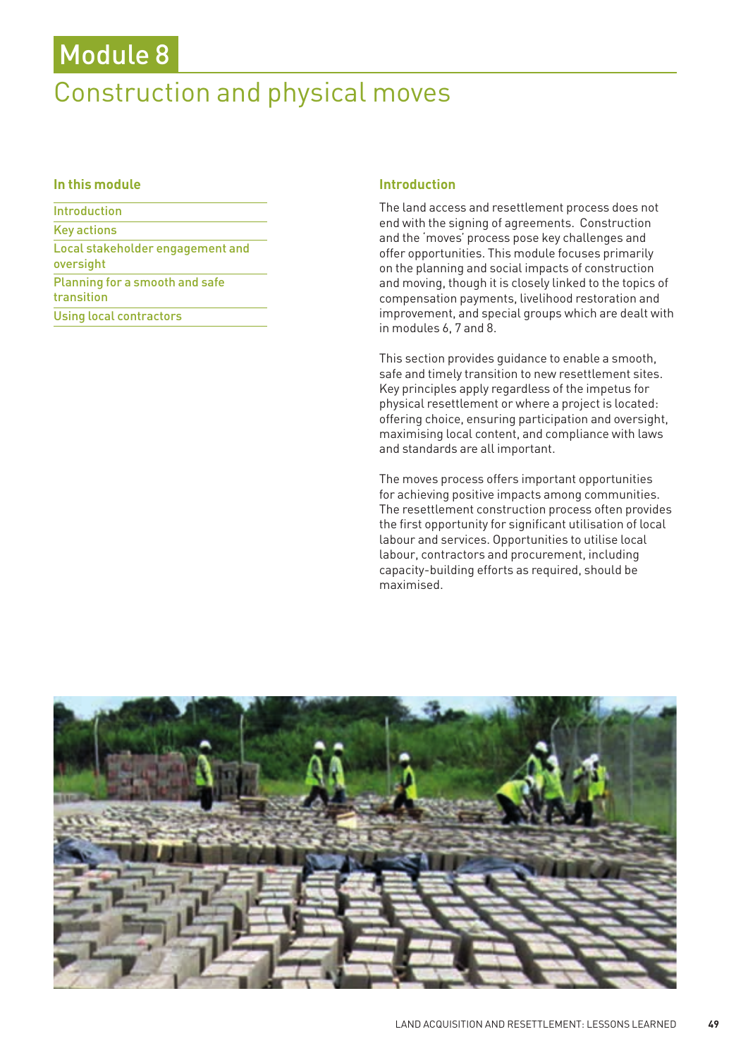# Module 8

## Construction and physical moves

### In this module

- Introduction
- Key actions
- Local stakeholder engagement and oversight
- Planning for a smooth and safe transition
- Using local contractors

### Introduction

The land access and resettlement process does not end with the signing of agreements. Construction and the 'moves' process pose key challenges and offer opportunities. This module focuses primarily on the planning and social impacts of construction and moving, though it is closely linked to the topics of compensation payments, livelihood restoration and improvement, and special groups which are dealt with in modules 6, 7 and 8.

This section provides guidance to enable a smooth, safe and timely transition to new resettlement sites. Key principles apply regardless of the impetus for physical resettlement or where a project is located: offering choice, ensuring participation and oversight, maximising local content, and compliance with laws and standards are all important.

The moves process offers important opportunities for achieving positive impacts among communities. The resettlement construction process often provides the first opportunity for significant utilisation of local labour and services. Opportunities to utilise local labour, contractors and procurement, including capacity-building efforts as required, should be maximised.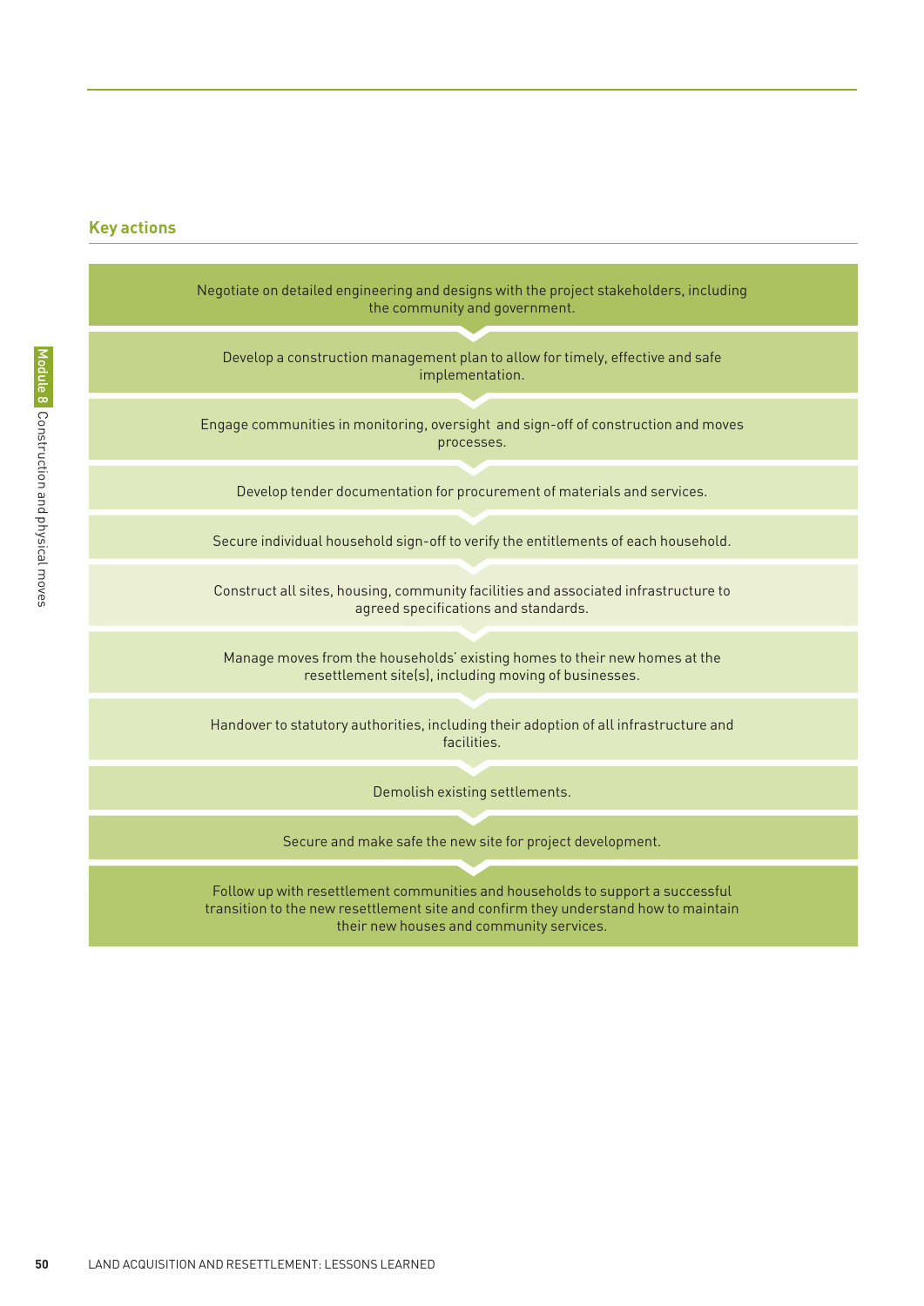## Key actions

Negotiate on detailed engineering and designs with the project stakeholders, including the community and government.

Develop a construction management plan to allow for timely, effective and safe implementation.

Engage communities in monitoring, oversight and sign-off of construction and moves processes.

Develop tender documentation for procurement of materials and services.

Secure individual household sign-off to verify the entitlements of each household.

Construct all sites, housing, community facilities and associated infrastructure to agreed specifications and standards.

Manage moves from the households' existing homes to their new homes at the resettlement site(s), including moving of businesses.

Handover to statutory authorities, including their adoption of all infrastructure and facilities.

Demolish existing settlements.

Secure and make safe the new site for project development.

Follow up with resettlement communities and households to support a successful transition to the new resettlement site and confirm they understand how to maintain their new houses and community services.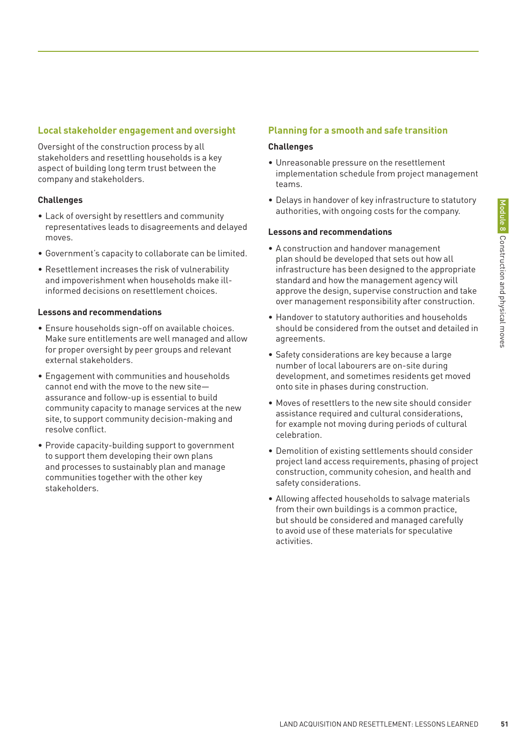## Local stakeholder engagement and oversight

Oversight of the construction process by all stakeholders and resettling households is a key aspect of building long term trust between the company and stakeholders.

### Challenges

- Lack of oversight by resettlers and community representatives leads to disagreements and delayed moves.
- Government's capacity to collaborate can be limited.
- Resettlement increases the risk of vulnerability and impoverishment when households make ill-informed decisions on resettlement choices.

### Lessons and recommendations

- Ensure households sign-off on available choices. Make sure entitlements are well managed and allow for proper oversight by peer groups and relevant external stakeholders.
- Engagement with communities and households cannot end with the move to the new site—assurance and follow-up is essential to build community capacity to manage services at the new site, to support community decision-making and resolve conflict.
- Provide capacity-building support to government to support them developing their own plans and processes to sustainably plan and manage communities together with the other key stakeholders.

## Planning for a smooth and safe transition

### Challenges

- Unreasonable pressure on the resettlement implementation schedule from project management teams.
- Delays in handover of key infrastructure to statutory authorities, with ongoing costs for the company.

### Lessons and recommendations

- A construction and handover management plan should be developed that sets out how all infrastructure has been designed to the appropriate standard and how the management agency will approve the design, supervise construction and take over management responsibility after construction.
- Handover to statutory authorities and households should be considered from the outset and detailed in agreements.
- Safety considerations are key because a large number of local labourers are on-site during development, and sometimes residents get moved onto site in phases during construction.
- Moves of resettlers to the new site should consider assistance required and cultural considerations, for example not moving during periods of cultural celebration.
- Demolition of existing settlements should consider project land access requirements, phasing of project construction, community cohesion, and health and safety considerations.
- Allowing affected households to salvage materials from their own buildings is a common practice, but should be considered and managed carefully to avoid use of these materials for speculative activities.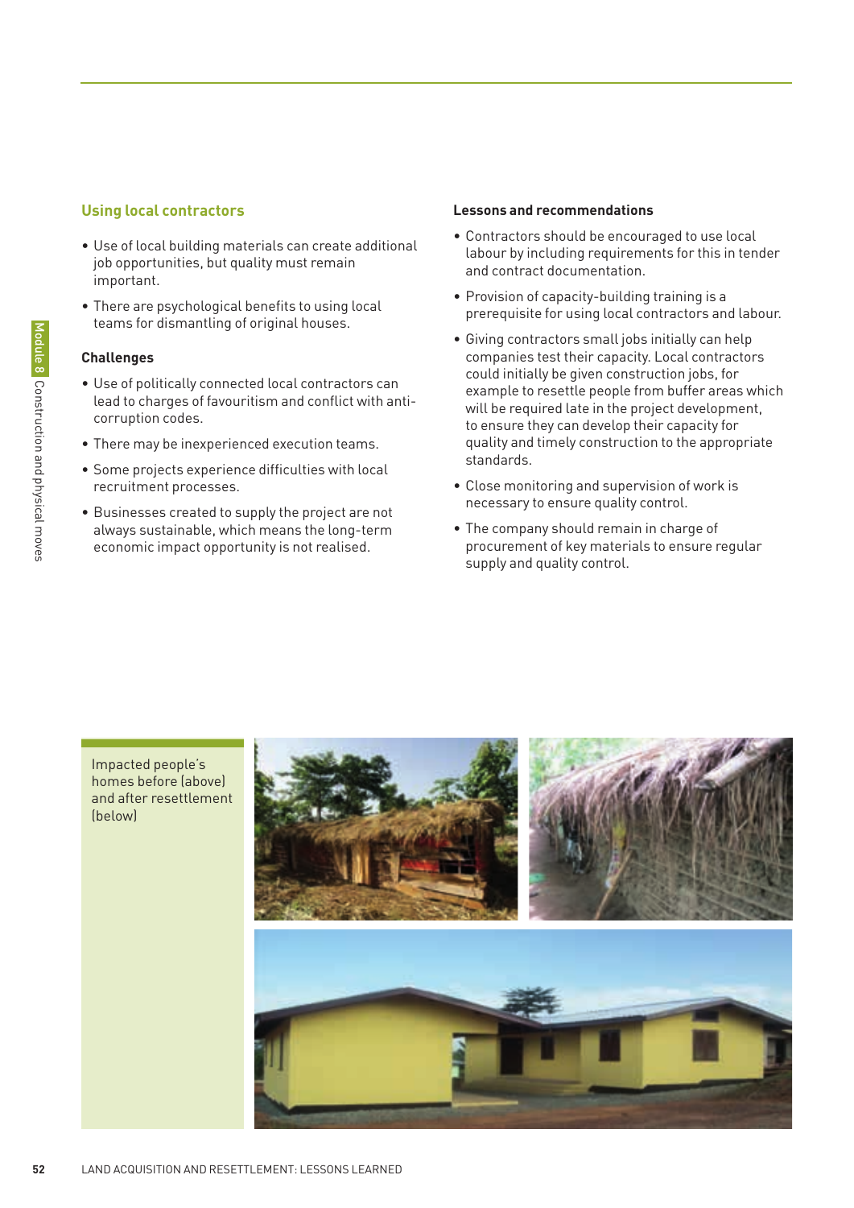## Using local contractors

- Use of local building materials can create additional job opportunities, but quality must remain important.
- There are psychological benefits to using local teams for dismantling of original houses.

### Challenges

- Use of politically connected local contractors can lead to charges of favouritism and conflict with anti-corruption codes.
- There may be inexperienced execution teams.
- Some projects experience difficulties with local recruitment processes.
- Businesses created to supply the project are not always sustainable, which means the long-term economic impact opportunity is not realised.

### Lessons and recommendations

- Contractors should be encouraged to use local labour by including requirements for this in tender and contract documentation.
- Provision of capacity-building training is a prerequisite for using local contractors and labour.
- Giving contractors small jobs initially can help companies test their capacity. Local contractors could initially be given construction jobs, for example to resettle people from buffer areas which will be required late in the project development, to ensure they can develop their capacity for quality and timely construction to the appropriate standards.
- Close monitoring and supervision of work is necessary to ensure quality control.
- The company should remain in charge of procurement of key materials to ensure regular supply and quality control.

Impacted people's homes before (above) and after resettlement (below)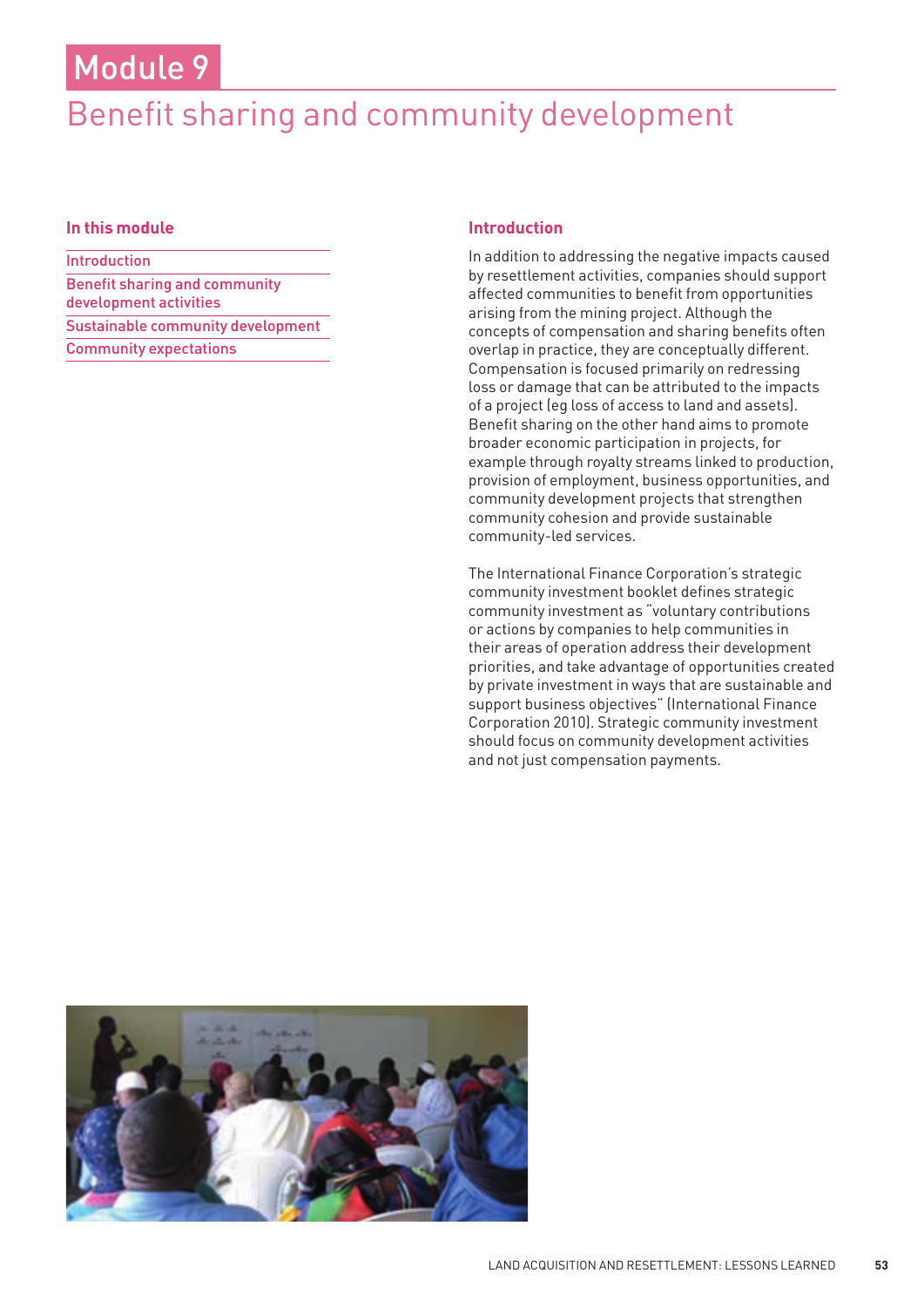# Module 9

## Benefit sharing and community development

### In this module

- Introduction
- Benefit sharing and community development activities
- Sustainable community development
- Community expectations

### Introduction

In addition to addressing the negative impacts caused by resettlement activities, companies should support affected communities to benefit from opportunities arising from the mining project. Although the concepts of compensation and sharing benefits often overlap in practice, they are conceptually different. Compensation is focused primarily on redressing loss or damage that can be attributed to the impacts of a project (eg loss of access to land and assets). Benefit sharing on the other hand aims to promote broader economic participation in projects, for example through royalty streams linked to production, provision of employment, business opportunities, and community development projects that strengthen community cohesion and provide sustainable community-led services.

The International Finance Corporation's strategic community investment booklet defines strategic community investment as "voluntary contributions or actions by companies to help communities in their areas of operation address their development priorities, and take advantage of opportunities created by private investment in ways that are sustainable and support business objectives" (International Finance Corporation 2010). Strategic community investment should focus on community development activities and not just compensation payments.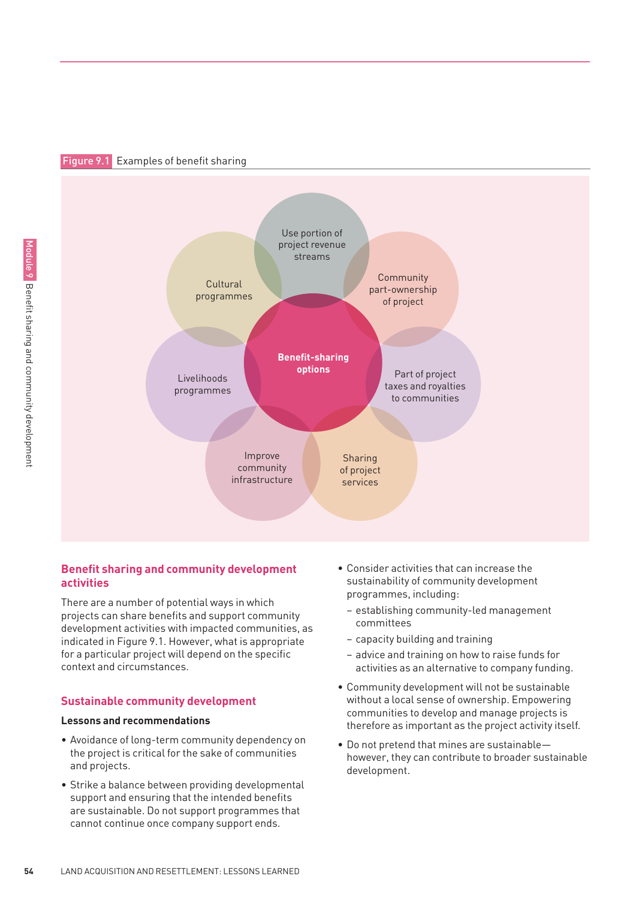Figure 9.1 Examples of benefit sharing

Benefit-sharing options:

- Use portion of project revenue streams
- Community part-ownership of project
- Part of project taxes and royalties to communities
- Sharing of project services
- Improve community infrastructure
- Livelihoods programmes
- Cultural programmes

## Benefit sharing and community development activities

There are a number of potential ways in which projects can share benefits and support community development activities with impacted communities, as indicated in Figure 9.1. However, what is appropriate for a particular project will depend on the specific context and circumstances.

## Sustainable community development

### Lessons and recommendations

- Avoidance of long-term community dependency on the project is critical for the sake of communities and projects.
- Strike a balance between providing developmental support and ensuring that the intended benefits are sustainable. Do not support programmes that cannot continue once company support ends.
- Consider activities that can increase the sustainability of community development programmes, including:
  - establishing community-led management committees
  - capacity building and training
  - advice and training on how to raise funds for activities as an alternative to company funding.
- Community development will not be sustainable without a local sense of ownership. Empowering communities to develop and manage projects is therefore as important as the project activity itself.
- Do not pretend that mines are sustainable—however, they can contribute to broader sustainable development.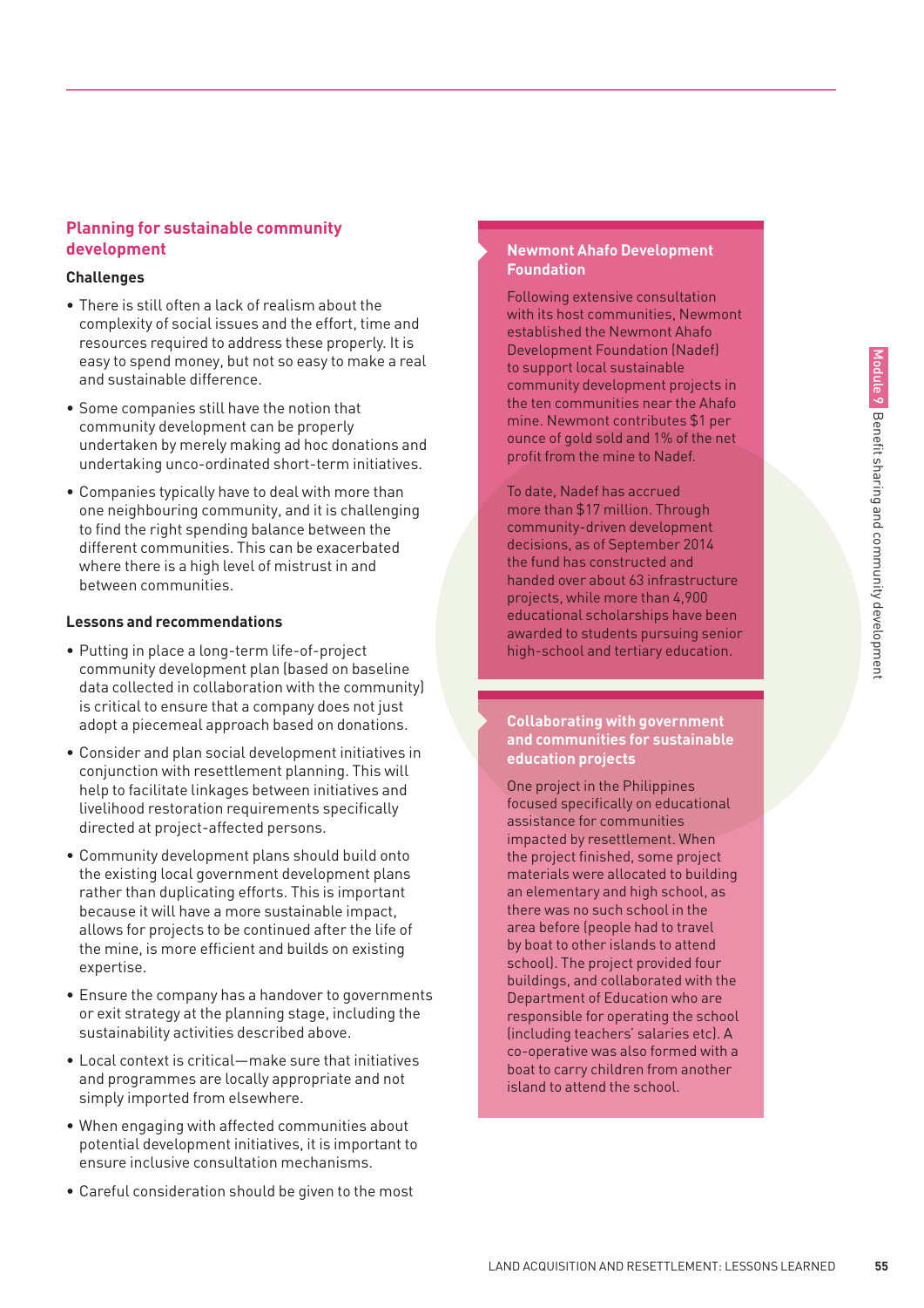## Planning for sustainable community development

### Challenges

- There is still often a lack of realism about the complexity of social issues and the effort, time and resources required to address these properly. It is easy to spend money, but not so easy to make a real and sustainable difference.
- Some companies still have the notion that community development can be properly undertaken by merely making ad hoc donations and undertaking unco-ordinated short-term initiatives.
- Companies typically have to deal with more than one neighbouring community, and it is challenging to find the right spending balance between the different communities. This can be exacerbated where there is a high level of mistrust in and between communities.

### Lessons and recommendations

- Putting in place a long-term life-of-project community development plan (based on baseline data collected in collaboration with the community) is critical to ensure that a company does not just adopt a piecemeal approach based on donations.
- Consider and plan social development initiatives in conjunction with resettlement planning. This will help to facilitate linkages between initiatives and livelihood restoration requirements specifically directed at project-affected persons.
- Community development plans should build onto the existing local government development plans rather than duplicating efforts. This is important because it will have a more sustainable impact, allows for projects to be continued after the life of the mine, is more efficient and builds on existing expertise.
- Ensure the company has a handover to governments or exit strategy at the planning stage, including the sustainability activities described above.
- Local context is critical—make sure that initiatives and programmes are locally appropriate and not simply imported from elsewhere.
- When engaging with affected communities about potential development initiatives, it is important to ensure inclusive consultation mechanisms.
- Careful consideration should be given to the most

### Newmont Ahafo Development Foundation

Following extensive consultation with its host communities, Newmont established the Newmont Ahafo Development Foundation (Nadef) to support local sustainable community development projects in the ten communities near the Ahafo mine. Newmont contributes $1 per ounce of gold sold and 1% of the net profit from the mine to Nadef.

To date, Nadef has accrued more than $17 million. Through community-driven development decisions, as of September 2014 the fund has constructed and handed over about 63 infrastructure projects, while more than 4,900 educational scholarships have been awarded to students pursuing senior high-school and tertiary education.

### Collaborating with government and communities for sustainable education projects

One project in the Philippines focused specifically on educational assistance for communities impacted by resettlement. When the project finished, some project materials were allocated to building an elementary and high school, as there was no such school in the area before (people had to travel by boat to other islands to attend school). The project provided four buildings, and collaborated with the Department of Education who are responsible for operating the school (including teachers' salaries etc). A co-operative was also formed with a boat to carry children from another island to attend the school.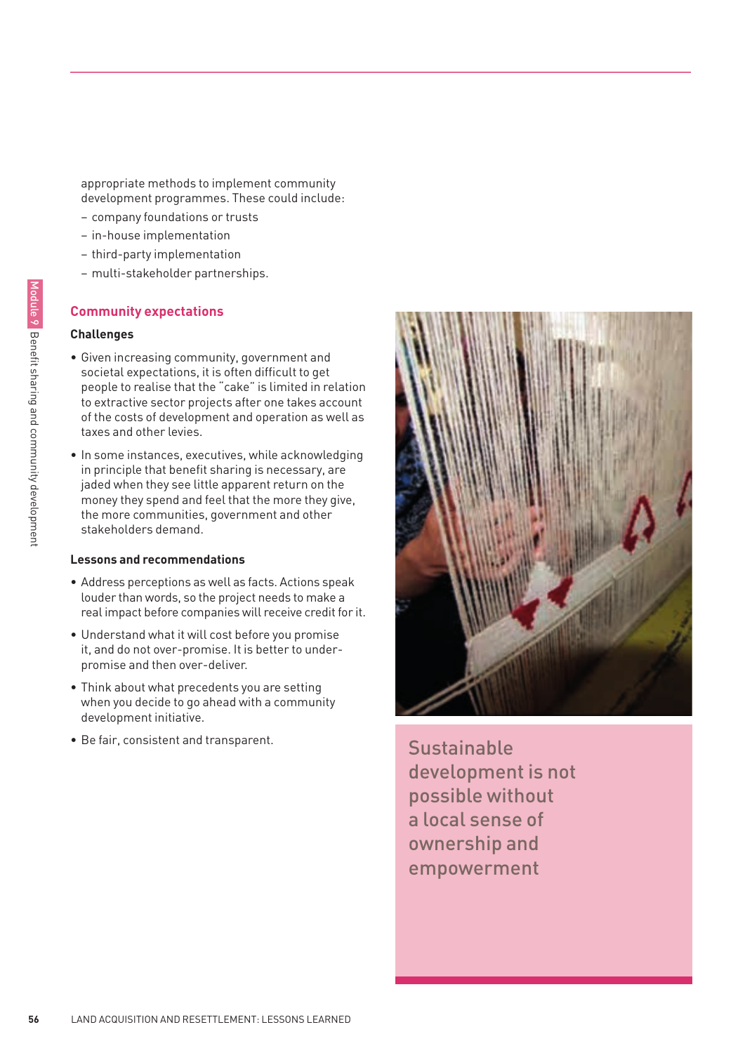appropriate methods to implement community development programmes. These could include:
- company foundations or trusts
- in-house implementation
- third-party implementation
- multi-stakeholder partnerships.

## Community expectations

### Challenges

- Given increasing community, government and societal expectations, it is often difficult to get people to realise that the "cake" is limited in relation to extractive sector projects after one takes account of the costs of development and operation as well as taxes and other levies.
- In some instances, executives, while acknowledging in principle that benefit sharing is necessary, are jaded when they see little apparent return on the money they spend and feel that the more they give, the more communities, government and other stakeholders demand.

### Lessons and recommendations

- Address perceptions as well as facts. Actions speak louder than words, so the project needs to make a real impact before companies will receive credit for it.
- Understand what it will cost before you promise it, and do not over-promise. It is better to under-promise and then over-deliver.
- Think about what precedents you are setting when you decide to go ahead with a community development initiative.
- Be fair, consistent and transparent.

Sustainable development is not possible without a local sense of ownership and empowerment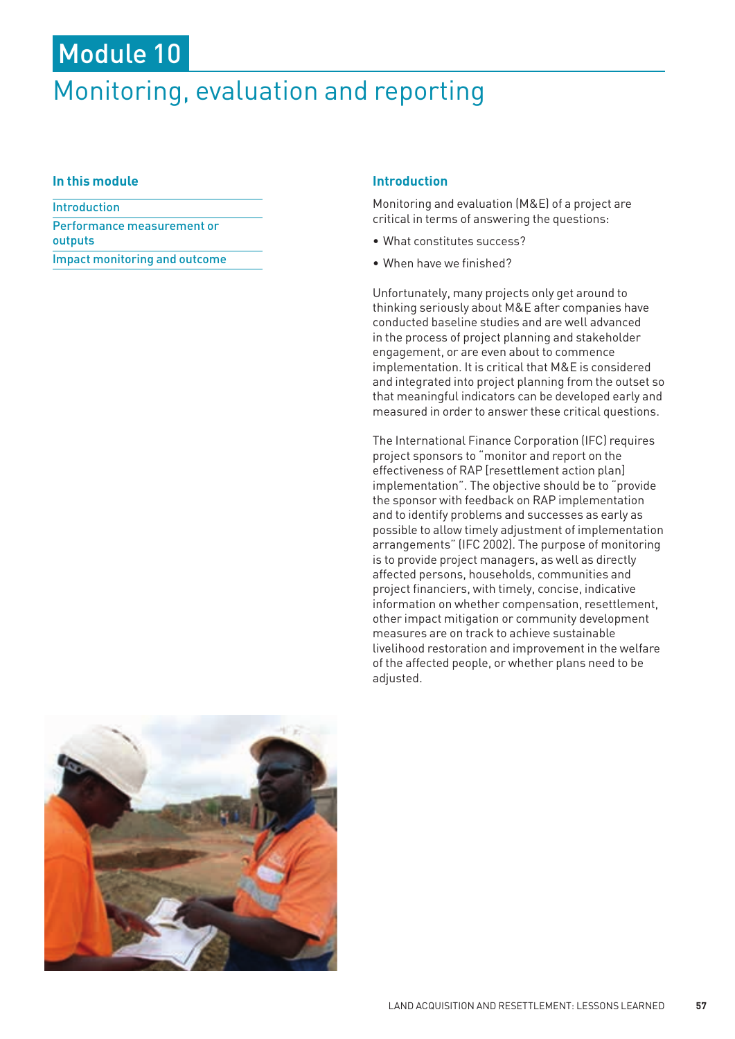# Module 10

# Monitoring, evaluation and reporting

### In this module

- Introduction
- Performance measurement or outputs
- Impact monitoring and outcome

### Introduction

Monitoring and evaluation (M&E) of a project are critical in terms of answering the questions:

- What constitutes success?
- When have we finished?

Unfortunately, many projects only get around to thinking seriously about M&E after companies have conducted baseline studies and are well advanced in the process of project planning and stakeholder engagement, or are even about to commence implementation. It is critical that M&E is considered and integrated into project planning from the outset so that meaningful indicators can be developed early and measured in order to answer these critical questions.

The International Finance Corporation (IFC) requires project sponsors to "monitor and report on the effectiveness of RAP [resettlement action plan] implementation". The objective should be to "provide the sponsor with feedback on RAP implementation and to identify problems and successes as early as possible to allow timely adjustment of implementation arrangements" (IFC 2002). The purpose of monitoring is to provide project managers, as well as directly affected persons, households, communities and project financiers, with timely, concise, indicative information on whether compensation, resettlement, other impact mitigation or community development measures are on track to achieve sustainable livelihood restoration and improvement in the welfare of the affected people, or whether plans need to be adjusted.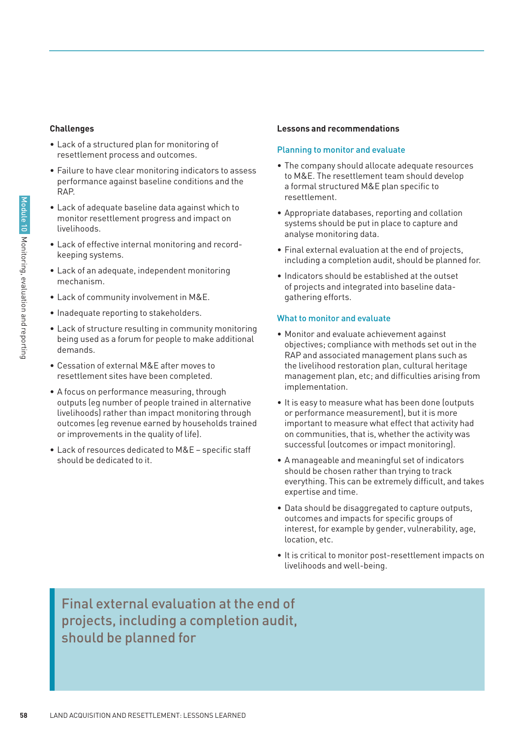**Challenges**

- Lack of a structured plan for monitoring of resettlement process and outcomes.
- Failure to have clear monitoring indicators to assess performance against baseline conditions and the RAP.
- Lack of adequate baseline data against which to monitor resettlement progress and impact on livelihoods.
- Lack of effective internal monitoring and record-keeping systems.
- Lack of an adequate, independent monitoring mechanism.
- Lack of community involvement in M&E.
- Inadequate reporting to stakeholders.
- Lack of structure resulting in community monitoring being used as a forum for people to make additional demands.
- Cessation of external M&E after moves to resettlement sites have been completed.
- A focus on performance measuring, through outputs (eg number of people trained in alternative livelihoods) rather than impact monitoring through outcomes (eg revenue earned by households trained or improvements in the quality of life).
- Lack of resources dedicated to M&E – specific staff should be dedicated to it.

**Lessons and recommendations**

### Planning to monitor and evaluate

- The company should allocate adequate resources to M&E. The resettlement team should develop a formal structured M&E plan specific to resettlement.
- Appropriate databases, reporting and collation systems should be put in place to capture and analyse monitoring data.
- Final external evaluation at the end of projects, including a completion audit, should be planned for.
- Indicators should be established at the outset of projects and integrated into baseline data-gathering efforts.

### What to monitor and evaluate

- Monitor and evaluate achievement against objectives; compliance with methods set out in the RAP and associated management plans such as the livelihood restoration plan, cultural heritage management plan, etc; and difficulties arising from implementation.
- It is easy to measure what has been done (outputs or performance measurement), but it is more important to measure what effect that activity had on communities, that is, whether the activity was successful (outcomes or impact monitoring).
- A manageable and meaningful set of indicators should be chosen rather than trying to track everything. This can be extremely difficult, and takes expertise and time.
- Data should be disaggregated to capture outputs, outcomes and impacts for specific groups of interest, for example by gender, vulnerability, age, location, etc.
- It is critical to monitor post-resettlement impacts on livelihoods and well-being.

> Final external evaluation at the end of projects, including a completion audit, should be planned for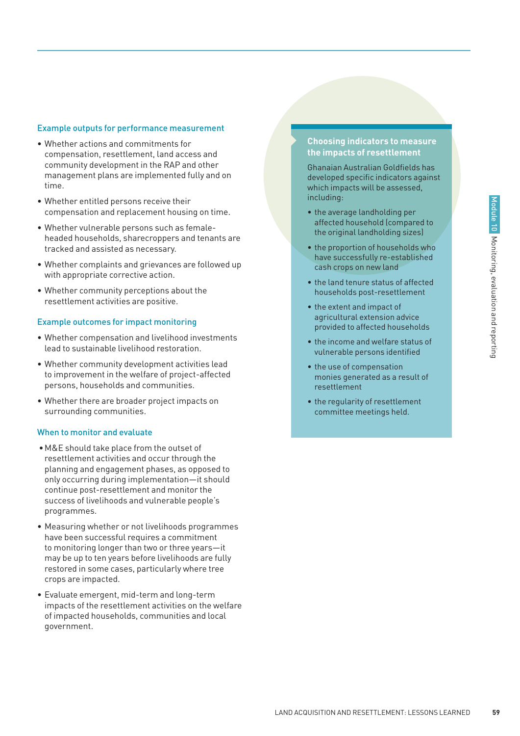### Example outputs for performance measurement

- Whether actions and commitments for compensation, resettlement, land access and community development in the RAP and other management plans are implemented fully and on time.
- Whether entitled persons receive their compensation and replacement housing on time.
- Whether vulnerable persons such as female-headed households, sharecroppers and tenants are tracked and assisted as necessary.
- Whether complaints and grievances are followed up with appropriate corrective action.
- Whether community perceptions about the resettlement activities are positive.

### Example outcomes for impact monitoring

- Whether compensation and livelihood investments lead to sustainable livelihood restoration.
- Whether community development activities lead to improvement in the welfare of project-affected persons, households and communities.
- Whether there are broader project impacts on surrounding communities.

### When to monitor and evaluate

- M&E should take place from the outset of resettlement activities and occur through the planning and engagement phases, as opposed to only occurring during implementation—it should continue post-resettlement and monitor the success of livelihoods and vulnerable people's programmes.
- Measuring whether or not livelihoods programmes have been successful requires a commitment to monitoring longer than two or three years—it may be up to ten years before livelihoods are fully restored in some cases, particularly where tree crops are impacted.
- Evaluate emergent, mid-term and long-term impacts of the resettlement activities on the welfare of impacted households, communities and local government.

### Choosing indicators to measure the impacts of resettlement

Ghanaian Australian Goldfields has developed specific indicators against which impacts will be assessed, including:

- the average landholding per affected household (compared to the original landholding sizes)
- the proportion of households who have successfully re-established cash crops on new land
- the land tenure status of affected households post-resettlement
- the extent and impact of agricultural extension advice provided to affected households
- the income and welfare status of vulnerable persons identified
- the use of compensation monies generated as a result of resettlement
- the regularity of resettlement committee meetings held.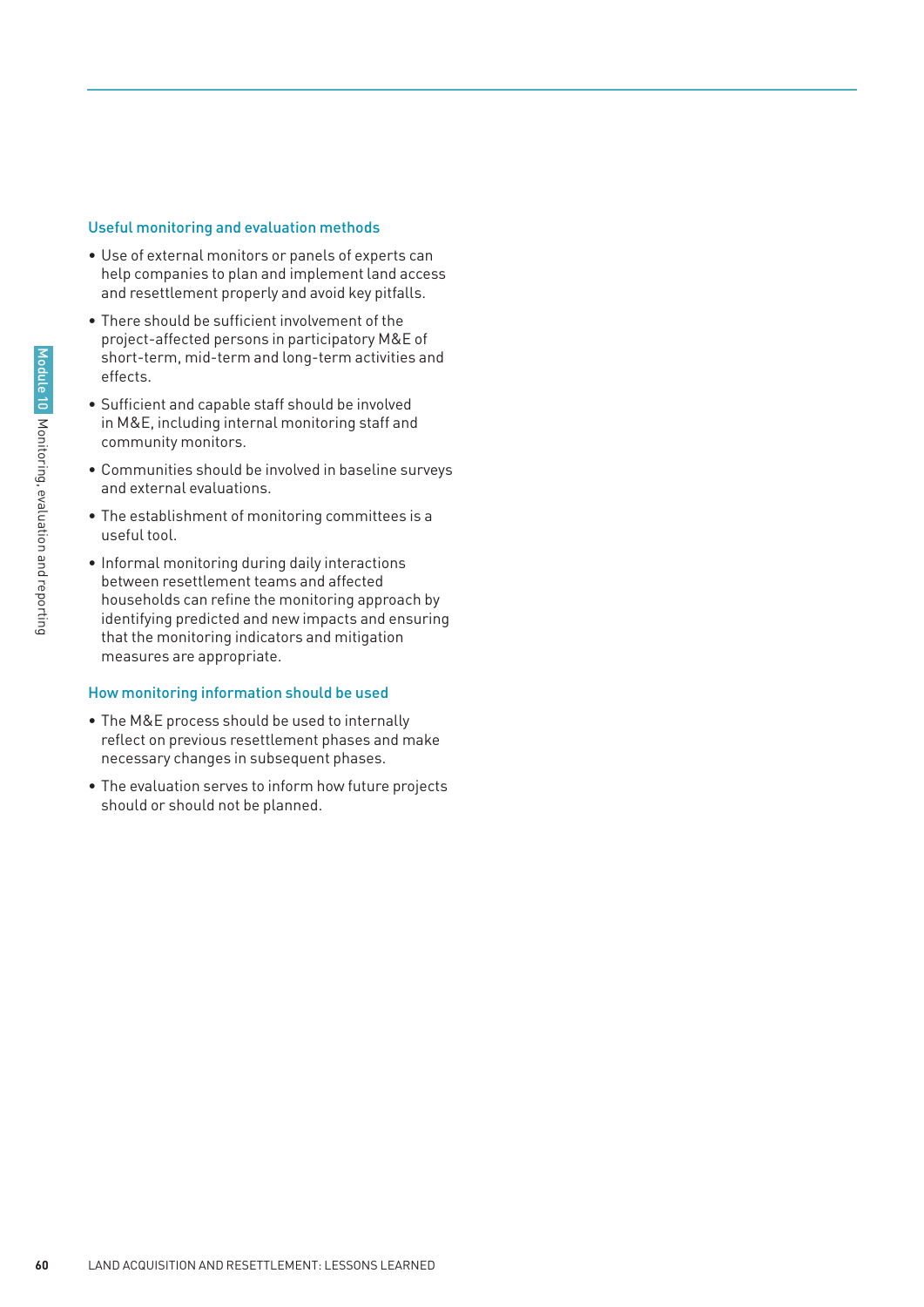### Useful monitoring and evaluation methods

- Use of external monitors or panels of experts can help companies to plan and implement land access and resettlement properly and avoid key pitfalls.
- There should be sufficient involvement of the project-affected persons in participatory M&E of short-term, mid-term and long-term activities and effects.
- Sufficient and capable staff should be involved in M&E, including internal monitoring staff and community monitors.
- Communities should be involved in baseline surveys and external evaluations.
- The establishment of monitoring committees is a useful tool.
- Informal monitoring during daily interactions between resettlement teams and affected households can refine the monitoring approach by identifying predicted and new impacts and ensuring that the monitoring indicators and mitigation measures are appropriate.

### How monitoring information should be used

- The M&E process should be used to internally reflect on previous resettlement phases and make necessary changes in subsequent phases.
- The evaluation serves to inform how future projects should or should not be planned.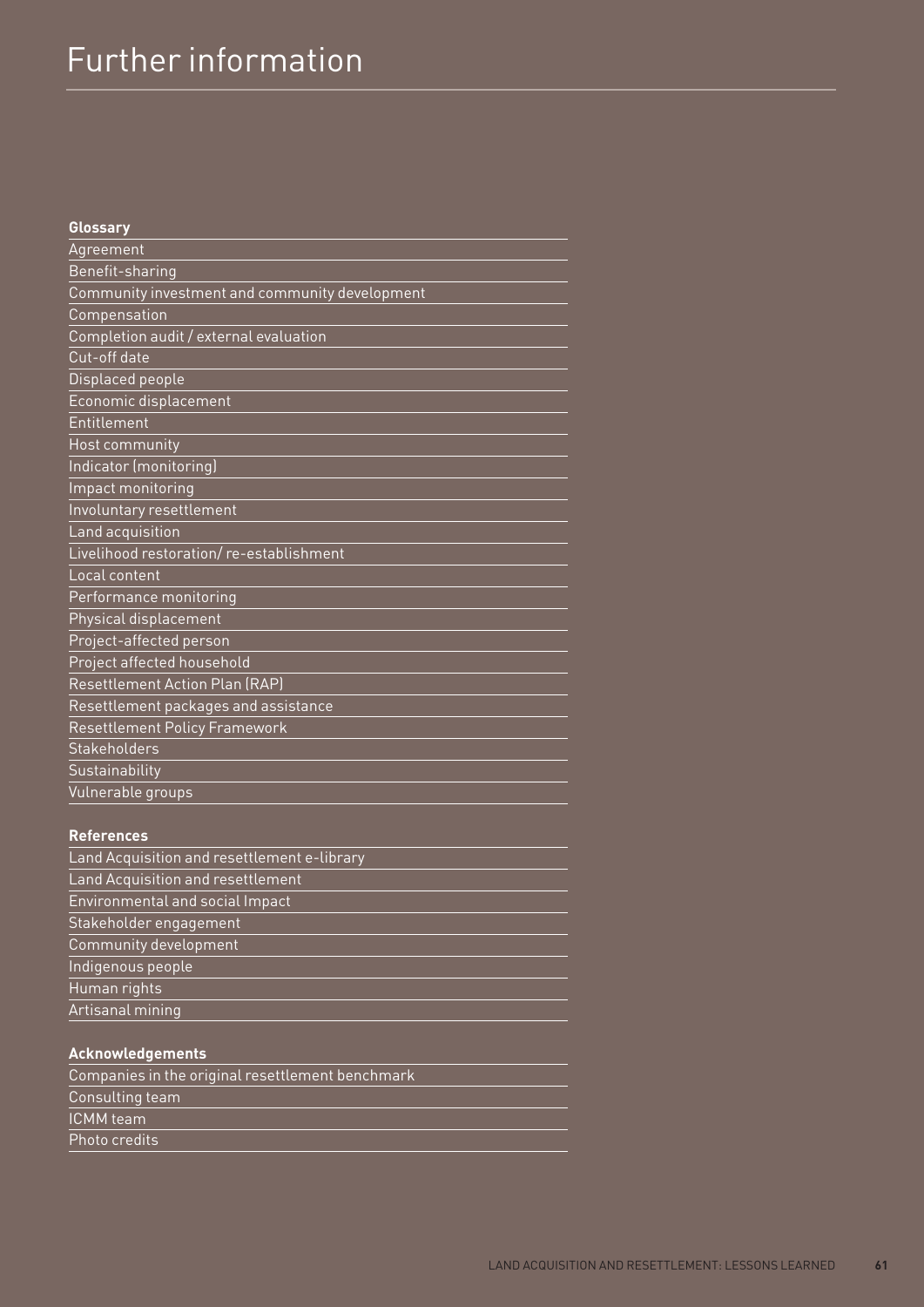# Further information

**Glossary**

- Agreement
- Benefit-sharing
- Community investment and community development
- Compensation
- Completion audit / external evaluation
- Cut-off date
- Displaced people
- Economic displacement
- Entitlement
- Host community
- Indicator (monitoring)
- Impact monitoring
- Involuntary resettlement
- Land acquisition
- Livelihood restoration/ re-establishment
- Local content
- Performance monitoring
- Physical displacement
- Project-affected person
- Project affected household
- Resettlement Action Plan (RAP)
- Resettlement packages and assistance
- Resettlement Policy Framework
- Stakeholders
- Sustainability
- Vulnerable groups

**References**

- Land Acquisition and resettlement e-library
- Land Acquisition and resettlement
- Environmental and social Impact
- Stakeholder engagement
- Community development
- Indigenous people
- Human rights
- Artisanal mining

**Acknowledgements**

- Companies in the original resettlement benchmark
- Consulting team
- ICMM team
- Photo credits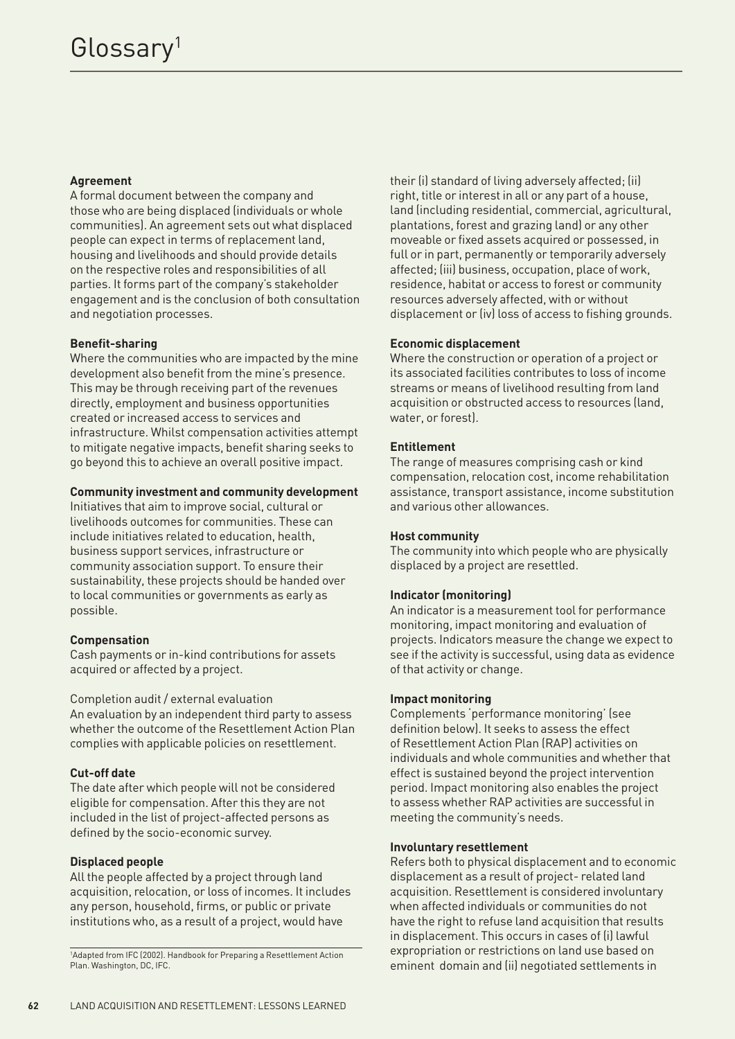# Glossary[1]

**Agreement**
A formal document between the company and those who are being displaced (individuals or whole communities). An agreement sets out what displaced people can expect in terms of replacement land, housing and livelihoods and should provide details on the respective roles and responsibilities of all parties. It forms part of the company's stakeholder engagement and is the conclusion of both consultation and negotiation processes.

**Benefit-sharing**
Where the communities who are impacted by the mine development also benefit from the mine's presence. This may be through receiving part of the revenues directly, employment and business opportunities created or increased access to services and infrastructure. Whilst compensation activities attempt to mitigate negative impacts, benefit sharing seeks to go beyond this to achieve an overall positive impact.

**Community investment and community development**
Initiatives that aim to improve social, cultural or livelihoods outcomes for communities. These can include initiatives related to education, health, business support services, infrastructure or community association support. To ensure their sustainability, these projects should be handed over to local communities or governments as early as possible.

**Compensation**
Cash payments or in-kind contributions for assets acquired or affected by a project.

Completion audit / external evaluation
An evaluation by an independent third party to assess whether the outcome of the Resettlement Action Plan complies with applicable policies on resettlement.

**Cut-off date**
The date after which people will not be considered eligible for compensation. After this they are not included in the list of project-affected persons as defined by the socio-economic survey.

**Displaced people**
All the people affected by a project through land acquisition, relocation, or loss of incomes. It includes any person, household, firms, or public or private institutions who, as a result of a project, would have their (i) standard of living adversely affected; (ii) right, title or interest in all or any part of a house, land (including residential, commercial, agricultural, plantations, forest and grazing land) or any other moveable or fixed assets acquired or possessed, in full or in part, permanently or temporarily adversely affected; (iii) business, occupation, place of work, residence, habitat or access to forest or community resources adversely affected, with or without displacement or (iv) loss of access to fishing grounds.

**Economic displacement**
Where the construction or operation of a project or its associated facilities contributes to loss of income streams or means of livelihood resulting from land acquisition or obstructed access to resources (land, water, or forest).

**Entitlement**
The range of measures comprising cash or kind compensation, relocation cost, income rehabilitation assistance, transport assistance, income substitution and various other allowances.

**Host community**
The community into which people who are physically displaced by a project are resettled.

**Indicator (monitoring)**
An indicator is a measurement tool for performance monitoring, impact monitoring and evaluation of projects. Indicators measure the change we expect to see if the activity is successful, using data as evidence of that activity or change.

**Impact monitoring**
Complements 'performance monitoring' (see definition below). It seeks to assess the effect of Resettlement Action Plan (RAP) activities on individuals and whole communities and whether that effect is sustained beyond the project intervention period. Impact monitoring also enables the project to assess whether RAP activities are successful in meeting the community's needs.

**Involuntary resettlement**
Refers both to physical displacement and to economic displacement as a result of project- related land acquisition. Resettlement is considered involuntary when affected individuals or communities do not have the right to refuse land acquisition that results in displacement. This occurs in cases of (i) lawful expropriation or restrictions on land use based on eminent domain and (ii) negotiated settlements in

[1] Adapted from IFC (2002). Handbook for Preparing a Resettlement Action Plan. Washington, DC, IFC.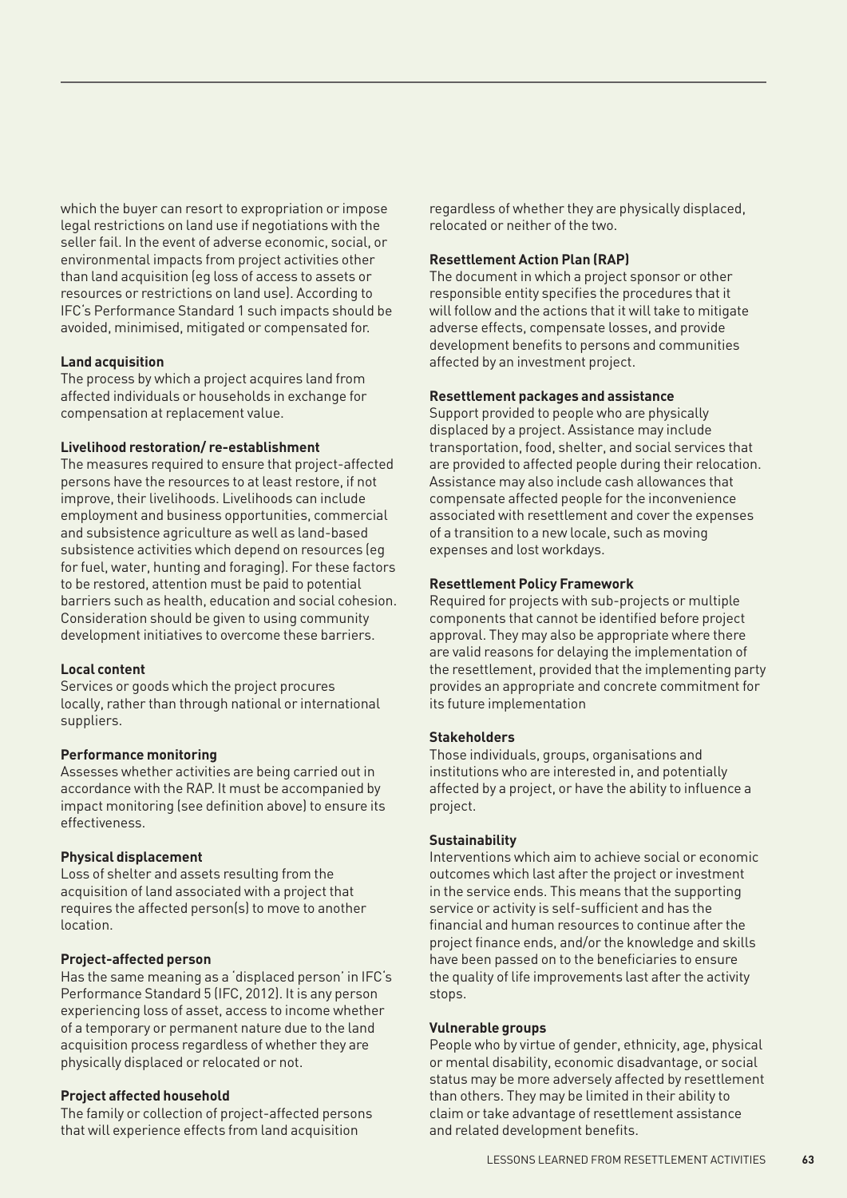which the buyer can resort to expropriation or impose legal restrictions on land use if negotiations with the seller fail. In the event of adverse economic, social, or environmental impacts from project activities other than land acquisition (eg loss of access to assets or resources or restrictions on land use). According to IFC's Performance Standard 1 such impacts should be avoided, minimised, mitigated or compensated for.

**Land acquisition**
The process by which a project acquires land from affected individuals or households in exchange for compensation at replacement value.

**Livelihood restoration/ re-establishment**
The measures required to ensure that project-affected persons have the resources to at least restore, if not improve, their livelihoods. Livelihoods can include employment and business opportunities, commercial and subsistence agriculture as well as land-based subsistence activities which depend on resources (eg for fuel, water, hunting and foraging). For these factors to be restored, attention must be paid to potential barriers such as health, education and social cohesion. Consideration should be given to using community development initiatives to overcome these barriers.

**Local content**
Services or goods which the project procures locally, rather than through national or international suppliers.

**Performance monitoring**
Assesses whether activities are being carried out in accordance with the RAP. It must be accompanied by impact monitoring (see definition above) to ensure its effectiveness.

**Physical displacement**
Loss of shelter and assets resulting from the acquisition of land associated with a project that requires the affected person(s) to move to another location.

**Project-affected person**
Has the same meaning as a 'displaced person' in IFC's Performance Standard 5 (IFC, 2012). It is any person experiencing loss of asset, access to income whether of a temporary or permanent nature due to the land acquisition process regardless of whether they are physically displaced or relocated or not.

**Project affected household**
The family or collection of project-affected persons that will experience effects from land acquisition regardless of whether they are physically displaced, relocated or neither of the two.

**Resettlement Action Plan (RAP)**
The document in which a project sponsor or other responsible entity specifies the procedures that it will follow and the actions that it will take to mitigate adverse effects, compensate losses, and provide development benefits to persons and communities affected by an investment project.

**Resettlement packages and assistance**
Support provided to people who are physically displaced by a project. Assistance may include transportation, food, shelter, and social services that are provided to affected people during their relocation. Assistance may also include cash allowances that compensate affected people for the inconvenience associated with resettlement and cover the expenses of a transition to a new locale, such as moving expenses and lost workdays.

**Resettlement Policy Framework**
Required for projects with sub-projects or multiple components that cannot be identified before project approval. They may also be appropriate where there are valid reasons for delaying the implementation of the resettlement, provided that the implementing party provides an appropriate and concrete commitment for its future implementation

**Stakeholders**
Those individuals, groups, organisations and institutions who are interested in, and potentially affected by a project, or have the ability to influence a project.

**Sustainability**
Interventions which aim to achieve social or economic outcomes which last after the project or investment in the service ends. This means that the supporting service or activity is self-sufficient and has the financial and human resources to continue after the project finance ends, and/or the knowledge and skills have been passed on to the beneficiaries to ensure the quality of life improvements last after the activity stops.

**Vulnerable groups**
People who by virtue of gender, ethnicity, age, physical or mental disability, economic disadvantage, or social status may be more adversely affected by resettlement than others. They may be limited in their ability to claim or take advantage of resettlement assistance and related development benefits.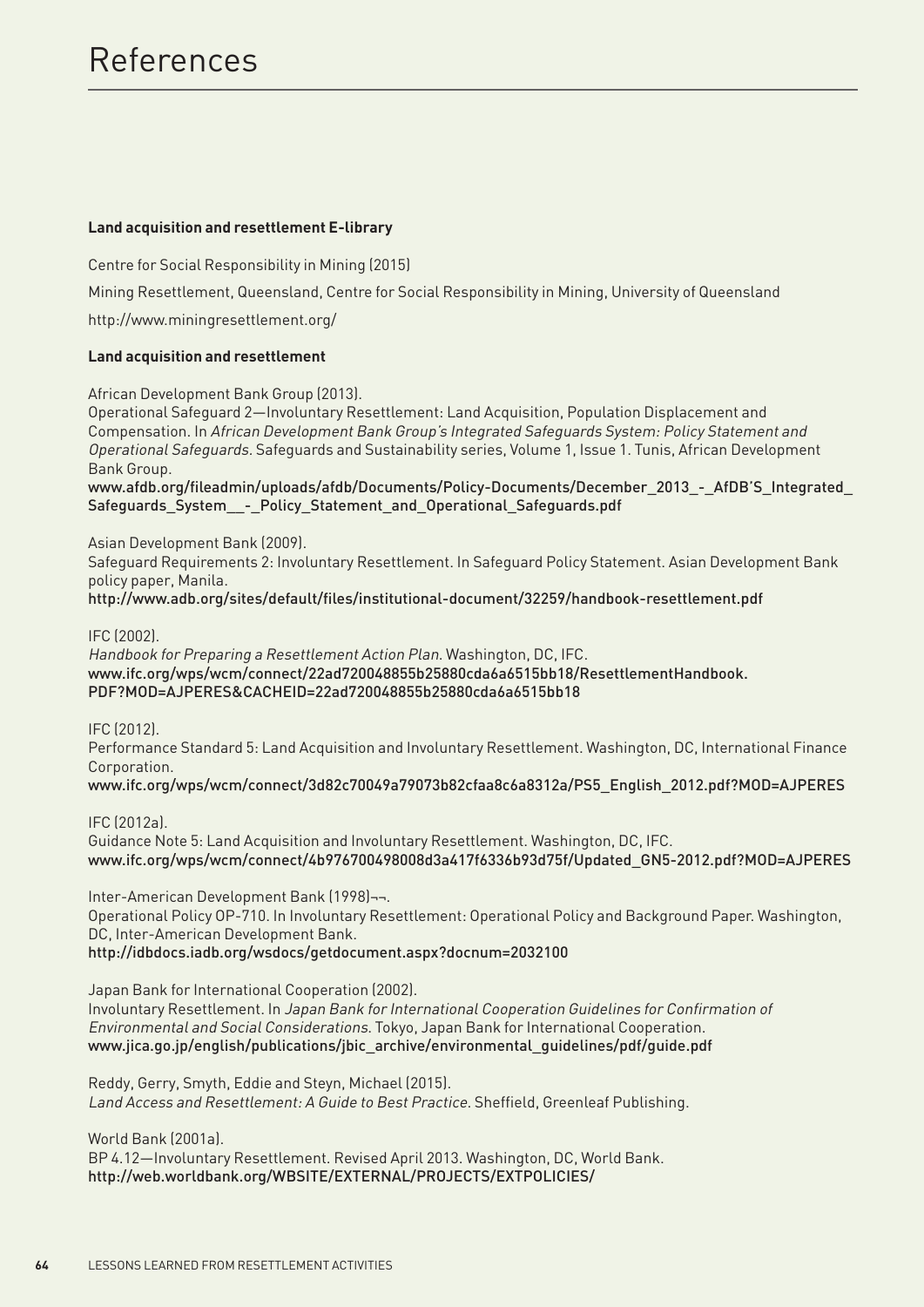# References

**Land acquisition and resettlement E-library**

Centre for Social Responsibility in Mining (2015)

Mining Resettlement, Queensland, Centre for Social Responsibility in Mining, University of Queensland

http://www.miningresettlement.org/

**Land acquisition and resettlement**

African Development Bank Group (2013).
Operational Safeguard 2—Involuntary Resettlement: Land Acquisition, Population Displacement and Compensation. In *African Development Bank Group's Integrated Safeguards System: Policy Statement and Operational Safeguards*. Safeguards and Sustainability series, Volume 1, Issue 1. Tunis, African Development Bank Group.
www.afdb.org/fileadmin/uploads/afdb/Documents/Policy-Documents/December_2013_-_AfDB'S_Integrated_Safeguards_System__-_Policy_Statement_and_Operational_Safeguards.pdf

Asian Development Bank (2009).
Safeguard Requirements 2: Involuntary Resettlement. In Safeguard Policy Statement. Asian Development Bank policy paper, Manila.
http://www.adb.org/sites/default/files/institutional-document/32259/handbook-resettlement.pdf

IFC (2002).
*Handbook for Preparing a Resettlement Action Plan*. Washington, DC, IFC.
www.ifc.org/wps/wcm/connect/22ad720048855b25880cda6a6515bb18/ResettlementHandbook.PDF?MOD=AJPERES&CACHEID=22ad720048855b25880cda6a6515bb18

IFC (2012).
Performance Standard 5: Land Acquisition and Involuntary Resettlement. Washington, DC, International Finance Corporation.
www.ifc.org/wps/wcm/connect/3d82c70049a79073b82cfaa8c6a8312a/PS5_English_2012.pdf?MOD=AJPERES

IFC (2012a).
Guidance Note 5: Land Acquisition and Involuntary Resettlement. Washington, DC, IFC.
www.ifc.org/wps/wcm/connect/4b976700498008d3a417f6336b93d75f/Updated_GN5-2012.pdf?MOD=AJPERES

Inter-American Development Bank (1998)¬¬.
Operational Policy OP-710. In Involuntary Resettlement: Operational Policy and Background Paper. Washington, DC, Inter-American Development Bank.
http://idbdocs.iadb.org/wsdocs/getdocument.aspx?docnum=2032100

Japan Bank for International Cooperation (2002).
Involuntary Resettlement. In *Japan Bank for International Cooperation Guidelines for Confirmation of Environmental and Social Considerations*. Tokyo, Japan Bank for International Cooperation.
www.jica.go.jp/english/publications/jbic_archive/environmental_guidelines/pdf/guide.pdf

Reddy, Gerry, Smyth, Eddie and Steyn, Michael (2015).
*Land Access and Resettlement: A Guide to Best Practice*. Sheffield, Greenleaf Publishing.

World Bank (2001a).
BP 4.12—Involuntary Resettlement. Revised April 2013. Washington, DC, World Bank.
http://web.worldbank.org/WBSITE/EXTERNAL/PROJECTS/EXTPOLICIES/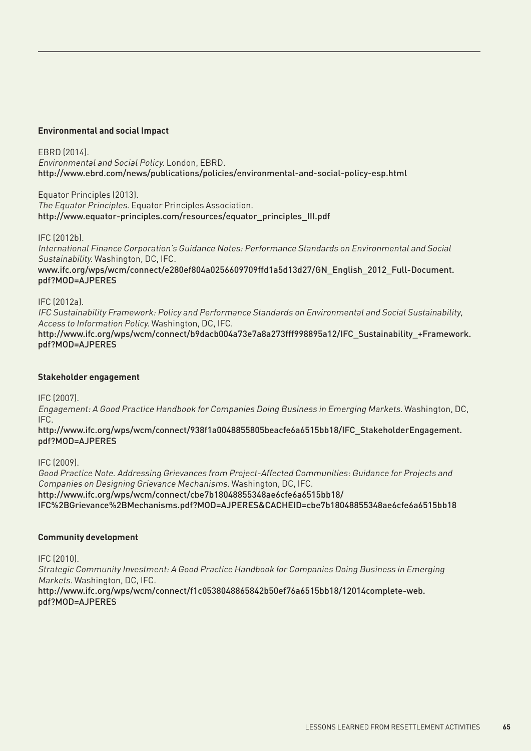**Environmental and social Impact**

EBRD (2014).
*Environmental and Social Policy.* London, EBRD.
http://www.ebrd.com/news/publications/policies/environmental-and-social-policy-esp.html

Equator Principles (2013).
*The Equator Principles.* Equator Principles Association.
http://www.equator-principles.com/resources/equator_principles_III.pdf

IFC (2012b).
*International Finance Corporation's Guidance Notes: Performance Standards on Environmental and Social Sustainability.* Washington, DC, IFC.
www.ifc.org/wps/wcm/connect/e280ef804a0256609709ffd1a5d13d27/GN_English_2012_Full-Document.pdf?MOD=AJPERES

IFC (2012a).
*IFC Sustainability Framework: Policy and Performance Standards on Environmental and Social Sustainability, Access to Information Policy.* Washington, DC, IFC.
http://www.ifc.org/wps/wcm/connect/b9dacb004a73e7a8a273fff998895a12/IFC_Sustainability_+Framework.pdf?MOD=AJPERES

**Stakeholder engagement**

IFC (2007).
*Engagement: A Good Practice Handbook for Companies Doing Business in Emerging Markets.* Washington, DC, IFC.
http://www.ifc.org/wps/wcm/connect/938f1a0048855805beacfe6a6515bb18/IFC_StakeholderEngagement.pdf?MOD=AJPERES

IFC (2009).
*Good Practice Note. Addressing Grievances from Project-Affected Communities: Guidance for Projects and Companies on Designing Grievance Mechanisms.* Washington, DC, IFC.
http://www.ifc.org/wps/wcm/connect/cbe7b18048855348ae6cfe6a6515bb18/IFC%2BGrievance%2BMechanisms.pdf?MOD=AJPERES&CACHEID=cbe7b18048855348ae6cfe6a6515bb18

**Community development**

IFC (2010).
*Strategic Community Investment: A Good Practice Handbook for Companies Doing Business in Emerging Markets.* Washington, DC, IFC.
http://www.ifc.org/wps/wcm/connect/f1c0538048865842b50ef76a6515bb18/12014complete-web.pdf?MOD=AJPERES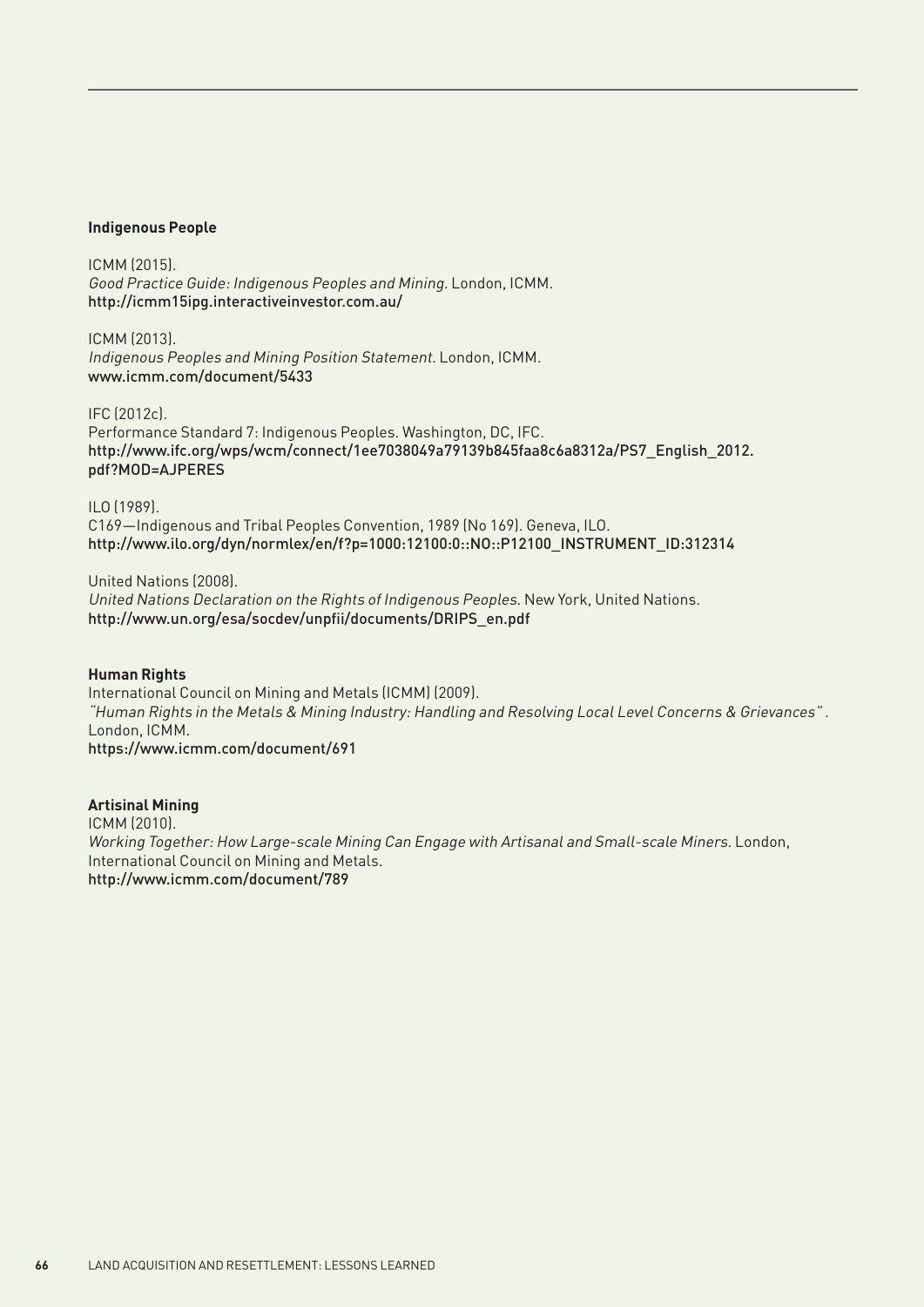**Indigenous People**

ICMM (2015).
*Good Practice Guide: Indigenous Peoples and Mining.* London, ICMM.
http://icmm15ipg.interactiveinvestor.com.au/

ICMM (2013).
*Indigenous Peoples and Mining Position Statement.* London, ICMM.
www.icmm.com/document/5433

IFC (2012c).
Performance Standard 7: Indigenous Peoples. Washington, DC, IFC.
http://www.ifc.org/wps/wcm/connect/1ee7038049a79139b845faa8c6a8312a/PS7_English_2012.pdf?MOD=AJPERES

ILO (1989).
C169—Indigenous and Tribal Peoples Convention, 1989 (No 169). Geneva, ILO.
http://www.ilo.org/dyn/normlex/en/f?p=1000:12100:0::NO::P12100_INSTRUMENT_ID:312314

United Nations (2008).
*United Nations Declaration on the Rights of Indigenous Peoples.* New York, United Nations.
http://www.un.org/esa/socdev/unpfii/documents/DRIPS_en.pdf

**Human Rights**

International Council on Mining and Metals (ICMM) (2009).
*"Human Rights in the Metals & Mining Industry: Handling and Resolving Local Level Concerns & Grievances"* . London, ICMM.
https://www.icmm.com/document/691

**Artisinal Mining**

ICMM (2010).
*Working Together: How Large-scale Mining Can Engage with Artisanal and Small-scale Miners.* London, International Council on Mining and Metals.
http://www.icmm.com/document/789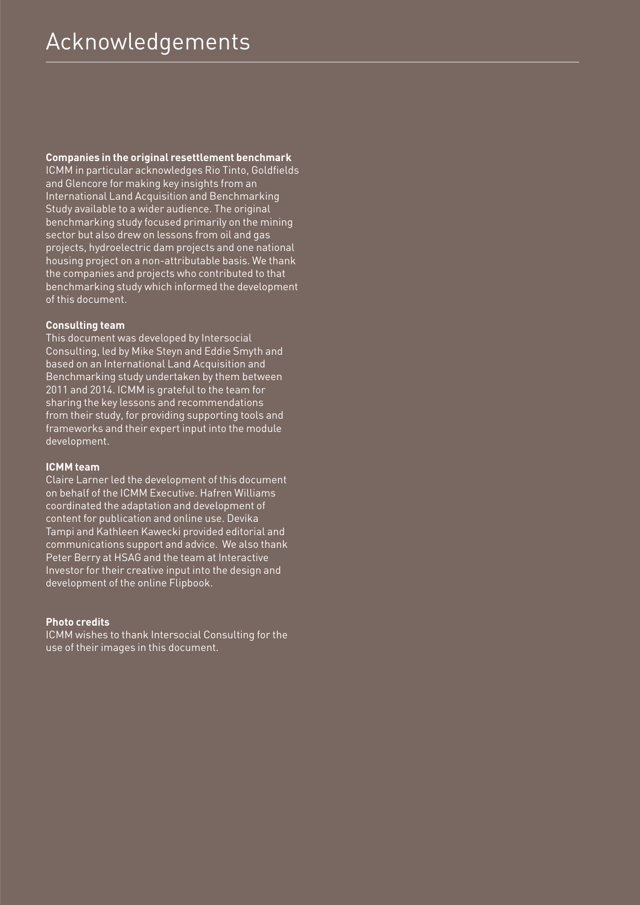# Acknowledgements

**Companies in the original resettlement benchmark**

ICMM in particular acknowledges Rio Tinto, Goldfields and Glencore for making key insights from an International Land Acquisition and Benchmarking Study available to a wider audience. The original benchmarking study focused primarily on the mining sector but also drew on lessons from oil and gas projects, hydroelectric dam projects and one national housing project on a non-attributable basis. We thank the companies and projects who contributed to that benchmarking study which informed the development of this document.

**Consulting team**

This document was developed by Intersocial Consulting, led by Mike Steyn and Eddie Smyth and based on an International Land Acquisition and Benchmarking study undertaken by them between 2011 and 2014. ICMM is grateful to the team for sharing the key lessons and recommendations from their study, for providing supporting tools and frameworks and their expert input into the module development.

**ICMM team**

Claire Larner led the development of this document on behalf of the ICMM Executive. Hafren Williams coordinated the adaptation and development of content for publication and online use. Devika Tampi and Kathleen Kawecki provided editorial and communications support and advice. We also thank Peter Berry at HSAG and the team at Interactive Investor for their creative input into the design and development of the online Flipbook.

**Photo credits**

ICMM wishes to thank Intersocial Consulting for the use of their images in this document.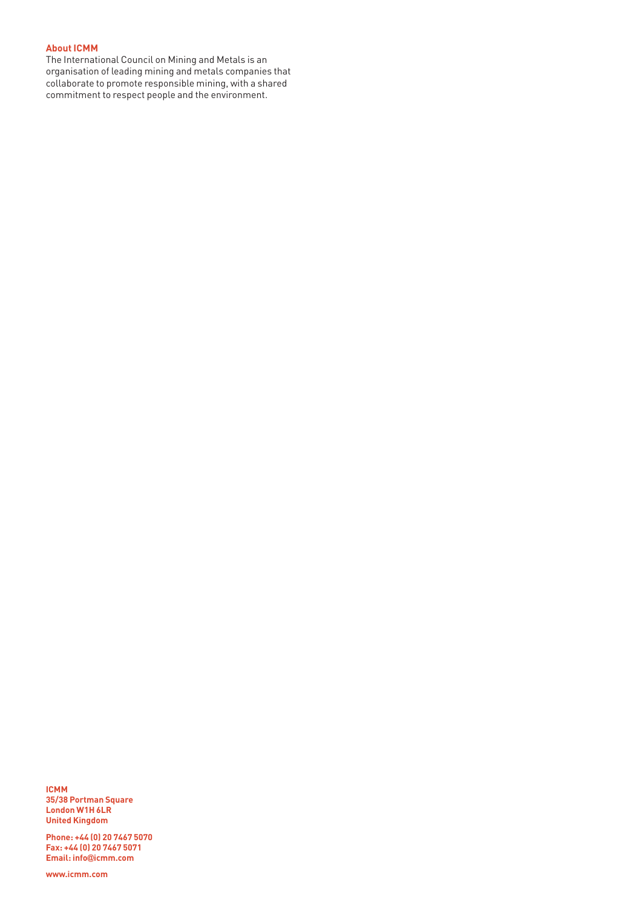**About ICMM**

The International Council on Mining and Metals is an organisation of leading mining and metals companies that collaborate to promote responsible mining, with a shared commitment to respect people and the environment.

**ICMM**
**35/38 Portman Square**
**London W1H 6LR**
**United Kingdom**

**Phone: +44 (0) 20 7467 5070**
**Fax: +44 (0) 20 7467 5071**
**Email: info@icmm.com**

**www.icmm.com**